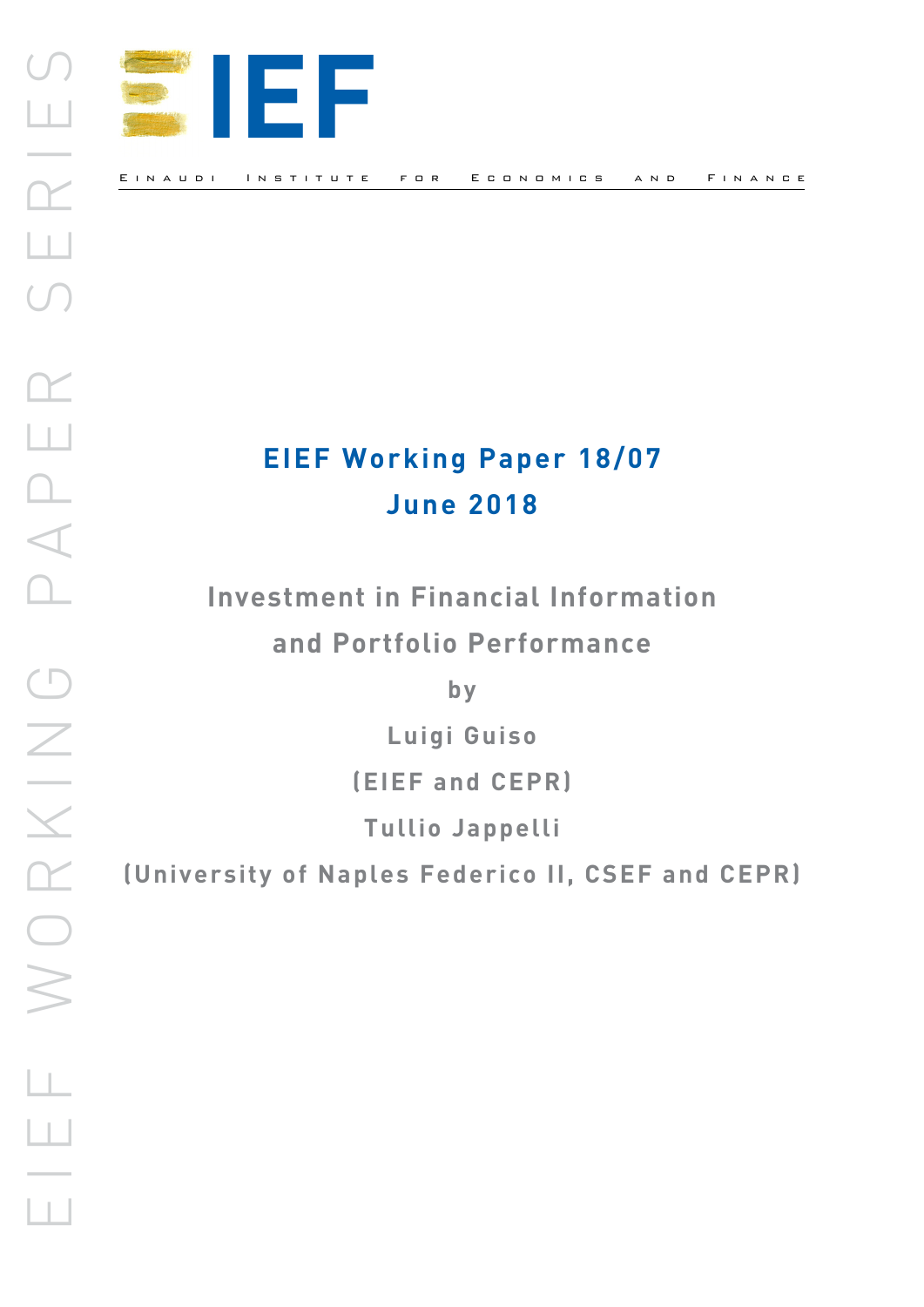EIEF

EINAUDI INSTITUTE FOR ECONOMICS AND FINANCE

**EIEF Working Paper 18/07**
**June 2018**

# Investment in Financial Information and Portfolio Performance

by

Luigi Guiso
(EIEF and CEPR)

Tullio Jappelli
(University of Naples Federico II, CSEF and CEPR)

EIEF WORKING PAPER SERIES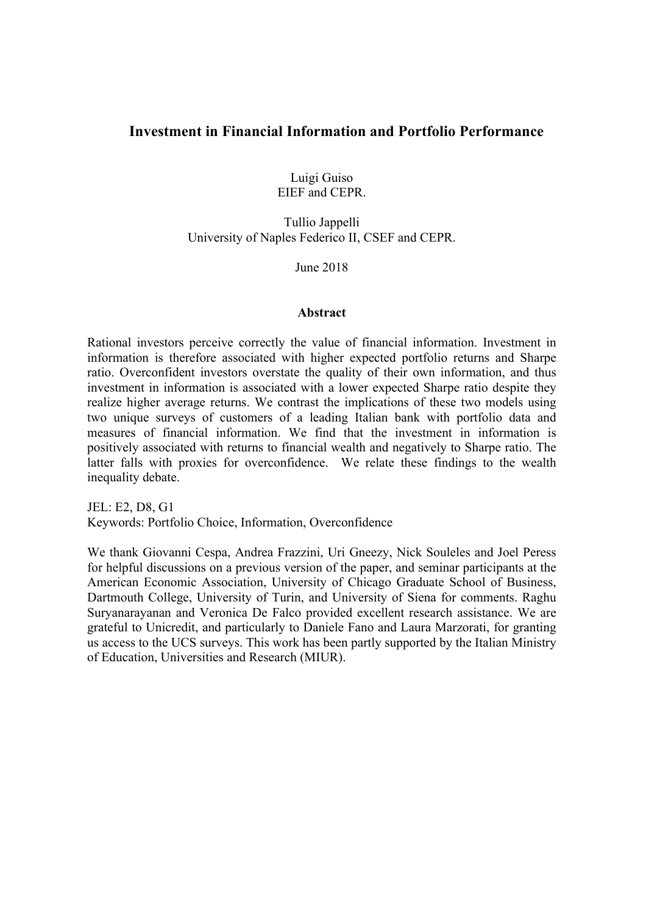# Investment in Financial Information and Portfolio Performance

Luigi Guiso
EIEF and CEPR.

Tullio Jappelli
University of Naples Federico II, CSEF and CEPR.

June 2018

### Abstract

Rational investors perceive correctly the value of financial information. Investment in information is therefore associated with higher expected portfolio returns and Sharpe ratio. Overconfident investors overstate the quality of their own information, and thus investment in information is associated with a lower expected Sharpe ratio despite they realize higher average returns. We contrast the implications of these two models using two unique surveys of customers of a leading Italian bank with portfolio data and measures of financial information. We find that the investment in information is positively associated with returns to financial wealth and negatively to Sharpe ratio. The latter falls with proxies for overconfidence. We relate these findings to the wealth inequality debate.

JEL: E2, D8, G1
Keywords: Portfolio Choice, Information, Overconfidence

We thank Giovanni Cespa, Andrea Frazzini, Uri Gneezy, Nick Souleles and Joel Peress for helpful discussions on a previous version of the paper, and seminar participants at the American Economic Association, University of Chicago Graduate School of Business, Dartmouth College, University of Turin, and University of Siena for comments. Raghu Suryanarayanan and Veronica De Falco provided excellent research assistance. We are grateful to Unicredit, and particularly to Daniele Fano and Laura Marzorati, for granting us access to the UCS surveys. This work has been partly supported by the Italian Ministry of Education, Universities and Research (MIUR).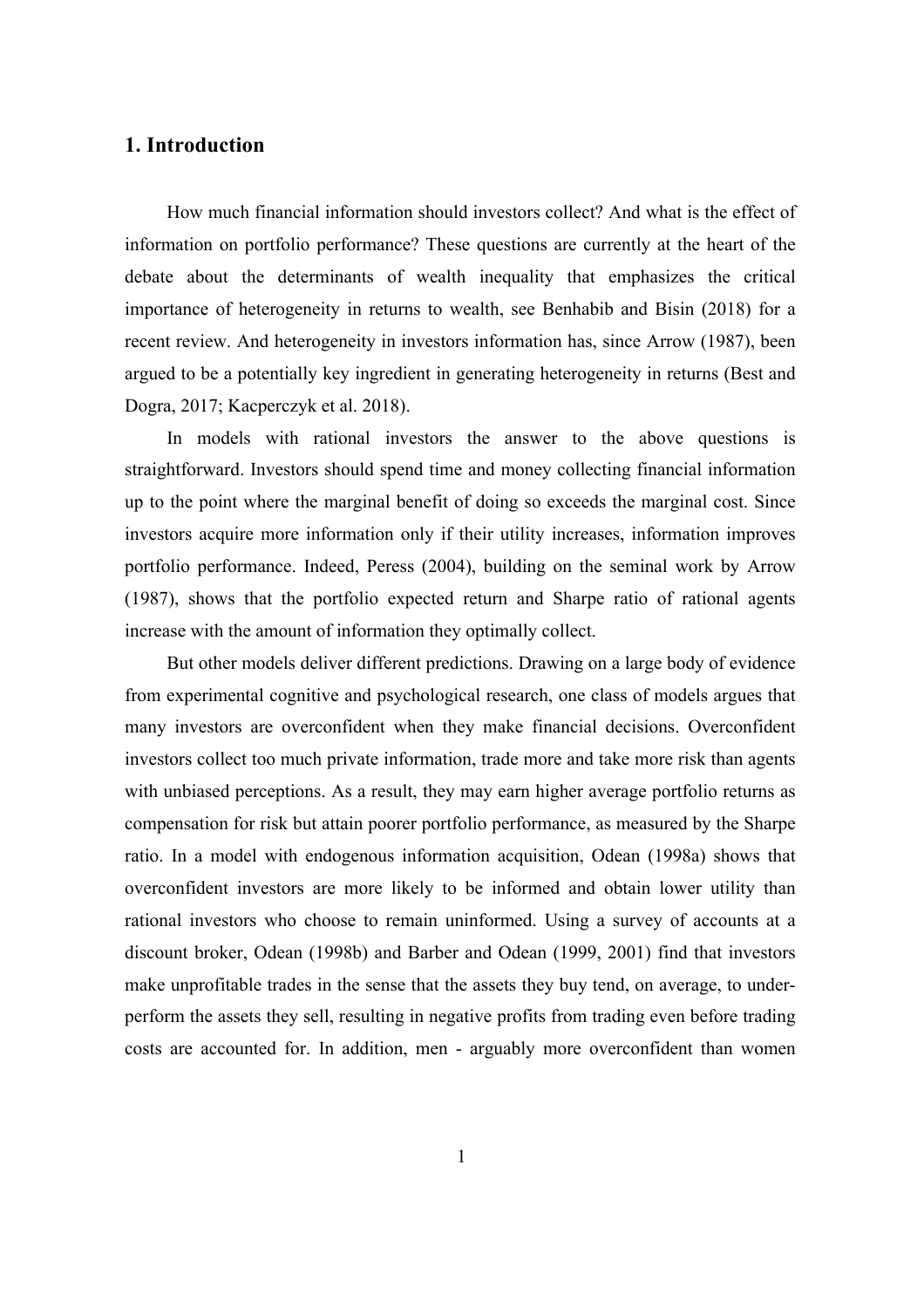## 1. Introduction

How much financial information should investors collect? And what is the effect of information on portfolio performance? These questions are currently at the heart of the debate about the determinants of wealth inequality that emphasizes the critical importance of heterogeneity in returns to wealth, see Benhabib and Bisin (2018) for a recent review. And heterogeneity in investors information has, since Arrow (1987), been argued to be a potentially key ingredient in generating heterogeneity in returns (Best and Dogra, 2017; Kacperczyk et al. 2018).

In models with rational investors the answer to the above questions is straightforward. Investors should spend time and money collecting financial information up to the point where the marginal benefit of doing so exceeds the marginal cost. Since investors acquire more information only if their utility increases, information improves portfolio performance. Indeed, Peress (2004), building on the seminal work by Arrow (1987), shows that the portfolio expected return and Sharpe ratio of rational agents increase with the amount of information they optimally collect.

But other models deliver different predictions. Drawing on a large body of evidence from experimental cognitive and psychological research, one class of models argues that many investors are overconfident when they make financial decisions. Overconfident investors collect too much private information, trade more and take more risk than agents with unbiased perceptions. As a result, they may earn higher average portfolio returns as compensation for risk but attain poorer portfolio performance, as measured by the Sharpe ratio. In a model with endogenous information acquisition, Odean (1998a) shows that overconfident investors are more likely to be informed and obtain lower utility than rational investors who choose to remain uninformed. Using a survey of accounts at a discount broker, Odean (1998b) and Barber and Odean (1999, 2001) find that investors make unprofitable trades in the sense that the assets they buy tend, on average, to under-perform the assets they sell, resulting in negative profits from trading even before trading costs are accounted for. In addition, men - arguably more overconfident than women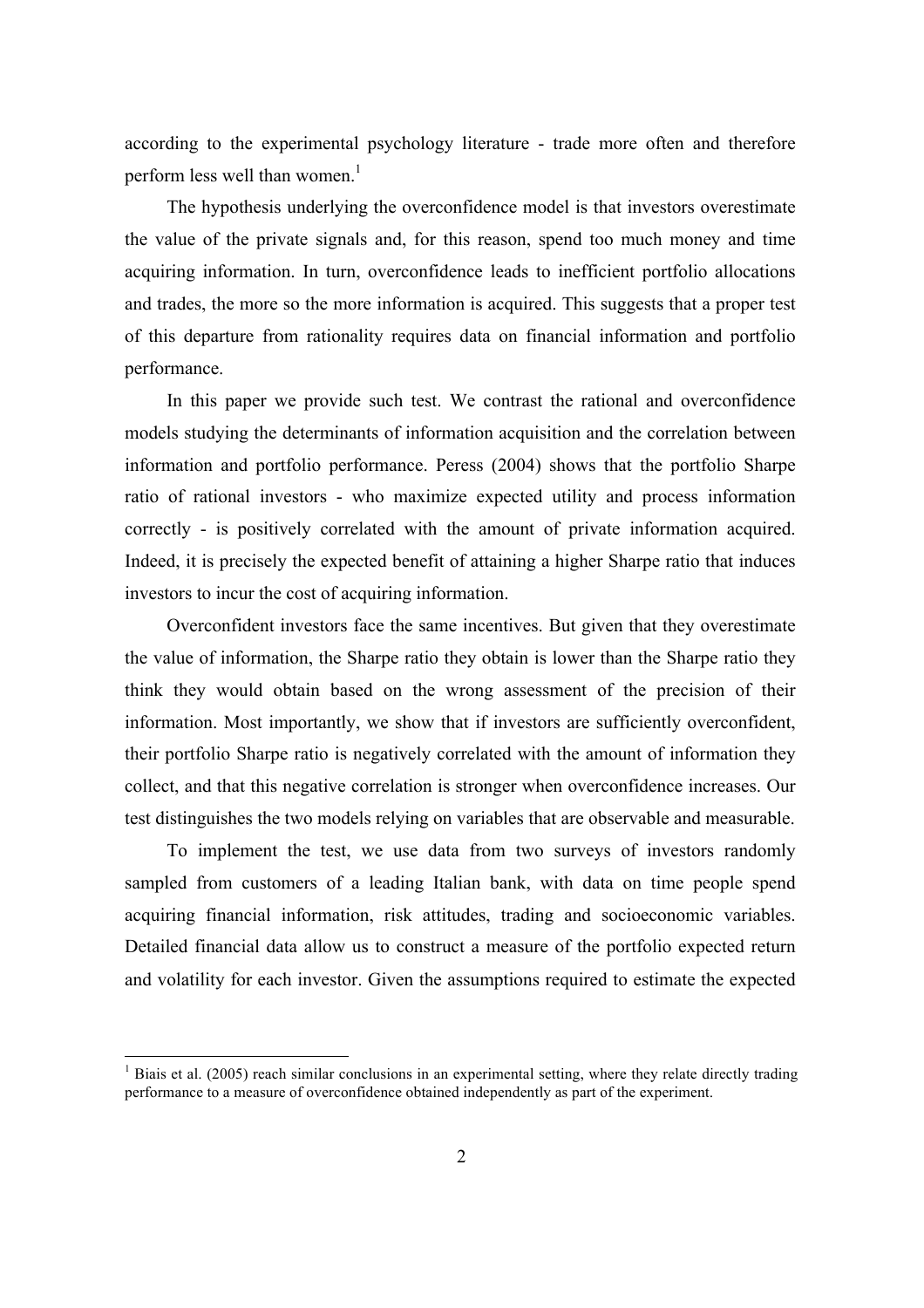according to the experimental psychology literature - trade more often and therefore perform less well than women.[1]

The hypothesis underlying the overconfidence model is that investors overestimate the value of the private signals and, for this reason, spend too much money and time acquiring information. In turn, overconfidence leads to inefficient portfolio allocations and trades, the more so the more information is acquired. This suggests that a proper test of this departure from rationality requires data on financial information and portfolio performance.

In this paper we provide such test. We contrast the rational and overconfidence models studying the determinants of information acquisition and the correlation between information and portfolio performance. Peress (2004) shows that the portfolio Sharpe ratio of rational investors - who maximize expected utility and process information correctly - is positively correlated with the amount of private information acquired. Indeed, it is precisely the expected benefit of attaining a higher Sharpe ratio that induces investors to incur the cost of acquiring information.

Overconfident investors face the same incentives. But given that they overestimate the value of information, the Sharpe ratio they obtain is lower than the Sharpe ratio they think they would obtain based on the wrong assessment of the precision of their information. Most importantly, we show that if investors are sufficiently overconfident, their portfolio Sharpe ratio is negatively correlated with the amount of information they collect, and that this negative correlation is stronger when overconfidence increases. Our test distinguishes the two models relying on variables that are observable and measurable.

To implement the test, we use data from two surveys of investors randomly sampled from customers of a leading Italian bank, with data on time people spend acquiring financial information, risk attitudes, trading and socioeconomic variables. Detailed financial data allow us to construct a measure of the portfolio expected return and volatility for each investor. Given the assumptions required to estimate the expected

---

[1] Biais et al. (2005) reach similar conclusions in an experimental setting, where they relate directly trading performance to a measure of overconfidence obtained independently as part of the experiment.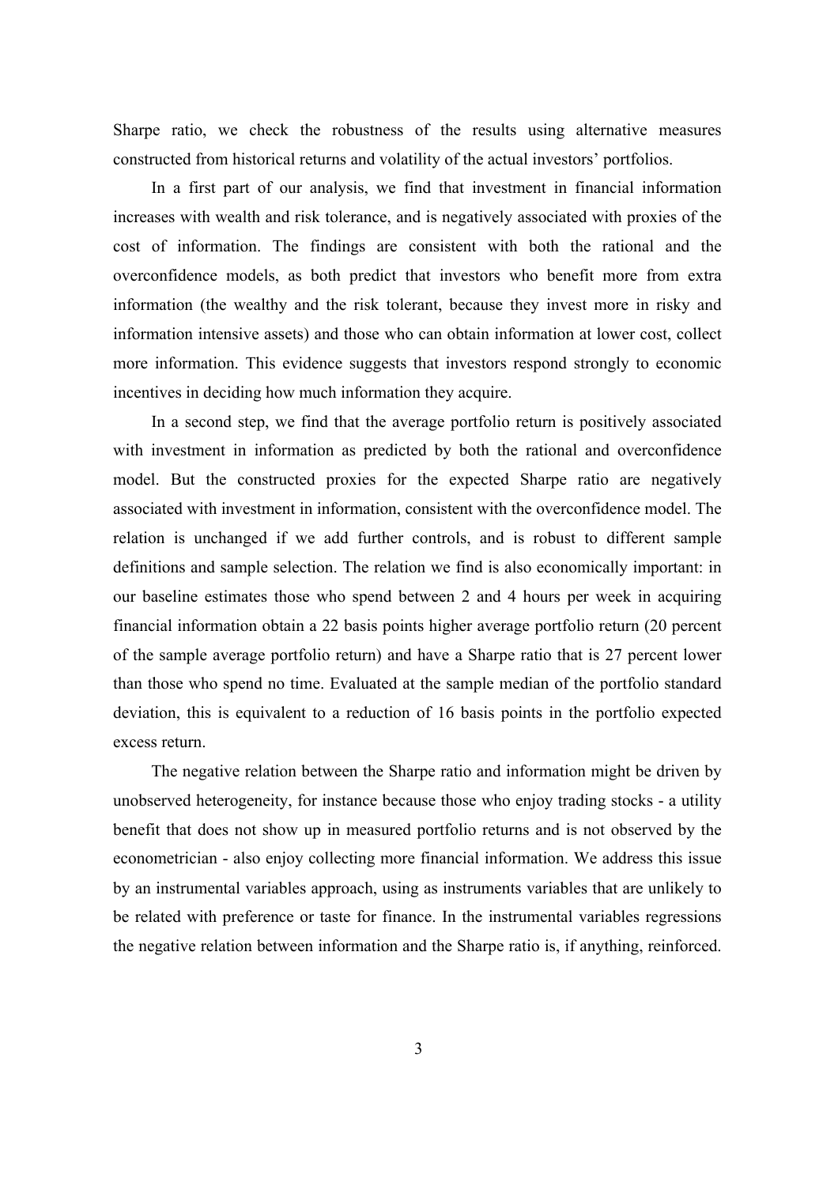Sharpe ratio, we check the robustness of the results using alternative measures constructed from historical returns and volatility of the actual investors' portfolios.

In a first part of our analysis, we find that investment in financial information increases with wealth and risk tolerance, and is negatively associated with proxies of the cost of information. The findings are consistent with both the rational and the overconfidence models, as both predict that investors who benefit more from extra information (the wealthy and the risk tolerant, because they invest more in risky and information intensive assets) and those who can obtain information at lower cost, collect more information. This evidence suggests that investors respond strongly to economic incentives in deciding how much information they acquire.

In a second step, we find that the average portfolio return is positively associated with investment in information as predicted by both the rational and overconfidence model. But the constructed proxies for the expected Sharpe ratio are negatively associated with investment in information, consistent with the overconfidence model. The relation is unchanged if we add further controls, and is robust to different sample definitions and sample selection. The relation we find is also economically important: in our baseline estimates those who spend between 2 and 4 hours per week in acquiring financial information obtain a 22 basis points higher average portfolio return (20 percent of the sample average portfolio return) and have a Sharpe ratio that is 27 percent lower than those who spend no time. Evaluated at the sample median of the portfolio standard deviation, this is equivalent to a reduction of 16 basis points in the portfolio expected excess return.

The negative relation between the Sharpe ratio and information might be driven by unobserved heterogeneity, for instance because those who enjoy trading stocks - a utility benefit that does not show up in measured portfolio returns and is not observed by the econometrician - also enjoy collecting more financial information. We address this issue by an instrumental variables approach, using as instruments variables that are unlikely to be related with preference or taste for finance. In the instrumental variables regressions the negative relation between information and the Sharpe ratio is, if anything, reinforced.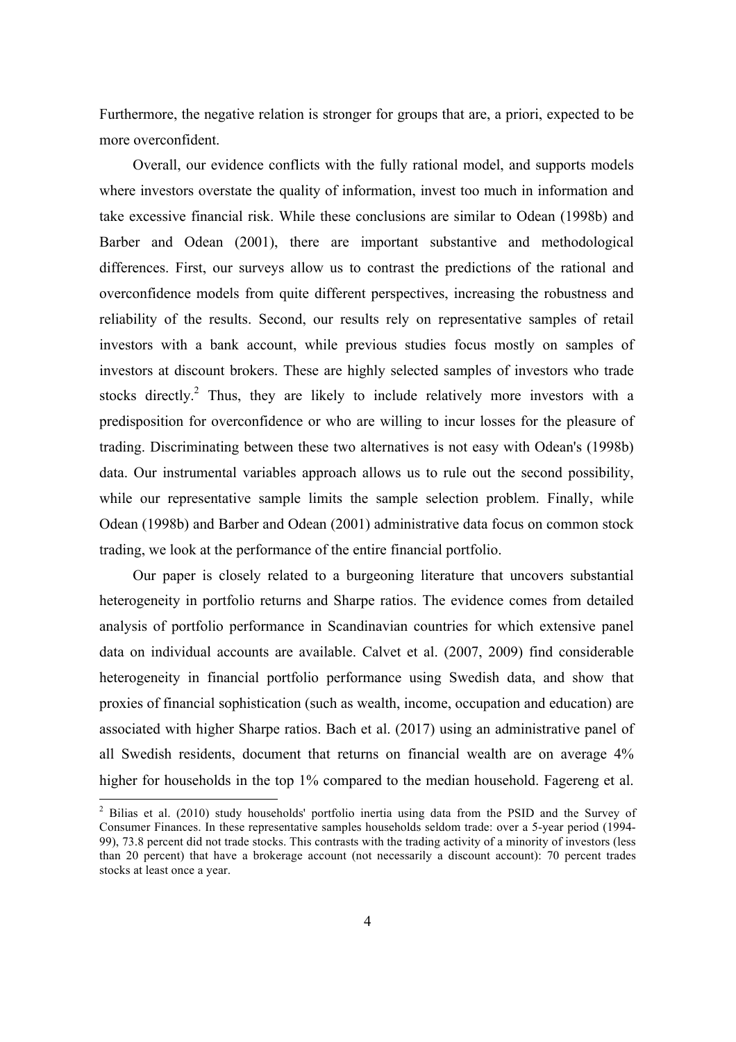Furthermore, the negative relation is stronger for groups that are, a priori, expected to be more overconfident.

Overall, our evidence conflicts with the fully rational model, and supports models where investors overstate the quality of information, invest too much in information and take excessive financial risk. While these conclusions are similar to Odean (1998b) and Barber and Odean (2001), there are important substantive and methodological differences. First, our surveys allow us to contrast the predictions of the rational and overconfidence models from quite different perspectives, increasing the robustness and reliability of the results. Second, our results rely on representative samples of retail investors with a bank account, while previous studies focus mostly on samples of investors at discount brokers. These are highly selected samples of investors who trade stocks directly.[2] Thus, they are likely to include relatively more investors with a predisposition for overconfidence or who are willing to incur losses for the pleasure of trading. Discriminating between these two alternatives is not easy with Odean's (1998b) data. Our instrumental variables approach allows us to rule out the second possibility, while our representative sample limits the sample selection problem. Finally, while Odean (1998b) and Barber and Odean (2001) administrative data focus on common stock trading, we look at the performance of the entire financial portfolio.

Our paper is closely related to a burgeoning literature that uncovers substantial heterogeneity in portfolio returns and Sharpe ratios. The evidence comes from detailed analysis of portfolio performance in Scandinavian countries for which extensive panel data on individual accounts are available. Calvet et al. (2007, 2009) find considerable heterogeneity in financial portfolio performance using Swedish data, and show that proxies of financial sophistication (such as wealth, income, occupation and education) are associated with higher Sharpe ratios. Bach et al. (2017) using an administrative panel of all Swedish residents, document that returns on financial wealth are on average 4% higher for households in the top 1% compared to the median household. Fagereng et al.

[2] Bilias et al. (2010) study households' portfolio inertia using data from the PSID and the Survey of Consumer Finances. In these representative samples households seldom trade: over a 5-year period (1994-99), 73.8 percent did not trade stocks. This contrasts with the trading activity of a minority of investors (less than 20 percent) that have a brokerage account (not necessarily a discount account): 70 percent trades stocks at least once a year.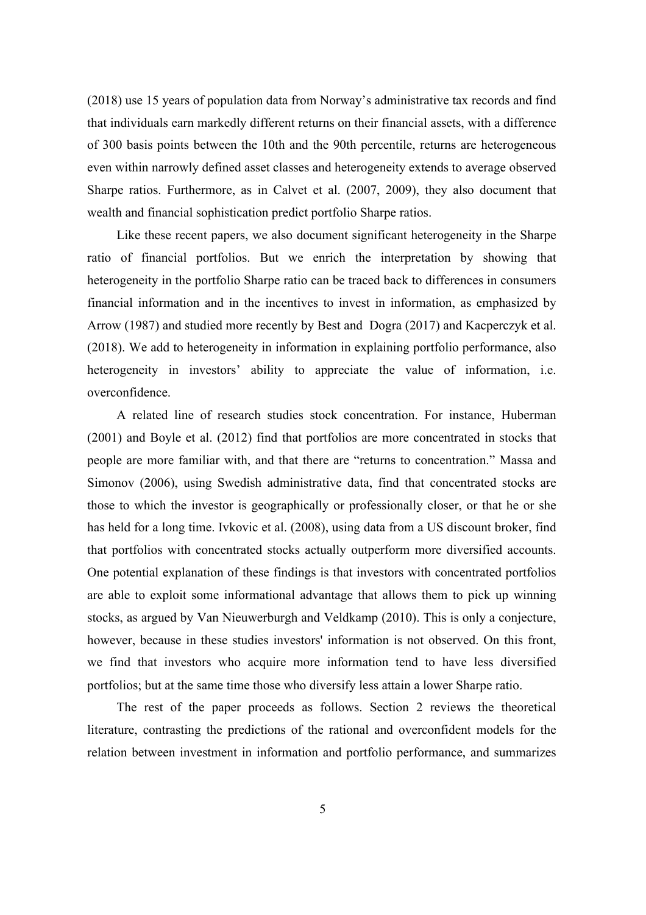(2018) use 15 years of population data from Norway's administrative tax records and find that individuals earn markedly different returns on their financial assets, with a difference of 300 basis points between the 10th and the 90th percentile, returns are heterogeneous even within narrowly defined asset classes and heterogeneity extends to average observed Sharpe ratios. Furthermore, as in Calvet et al. (2007, 2009), they also document that wealth and financial sophistication predict portfolio Sharpe ratios.

Like these recent papers, we also document significant heterogeneity in the Sharpe ratio of financial portfolios. But we enrich the interpretation by showing that heterogeneity in the portfolio Sharpe ratio can be traced back to differences in consumers financial information and in the incentives to invest in information, as emphasized by Arrow (1987) and studied more recently by Best and Dogra (2017) and Kacperczyk et al. (2018). We add to heterogeneity in information in explaining portfolio performance, also heterogeneity in investors' ability to appreciate the value of information, i.e. overconfidence.

A related line of research studies stock concentration. For instance, Huberman (2001) and Boyle et al. (2012) find that portfolios are more concentrated in stocks that people are more familiar with, and that there are "returns to concentration." Massa and Simonov (2006), using Swedish administrative data, find that concentrated stocks are those to which the investor is geographically or professionally closer, or that he or she has held for a long time. Ivkovic et al. (2008), using data from a US discount broker, find that portfolios with concentrated stocks actually outperform more diversified accounts. One potential explanation of these findings is that investors with concentrated portfolios are able to exploit some informational advantage that allows them to pick up winning stocks, as argued by Van Nieuwerburgh and Veldkamp (2010). This is only a conjecture, however, because in these studies investors' information is not observed. On this front, we find that investors who acquire more information tend to have less diversified portfolios; but at the same time those who diversify less attain a lower Sharpe ratio.

The rest of the paper proceeds as follows. Section 2 reviews the theoretical literature, contrasting the predictions of the rational and overconfident models for the relation between investment in information and portfolio performance, and summarizes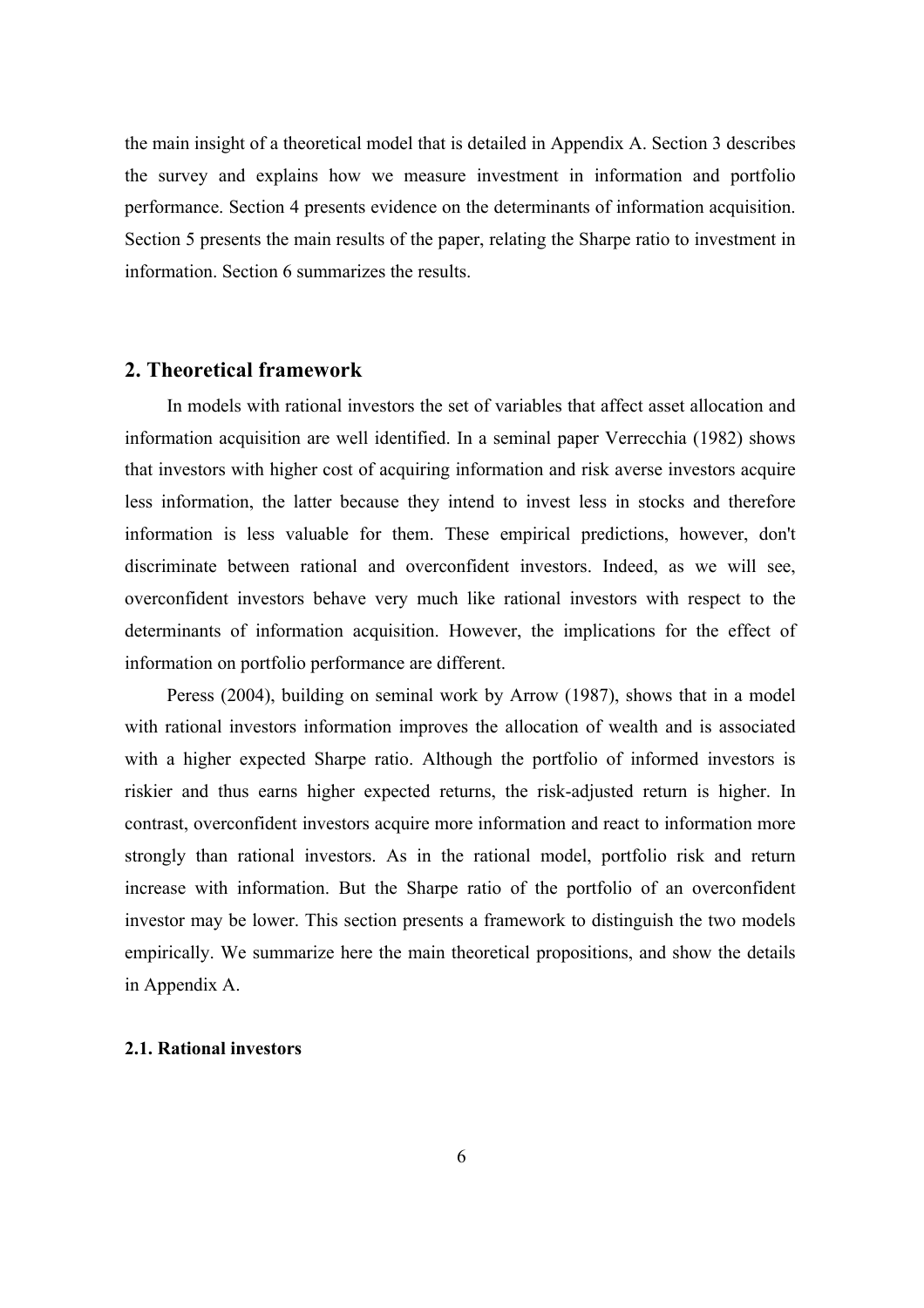the main insight of a theoretical model that is detailed in Appendix A. Section 3 describes the survey and explains how we measure investment in information and portfolio performance. Section 4 presents evidence on the determinants of information acquisition. Section 5 presents the main results of the paper, relating the Sharpe ratio to investment in information. Section 6 summarizes the results.

## 2. Theoretical framework

In models with rational investors the set of variables that affect asset allocation and information acquisition are well identified. In a seminal paper Verrecchia (1982) shows that investors with higher cost of acquiring information and risk averse investors acquire less information, the latter because they intend to invest less in stocks and therefore information is less valuable for them. These empirical predictions, however, don't discriminate between rational and overconfident investors. Indeed, as we will see, overconfident investors behave very much like rational investors with respect to the determinants of information acquisition. However, the implications for the effect of information on portfolio performance are different.

Peress (2004), building on seminal work by Arrow (1987), shows that in a model with rational investors information improves the allocation of wealth and is associated with a higher expected Sharpe ratio. Although the portfolio of informed investors is riskier and thus earns higher expected returns, the risk-adjusted return is higher. In contrast, overconfident investors acquire more information and react to information more strongly than rational investors. As in the rational model, portfolio risk and return increase with information. But the Sharpe ratio of the portfolio of an overconfident investor may be lower. This section presents a framework to distinguish the two models empirically. We summarize here the main theoretical propositions, and show the details in Appendix A.

### 2.1. Rational investors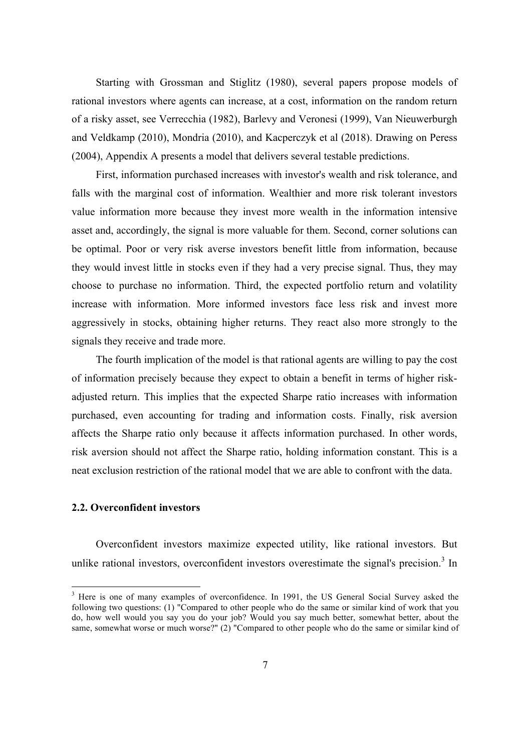Starting with Grossman and Stiglitz (1980), several papers propose models of rational investors where agents can increase, at a cost, information on the random return of a risky asset, see Verrecchia (1982), Barlevy and Veronesi (1999), Van Nieuwerburgh and Veldkamp (2010), Mondria (2010), and Kacperczyk et al (2018). Drawing on Peress (2004), Appendix A presents a model that delivers several testable predictions.

First, information purchased increases with investor's wealth and risk tolerance, and falls with the marginal cost of information. Wealthier and more risk tolerant investors value information more because they invest more wealth in the information intensive asset and, accordingly, the signal is more valuable for them. Second, corner solutions can be optimal. Poor or very risk averse investors benefit little from information, because they would invest little in stocks even if they had a very precise signal. Thus, they may choose to purchase no information. Third, the expected portfolio return and volatility increase with information. More informed investors face less risk and invest more aggressively in stocks, obtaining higher returns. They react also more strongly to the signals they receive and trade more.

The fourth implication of the model is that rational agents are willing to pay the cost of information precisely because they expect to obtain a benefit in terms of higher risk-adjusted return. This implies that the expected Sharpe ratio increases with information purchased, even accounting for trading and information costs. Finally, risk aversion affects the Sharpe ratio only because it affects information purchased. In other words, risk aversion should not affect the Sharpe ratio, holding information constant. This is a neat exclusion restriction of the rational model that we are able to confront with the data.

### 2.2. Overconfident investors

Overconfident investors maximize expected utility, like rational investors. But unlike rational investors, overconfident investors overestimate the signal's precision.[3] In

[3] Here is one of many examples of overconfidence. In 1991, the US General Social Survey asked the following two questions: (1) "Compared to other people who do the same or similar kind of work that you do, how well would you say you do your job? Would you say much better, somewhat better, about the same, somewhat worse or much worse?" (2) "Compared to other people who do the same or similar kind of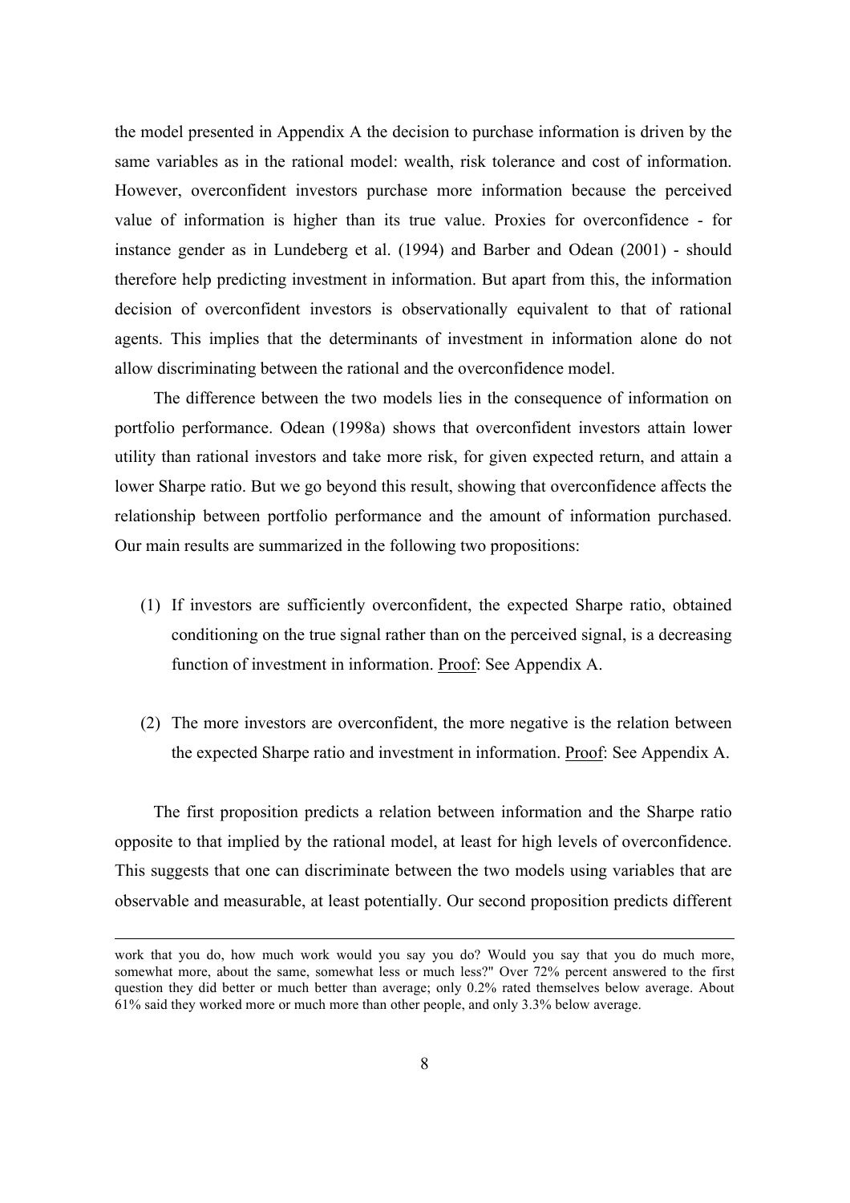the model presented in Appendix A the decision to purchase information is driven by the same variables as in the rational model: wealth, risk tolerance and cost of information. However, overconfident investors purchase more information because the perceived value of information is higher than its true value. Proxies for overconfidence - for instance gender as in Lundeberg et al. (1994) and Barber and Odean (2001) - should therefore help predicting investment in information. But apart from this, the information decision of overconfident investors is observationally equivalent to that of rational agents. This implies that the determinants of investment in information alone do not allow discriminating between the rational and the overconfidence model.

The difference between the two models lies in the consequence of information on portfolio performance. Odean (1998a) shows that overconfident investors attain lower utility than rational investors and take more risk, for given expected return, and attain a lower Sharpe ratio. But we go beyond this result, showing that overconfidence affects the relationship between portfolio performance and the amount of information purchased. Our main results are summarized in the following two propositions:

(1) If investors are sufficiently overconfident, the expected Sharpe ratio, obtained conditioning on the true signal rather than on the perceived signal, is a decreasing function of investment in information. Proof: See Appendix A.

(2) The more investors are overconfident, the more negative is the relation between the expected Sharpe ratio and investment in information. Proof: See Appendix A.

The first proposition predicts a relation between information and the Sharpe ratio opposite to that implied by the rational model, at least for high levels of overconfidence. This suggests that one can discriminate between the two models using variables that are observable and measurable, at least potentially. Our second proposition predicts different

work that you do, how much work would you say you do? Would you say that you do much more, somewhat more, about the same, somewhat less or much less?" Over 72% percent answered to the first question they did better or much better than average; only 0.2% rated themselves below average. About 61% said they worked more or much more than other people, and only 3.3% below average.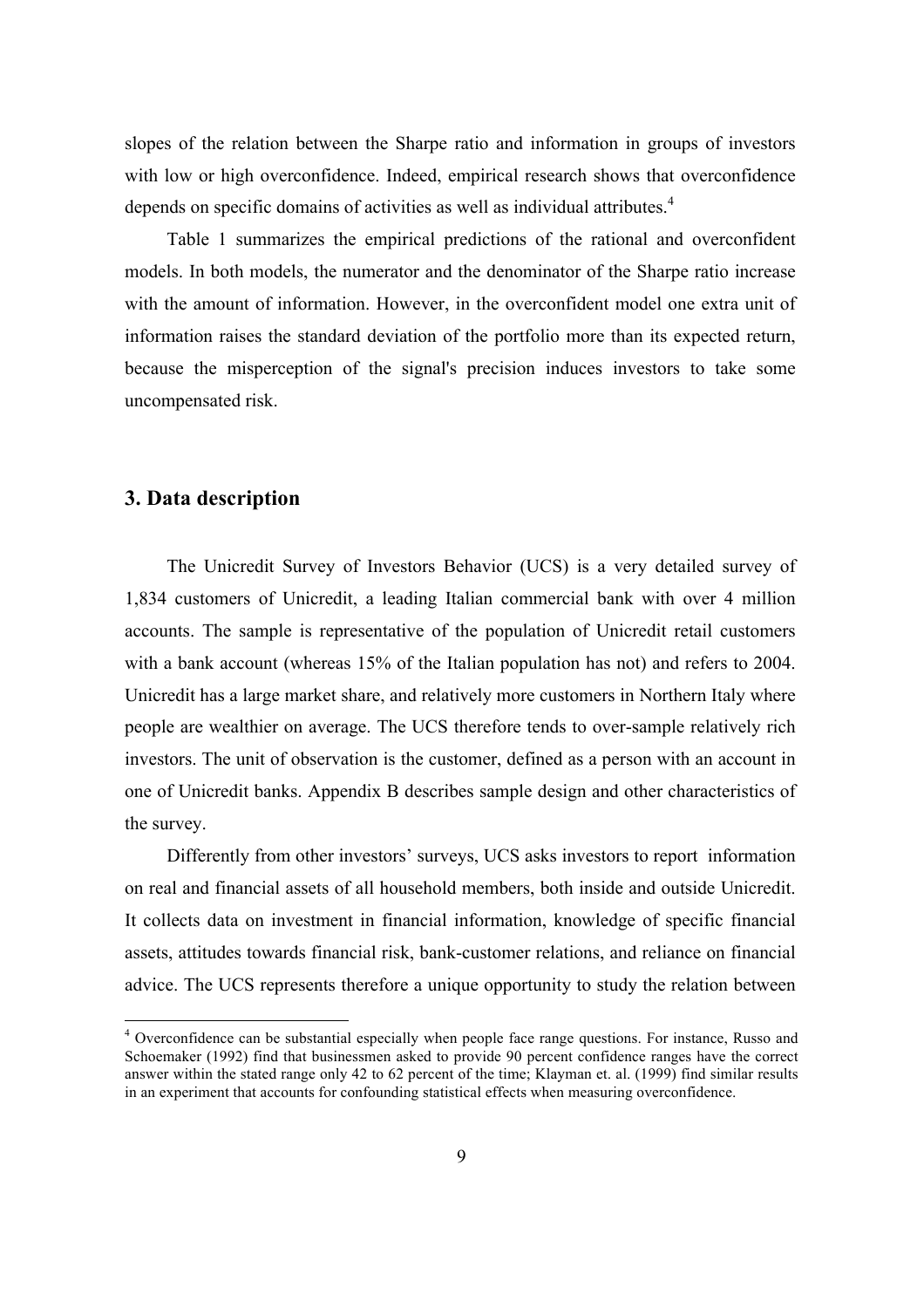slopes of the relation between the Sharpe ratio and information in groups of investors with low or high overconfidence. Indeed, empirical research shows that overconfidence depends on specific domains of activities as well as individual attributes.[4]

Table 1 summarizes the empirical predictions of the rational and overconfident models. In both models, the numerator and the denominator of the Sharpe ratio increase with the amount of information. However, in the overconfident model one extra unit of information raises the standard deviation of the portfolio more than its expected return, because the misperception of the signal's precision induces investors to take some uncompensated risk.

## 3. Data description

The Unicredit Survey of Investors Behavior (UCS) is a very detailed survey of 1,834 customers of Unicredit, a leading Italian commercial bank with over 4 million accounts. The sample is representative of the population of Unicredit retail customers with a bank account (whereas 15% of the Italian population has not) and refers to 2004. Unicredit has a large market share, and relatively more customers in Northern Italy where people are wealthier on average. The UCS therefore tends to over-sample relatively rich investors. The unit of observation is the customer, defined as a person with an account in one of Unicredit banks. Appendix B describes sample design and other characteristics of the survey.

Differently from other investors' surveys, UCS asks investors to report information on real and financial assets of all household members, both inside and outside Unicredit. It collects data on investment in financial information, knowledge of specific financial assets, attitudes towards financial risk, bank-customer relations, and reliance on financial advice. The UCS represents therefore a unique opportunity to study the relation between

[4] Overconfidence can be substantial especially when people face range questions. For instance, Russo and Schoemaker (1992) find that businessmen asked to provide 90 percent confidence ranges have the correct answer within the stated range only 42 to 62 percent of the time; Klayman et. al. (1999) find similar results in an experiment that accounts for confounding statistical effects when measuring overconfidence.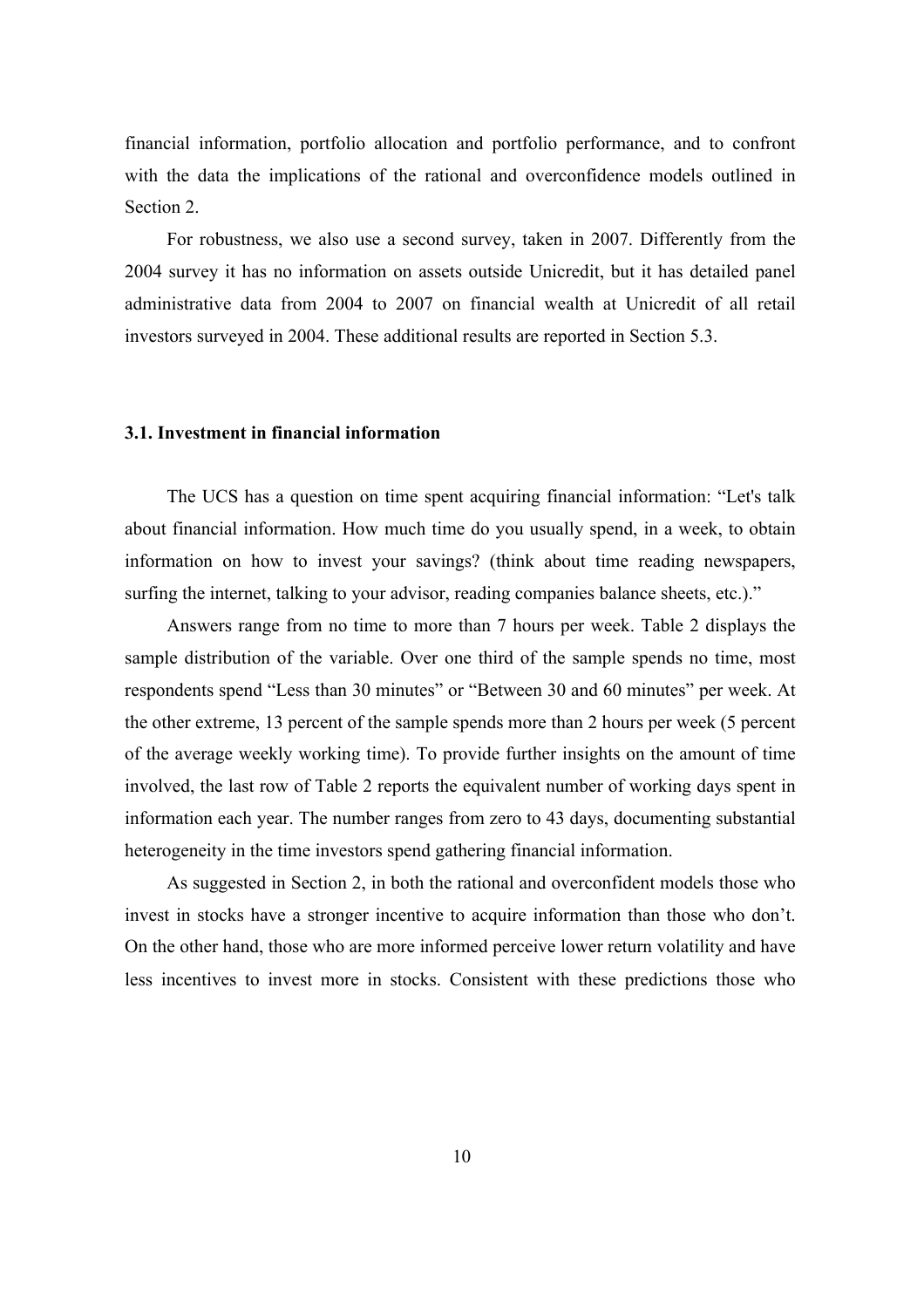financial information, portfolio allocation and portfolio performance, and to confront with the data the implications of the rational and overconfidence models outlined in Section 2.

For robustness, we also use a second survey, taken in 2007. Differently from the 2004 survey it has no information on assets outside Unicredit, but it has detailed panel administrative data from 2004 to 2007 on financial wealth at Unicredit of all retail investors surveyed in 2004. These additional results are reported in Section 5.3.

### 3.1. Investment in financial information

The UCS has a question on time spent acquiring financial information: "Let's talk about financial information. How much time do you usually spend, in a week, to obtain information on how to invest your savings? (think about time reading newspapers, surfing the internet, talking to your advisor, reading companies balance sheets, etc.)."

Answers range from no time to more than 7 hours per week. Table 2 displays the sample distribution of the variable. Over one third of the sample spends no time, most respondents spend "Less than 30 minutes" or "Between 30 and 60 minutes" per week. At the other extreme, 13 percent of the sample spends more than 2 hours per week (5 percent of the average weekly working time). To provide further insights on the amount of time involved, the last row of Table 2 reports the equivalent number of working days spent in information each year. The number ranges from zero to 43 days, documenting substantial heterogeneity in the time investors spend gathering financial information.

As suggested in Section 2, in both the rational and overconfident models those who invest in stocks have a stronger incentive to acquire information than those who don't. On the other hand, those who are more informed perceive lower return volatility and have less incentives to invest more in stocks. Consistent with these predictions those who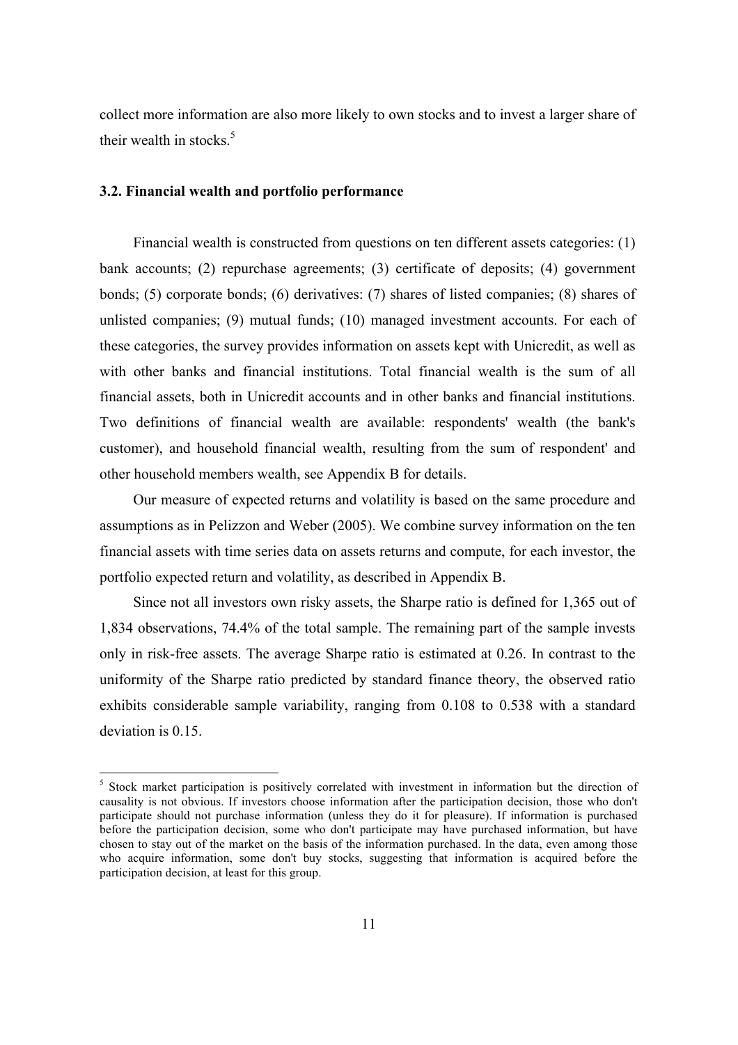collect more information are also more likely to own stocks and to invest a larger share of their wealth in stocks.[5]

### 3.2. Financial wealth and portfolio performance

Financial wealth is constructed from questions on ten different assets categories: (1) bank accounts; (2) repurchase agreements; (3) certificate of deposits; (4) government bonds; (5) corporate bonds; (6) derivatives: (7) shares of listed companies; (8) shares of unlisted companies; (9) mutual funds; (10) managed investment accounts. For each of these categories, the survey provides information on assets kept with Unicredit, as well as with other banks and financial institutions. Total financial wealth is the sum of all financial assets, both in Unicredit accounts and in other banks and financial institutions. Two definitions of financial wealth are available: respondents' wealth (the bank's customer), and household financial wealth, resulting from the sum of respondent' and other household members wealth, see Appendix B for details.

Our measure of expected returns and volatility is based on the same procedure and assumptions as in Pelizzon and Weber (2005). We combine survey information on the ten financial assets with time series data on assets returns and compute, for each investor, the portfolio expected return and volatility, as described in Appendix B.

Since not all investors own risky assets, the Sharpe ratio is defined for 1,365 out of 1,834 observations, 74.4% of the total sample. The remaining part of the sample invests only in risk-free assets. The average Sharpe ratio is estimated at 0.26. In contrast to the uniformity of the Sharpe ratio predicted by standard finance theory, the observed ratio exhibits considerable sample variability, ranging from 0.108 to 0.538 with a standard deviation is 0.15.

---

[5] Stock market participation is positively correlated with investment in information but the direction of causality is not obvious. If investors choose information after the participation decision, those who don't participate should not purchase information (unless they do it for pleasure). If information is purchased before the participation decision, some who don't participate may have purchased information, but have chosen to stay out of the market on the basis of the information purchased. In the data, even among those who acquire information, some don't buy stocks, suggesting that information is acquired before the participation decision, at least for this group.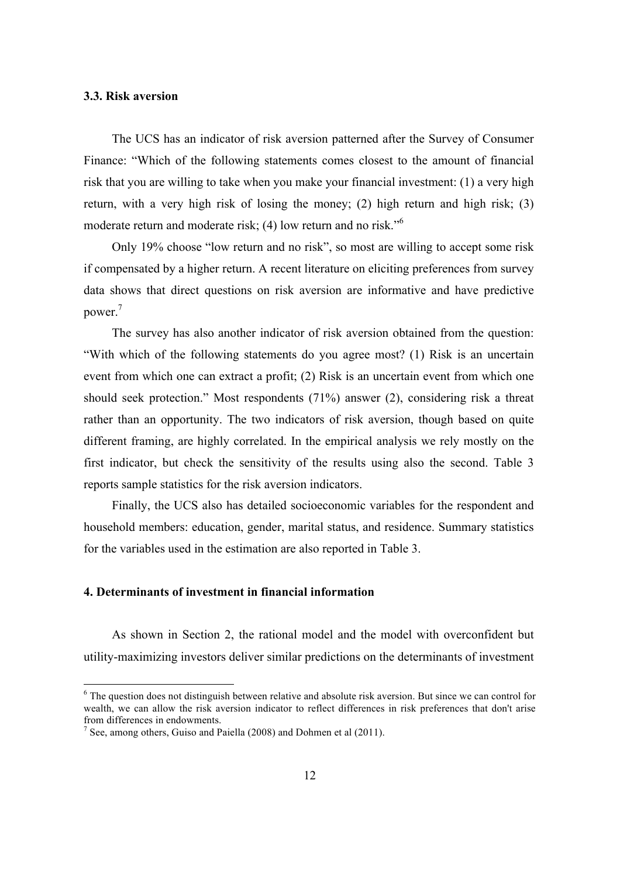### 3.3. Risk aversion

The UCS has an indicator of risk aversion patterned after the Survey of Consumer Finance: "Which of the following statements comes closest to the amount of financial risk that you are willing to take when you make your financial investment: (1) a very high return, with a very high risk of losing the money; (2) high return and high risk; (3) moderate return and moderate risk; (4) low return and no risk."[6]

Only 19% choose "low return and no risk", so most are willing to accept some risk if compensated by a higher return. A recent literature on eliciting preferences from survey data shows that direct questions on risk aversion are informative and have predictive power.[7]

The survey has also another indicator of risk aversion obtained from the question: "With which of the following statements do you agree most? (1) Risk is an uncertain event from which one can extract a profit; (2) Risk is an uncertain event from which one should seek protection." Most respondents (71%) answer (2), considering risk a threat rather than an opportunity. The two indicators of risk aversion, though based on quite different framing, are highly correlated. In the empirical analysis we rely mostly on the first indicator, but check the sensitivity of the results using also the second. Table 3 reports sample statistics for the risk aversion indicators.

Finally, the UCS also has detailed socioeconomic variables for the respondent and household members: education, gender, marital status, and residence. Summary statistics for the variables used in the estimation are also reported in Table 3.

## 4. Determinants of investment in financial information

As shown in Section 2, the rational model and the model with overconfident but utility-maximizing investors deliver similar predictions on the determinants of investment

---

[6] The question does not distinguish between relative and absolute risk aversion. But since we can control for wealth, we can allow the risk aversion indicator to reflect differences in risk preferences that don't arise from differences in endowments.

[7] See, among others, Guiso and Paiella (2008) and Dohmen et al (2011).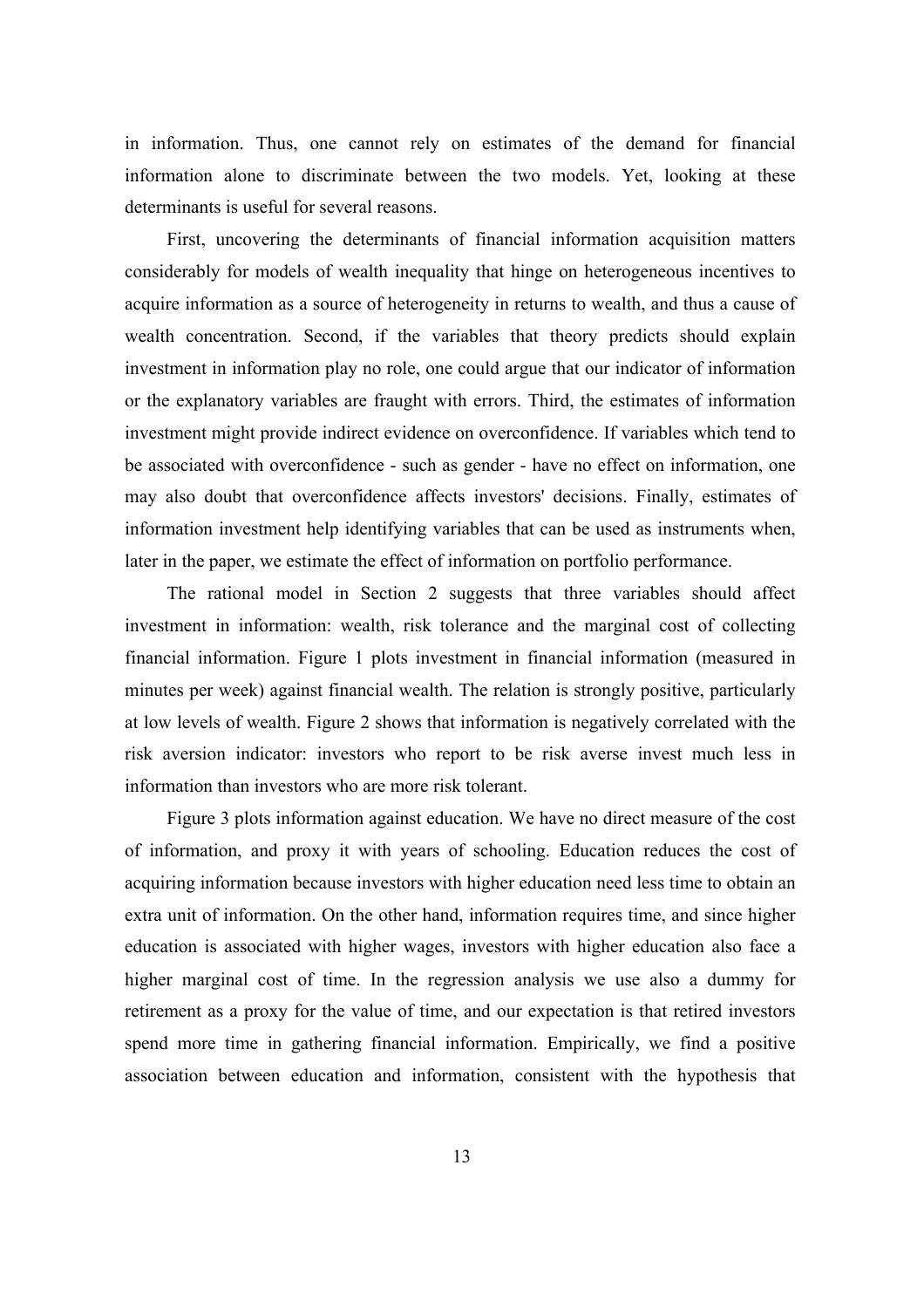in information. Thus, one cannot rely on estimates of the demand for financial information alone to discriminate between the two models. Yet, looking at these determinants is useful for several reasons.

First, uncovering the determinants of financial information acquisition matters considerably for models of wealth inequality that hinge on heterogeneous incentives to acquire information as a source of heterogeneity in returns to wealth, and thus a cause of wealth concentration. Second, if the variables that theory predicts should explain investment in information play no role, one could argue that our indicator of information or the explanatory variables are fraught with errors. Third, the estimates of information investment might provide indirect evidence on overconfidence. If variables which tend to be associated with overconfidence - such as gender - have no effect on information, one may also doubt that overconfidence affects investors' decisions. Finally, estimates of information investment help identifying variables that can be used as instruments when, later in the paper, we estimate the effect of information on portfolio performance.

The rational model in Section 2 suggests that three variables should affect investment in information: wealth, risk tolerance and the marginal cost of collecting financial information. Figure 1 plots investment in financial information (measured in minutes per week) against financial wealth. The relation is strongly positive, particularly at low levels of wealth. Figure 2 shows that information is negatively correlated with the risk aversion indicator: investors who report to be risk averse invest much less in information than investors who are more risk tolerant.

Figure 3 plots information against education. We have no direct measure of the cost of information, and proxy it with years of schooling. Education reduces the cost of acquiring information because investors with higher education need less time to obtain an extra unit of information. On the other hand, information requires time, and since higher education is associated with higher wages, investors with higher education also face a higher marginal cost of time. In the regression analysis we use also a dummy for retirement as a proxy for the value of time, and our expectation is that retired investors spend more time in gathering financial information. Empirically, we find a positive association between education and information, consistent with the hypothesis that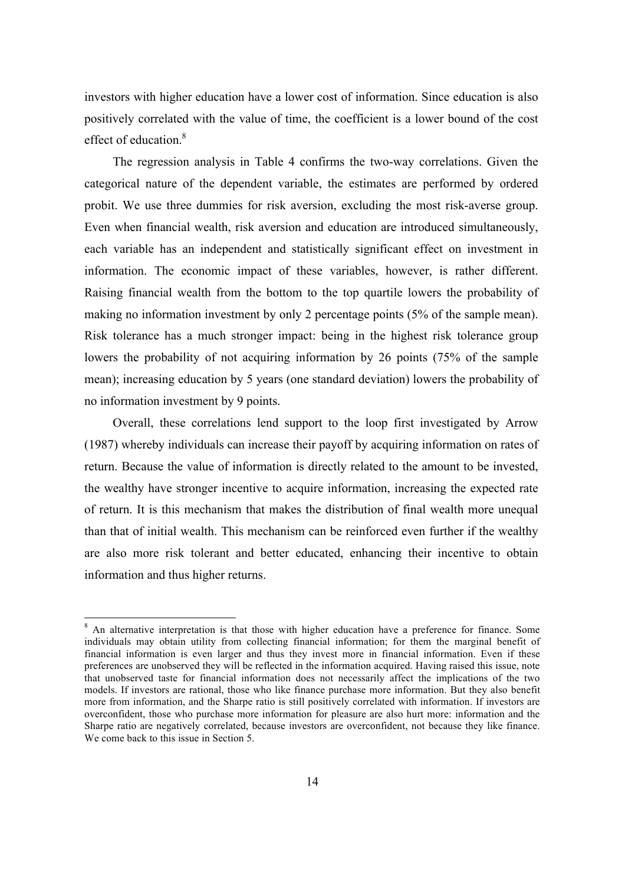investors with higher education have a lower cost of information. Since education is also positively correlated with the value of time, the coefficient is a lower bound of the cost effect of education.[8]

The regression analysis in Table 4 confirms the two-way correlations. Given the categorical nature of the dependent variable, the estimates are performed by ordered probit. We use three dummies for risk aversion, excluding the most risk-averse group. Even when financial wealth, risk aversion and education are introduced simultaneously, each variable has an independent and statistically significant effect on investment in information. The economic impact of these variables, however, is rather different. Raising financial wealth from the bottom to the top quartile lowers the probability of making no information investment by only 2 percentage points (5% of the sample mean). Risk tolerance has a much stronger impact: being in the highest risk tolerance group lowers the probability of not acquiring information by 26 points (75% of the sample mean); increasing education by 5 years (one standard deviation) lowers the probability of no information investment by 9 points.

Overall, these correlations lend support to the loop first investigated by Arrow (1987) whereby individuals can increase their payoff by acquiring information on rates of return. Because the value of information is directly related to the amount to be invested, the wealthy have stronger incentive to acquire information, increasing the expected rate of return. It is this mechanism that makes the distribution of final wealth more unequal than that of initial wealth. This mechanism can be reinforced even further if the wealthy are also more risk tolerant and better educated, enhancing their incentive to obtain information and thus higher returns.

---

[8] An alternative interpretation is that those with higher education have a preference for finance. Some individuals may obtain utility from collecting financial information; for them the marginal benefit of financial information is even larger and thus they invest more in financial information. Even if these preferences are unobserved they will be reflected in the information acquired. Having raised this issue, note that unobserved taste for financial information does not necessarily affect the implications of the two models. If investors are rational, those who like finance purchase more information. But they also benefit more from information, and the Sharpe ratio is still positively correlated with information. If investors are overconfident, those who purchase more information for pleasure are also hurt more: information and the Sharpe ratio are negatively correlated, because investors are overconfident, not because they like finance. We come back to this issue in Section 5.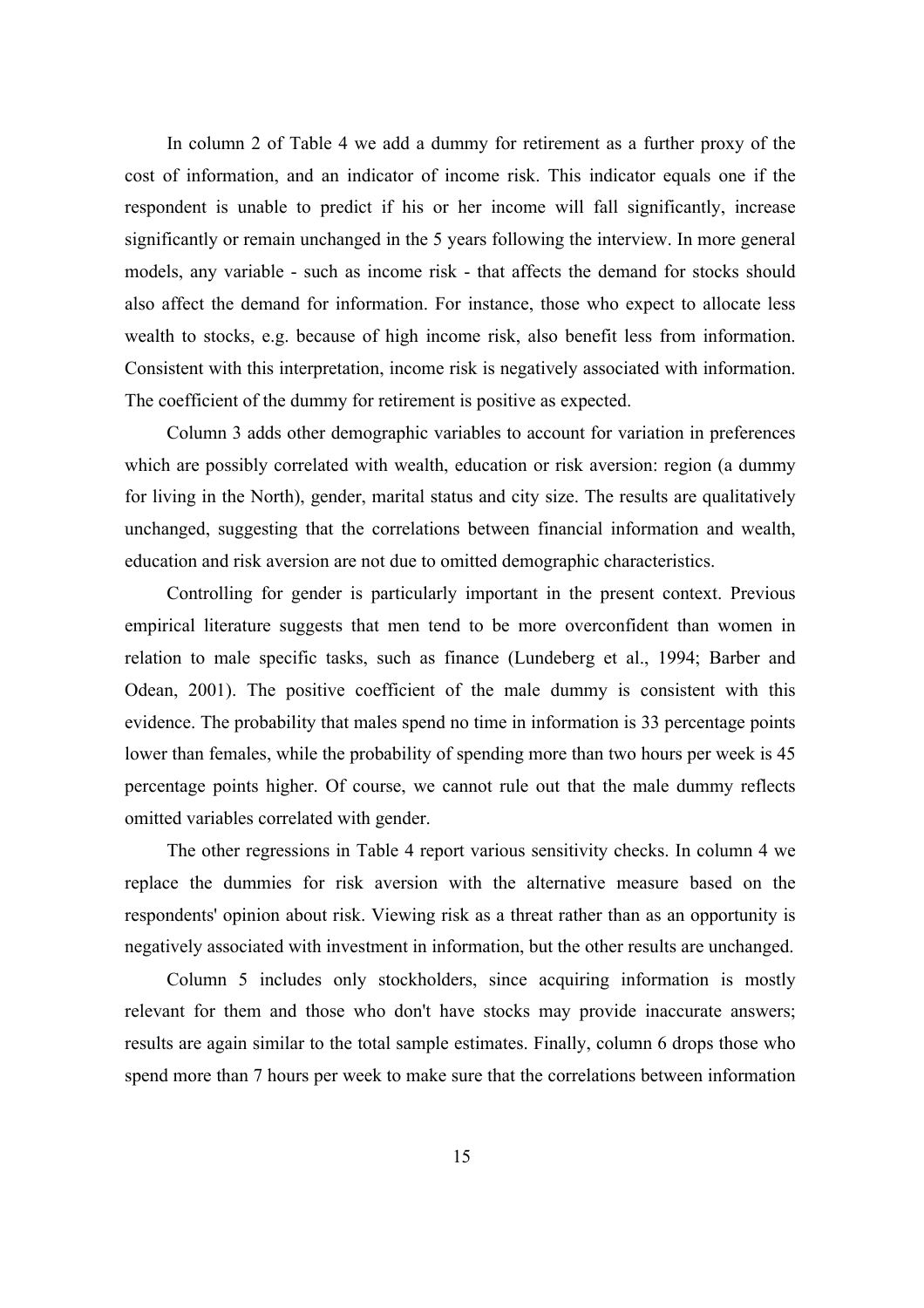In column 2 of Table 4 we add a dummy for retirement as a further proxy of the cost of information, and an indicator of income risk. This indicator equals one if the respondent is unable to predict if his or her income will fall significantly, increase significantly or remain unchanged in the 5 years following the interview. In more general models, any variable - such as income risk - that affects the demand for stocks should also affect the demand for information. For instance, those who expect to allocate less wealth to stocks, e.g. because of high income risk, also benefit less from information. Consistent with this interpretation, income risk is negatively associated with information. The coefficient of the dummy for retirement is positive as expected.

Column 3 adds other demographic variables to account for variation in preferences which are possibly correlated with wealth, education or risk aversion: region (a dummy for living in the North), gender, marital status and city size. The results are qualitatively unchanged, suggesting that the correlations between financial information and wealth, education and risk aversion are not due to omitted demographic characteristics.

Controlling for gender is particularly important in the present context. Previous empirical literature suggests that men tend to be more overconfident than women in relation to male specific tasks, such as finance (Lundeberg et al., 1994; Barber and Odean, 2001). The positive coefficient of the male dummy is consistent with this evidence. The probability that males spend no time in information is 33 percentage points lower than females, while the probability of spending more than two hours per week is 45 percentage points higher. Of course, we cannot rule out that the male dummy reflects omitted variables correlated with gender.

The other regressions in Table 4 report various sensitivity checks. In column 4 we replace the dummies for risk aversion with the alternative measure based on the respondents' opinion about risk. Viewing risk as a threat rather than as an opportunity is negatively associated with investment in information, but the other results are unchanged.

Column 5 includes only stockholders, since acquiring information is mostly relevant for them and those who don't have stocks may provide inaccurate answers; results are again similar to the total sample estimates. Finally, column 6 drops those who spend more than 7 hours per week to make sure that the correlations between information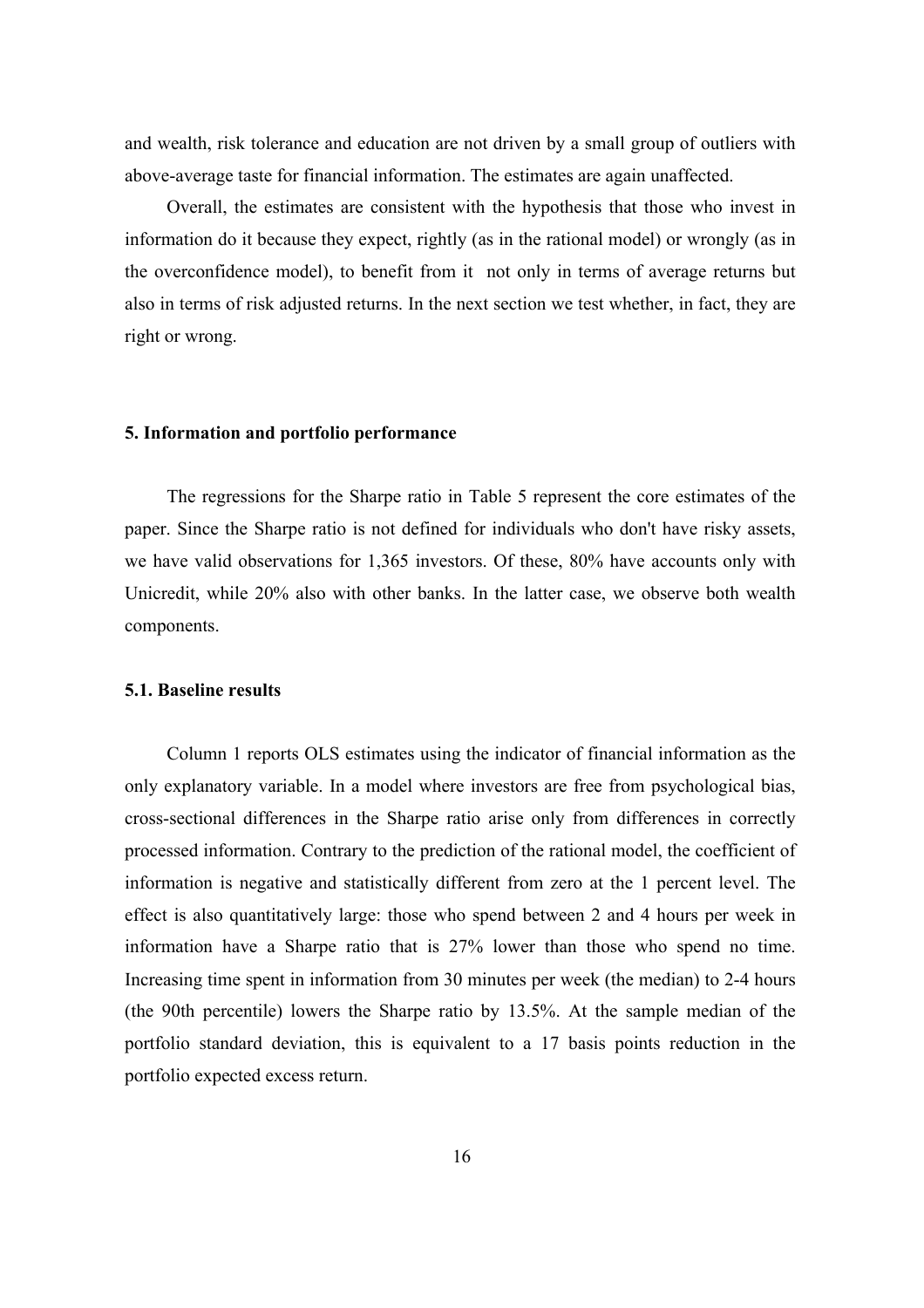and wealth, risk tolerance and education are not driven by a small group of outliers with above-average taste for financial information. The estimates are again unaffected.

Overall, the estimates are consistent with the hypothesis that those who invest in information do it because they expect, rightly (as in the rational model) or wrongly (as in the overconfidence model), to benefit from it not only in terms of average returns but also in terms of risk adjusted returns. In the next section we test whether, in fact, they are right or wrong.

## 5. Information and portfolio performance

The regressions for the Sharpe ratio in Table 5 represent the core estimates of the paper. Since the Sharpe ratio is not defined for individuals who don't have risky assets, we have valid observations for 1,365 investors. Of these, 80% have accounts only with Unicredit, while 20% also with other banks. In the latter case, we observe both wealth components.

### 5.1. Baseline results

Column 1 reports OLS estimates using the indicator of financial information as the only explanatory variable. In a model where investors are free from psychological bias, cross-sectional differences in the Sharpe ratio arise only from differences in correctly processed information. Contrary to the prediction of the rational model, the coefficient of information is negative and statistically different from zero at the 1 percent level. The effect is also quantitatively large: those who spend between 2 and 4 hours per week in information have a Sharpe ratio that is 27% lower than those who spend no time. Increasing time spent in information from 30 minutes per week (the median) to 2-4 hours (the 90th percentile) lowers the Sharpe ratio by 13.5%. At the sample median of the portfolio standard deviation, this is equivalent to a 17 basis points reduction in the portfolio expected excess return.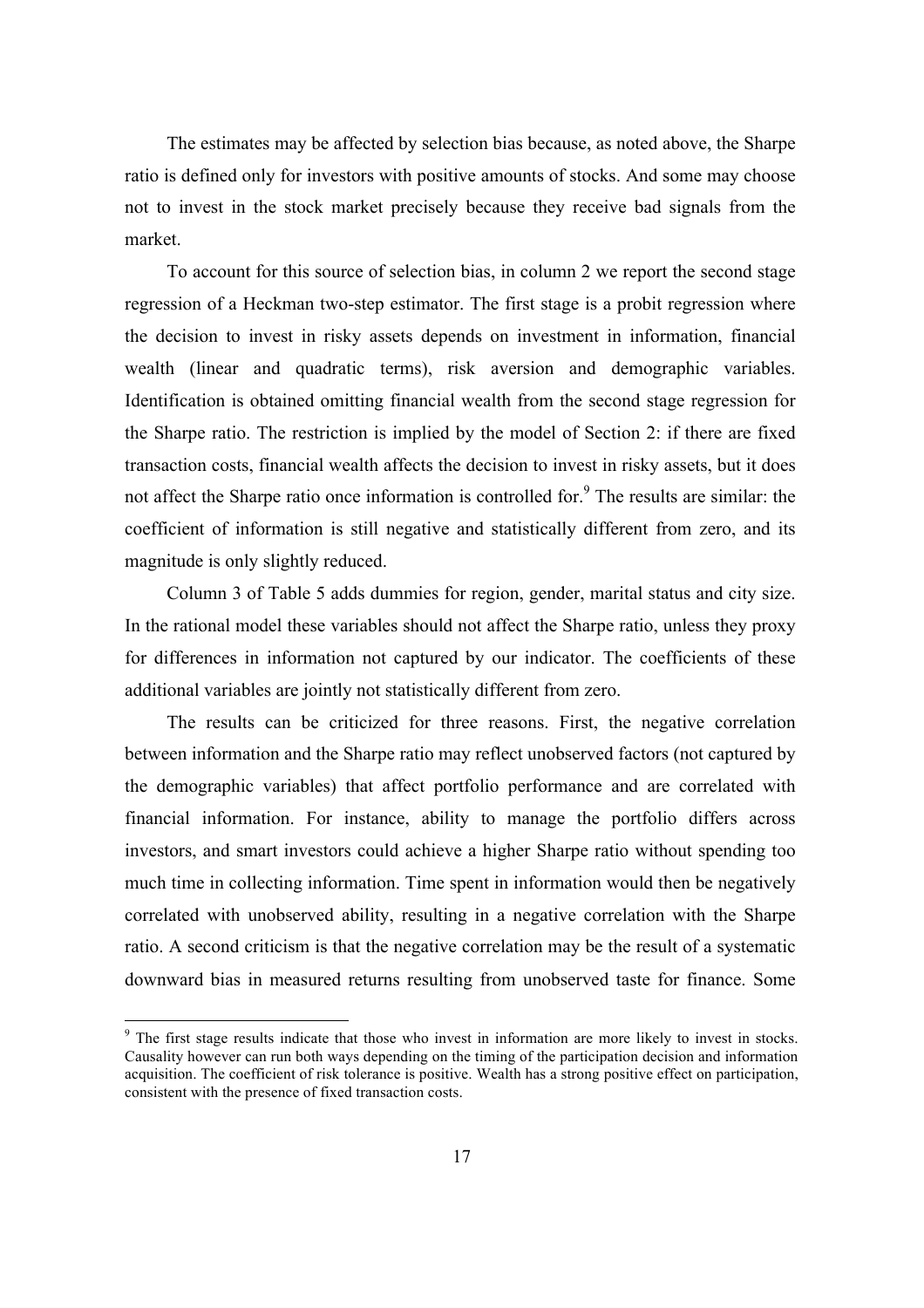The estimates may be affected by selection bias because, as noted above, the Sharpe ratio is defined only for investors with positive amounts of stocks. And some may choose not to invest in the stock market precisely because they receive bad signals from the market.

To account for this source of selection bias, in column 2 we report the second stage regression of a Heckman two-step estimator. The first stage is a probit regression where the decision to invest in risky assets depends on investment in information, financial wealth (linear and quadratic terms), risk aversion and demographic variables. Identification is obtained omitting financial wealth from the second stage regression for the Sharpe ratio. The restriction is implied by the model of Section 2: if there are fixed transaction costs, financial wealth affects the decision to invest in risky assets, but it does not affect the Sharpe ratio once information is controlled for.[9] The results are similar: the coefficient of information is still negative and statistically different from zero, and its magnitude is only slightly reduced.

Column 3 of Table 5 adds dummies for region, gender, marital status and city size. In the rational model these variables should not affect the Sharpe ratio, unless they proxy for differences in information not captured by our indicator. The coefficients of these additional variables are jointly not statistically different from zero.

The results can be criticized for three reasons. First, the negative correlation between information and the Sharpe ratio may reflect unobserved factors (not captured by the demographic variables) that affect portfolio performance and are correlated with financial information. For instance, ability to manage the portfolio differs across investors, and smart investors could achieve a higher Sharpe ratio without spending too much time in collecting information. Time spent in information would then be negatively correlated with unobserved ability, resulting in a negative correlation with the Sharpe ratio. A second criticism is that the negative correlation may be the result of a systematic downward bias in measured returns resulting from unobserved taste for finance. Some

[9] The first stage results indicate that those who invest in information are more likely to invest in stocks. Causality however can run both ways depending on the timing of the participation decision and information acquisition. The coefficient of risk tolerance is positive. Wealth has a strong positive effect on participation, consistent with the presence of fixed transaction costs.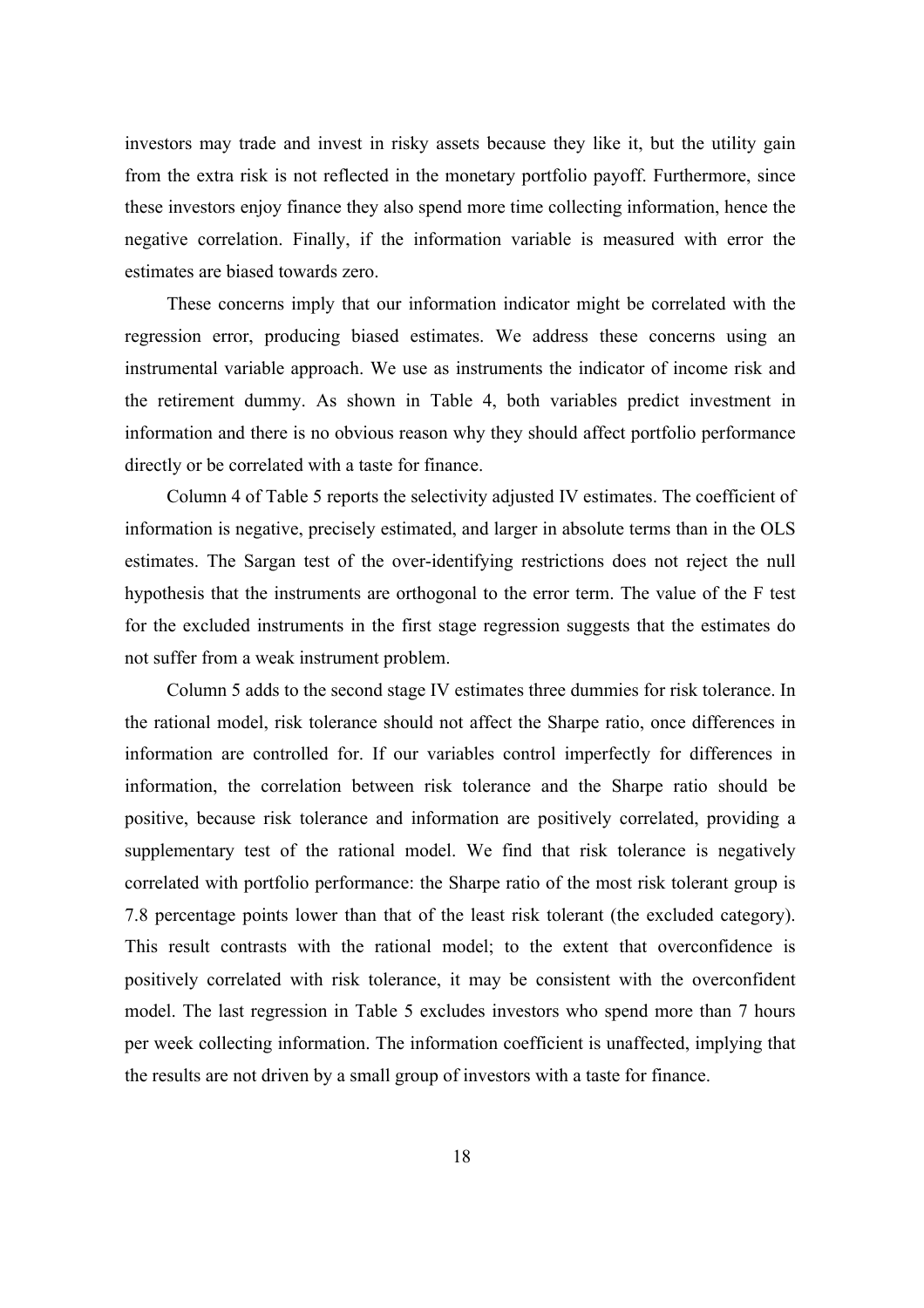investors may trade and invest in risky assets because they like it, but the utility gain from the extra risk is not reflected in the monetary portfolio payoff. Furthermore, since these investors enjoy finance they also spend more time collecting information, hence the negative correlation. Finally, if the information variable is measured with error the estimates are biased towards zero.

These concerns imply that our information indicator might be correlated with the regression error, producing biased estimates. We address these concerns using an instrumental variable approach. We use as instruments the indicator of income risk and the retirement dummy. As shown in Table 4, both variables predict investment in information and there is no obvious reason why they should affect portfolio performance directly or be correlated with a taste for finance.

Column 4 of Table 5 reports the selectivity adjusted IV estimates. The coefficient of information is negative, precisely estimated, and larger in absolute terms than in the OLS estimates. The Sargan test of the over-identifying restrictions does not reject the null hypothesis that the instruments are orthogonal to the error term. The value of the F test for the excluded instruments in the first stage regression suggests that the estimates do not suffer from a weak instrument problem.

Column 5 adds to the second stage IV estimates three dummies for risk tolerance. In the rational model, risk tolerance should not affect the Sharpe ratio, once differences in information are controlled for. If our variables control imperfectly for differences in information, the correlation between risk tolerance and the Sharpe ratio should be positive, because risk tolerance and information are positively correlated, providing a supplementary test of the rational model. We find that risk tolerance is negatively correlated with portfolio performance: the Sharpe ratio of the most risk tolerant group is 7.8 percentage points lower than that of the least risk tolerant (the excluded category). This result contrasts with the rational model; to the extent that overconfidence is positively correlated with risk tolerance, it may be consistent with the overconfident model. The last regression in Table 5 excludes investors who spend more than 7 hours per week collecting information. The information coefficient is unaffected, implying that the results are not driven by a small group of investors with a taste for finance.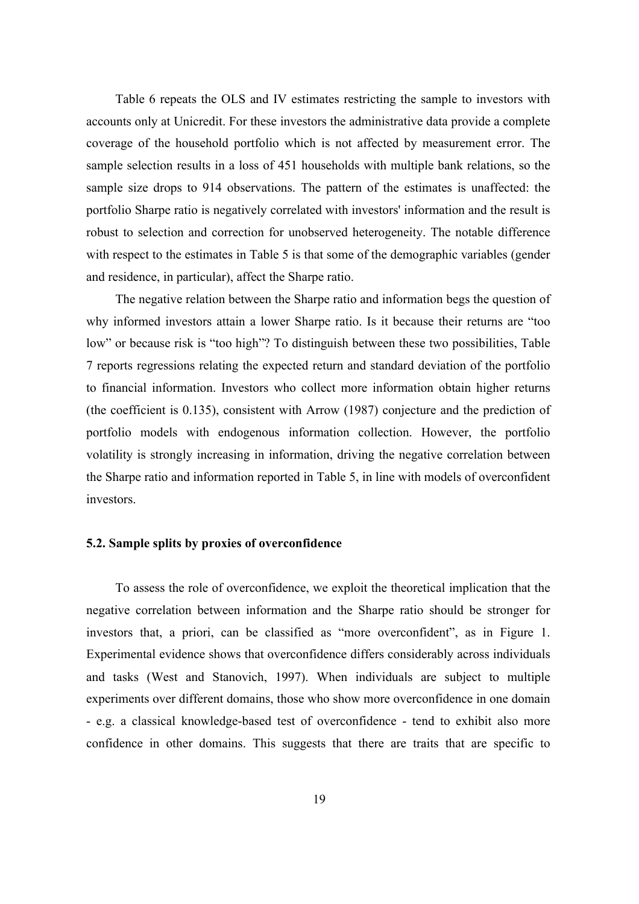Table 6 repeats the OLS and IV estimates restricting the sample to investors with accounts only at Unicredit. For these investors the administrative data provide a complete coverage of the household portfolio which is not affected by measurement error. The sample selection results in a loss of 451 households with multiple bank relations, so the sample size drops to 914 observations. The pattern of the estimates is unaffected: the portfolio Sharpe ratio is negatively correlated with investors' information and the result is robust to selection and correction for unobserved heterogeneity. The notable difference with respect to the estimates in Table 5 is that some of the demographic variables (gender and residence, in particular), affect the Sharpe ratio.

The negative relation between the Sharpe ratio and information begs the question of why informed investors attain a lower Sharpe ratio. Is it because their returns are "too low" or because risk is "too high"? To distinguish between these two possibilities, Table 7 reports regressions relating the expected return and standard deviation of the portfolio to financial information. Investors who collect more information obtain higher returns (the coefficient is 0.135), consistent with Arrow (1987) conjecture and the prediction of portfolio models with endogenous information collection. However, the portfolio volatility is strongly increasing in information, driving the negative correlation between the Sharpe ratio and information reported in Table 5, in line with models of overconfident investors.

### 5.2. Sample splits by proxies of overconfidence

To assess the role of overconfidence, we exploit the theoretical implication that the negative correlation between information and the Sharpe ratio should be stronger for investors that, a priori, can be classified as "more overconfident", as in Figure 1. Experimental evidence shows that overconfidence differs considerably across individuals and tasks (West and Stanovich, 1997). When individuals are subject to multiple experiments over different domains, those who show more overconfidence in one domain - e.g. a classical knowledge-based test of overconfidence - tend to exhibit also more confidence in other domains. This suggests that there are traits that are specific to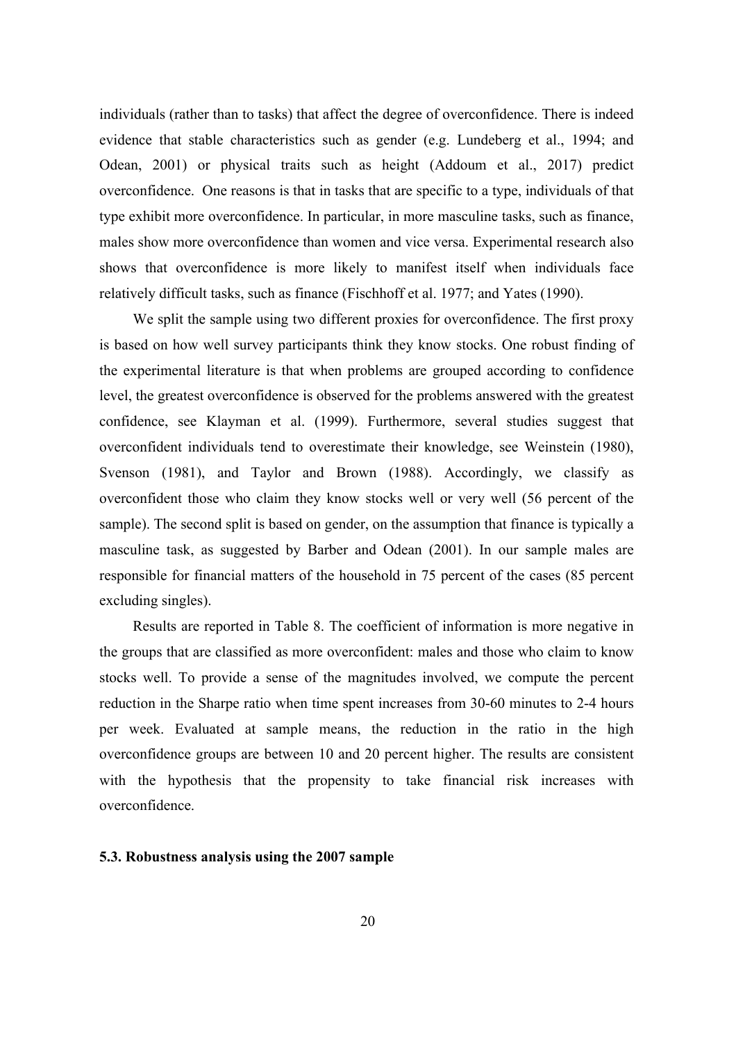individuals (rather than to tasks) that affect the degree of overconfidence. There is indeed evidence that stable characteristics such as gender (e.g. Lundeberg et al., 1994; and Odean, 2001) or physical traits such as height (Addoum et al., 2017) predict overconfidence. One reasons is that in tasks that are specific to a type, individuals of that type exhibit more overconfidence. In particular, in more masculine tasks, such as finance, males show more overconfidence than women and vice versa. Experimental research also shows that overconfidence is more likely to manifest itself when individuals face relatively difficult tasks, such as finance (Fischhoff et al. 1977; and Yates (1990).

We split the sample using two different proxies for overconfidence. The first proxy is based on how well survey participants think they know stocks. One robust finding of the experimental literature is that when problems are grouped according to confidence level, the greatest overconfidence is observed for the problems answered with the greatest confidence, see Klayman et al. (1999). Furthermore, several studies suggest that overconfident individuals tend to overestimate their knowledge, see Weinstein (1980), Svenson (1981), and Taylor and Brown (1988). Accordingly, we classify as overconfident those who claim they know stocks well or very well (56 percent of the sample). The second split is based on gender, on the assumption that finance is typically a masculine task, as suggested by Barber and Odean (2001). In our sample males are responsible for financial matters of the household in 75 percent of the cases (85 percent excluding singles).

Results are reported in Table 8. The coefficient of information is more negative in the groups that are classified as more overconfident: males and those who claim to know stocks well. To provide a sense of the magnitudes involved, we compute the percent reduction in the Sharpe ratio when time spent increases from 30-60 minutes to 2-4 hours per week. Evaluated at sample means, the reduction in the ratio in the high overconfidence groups are between 10 and 20 percent higher. The results are consistent with the hypothesis that the propensity to take financial risk increases with overconfidence.

### 5.3. Robustness analysis using the 2007 sample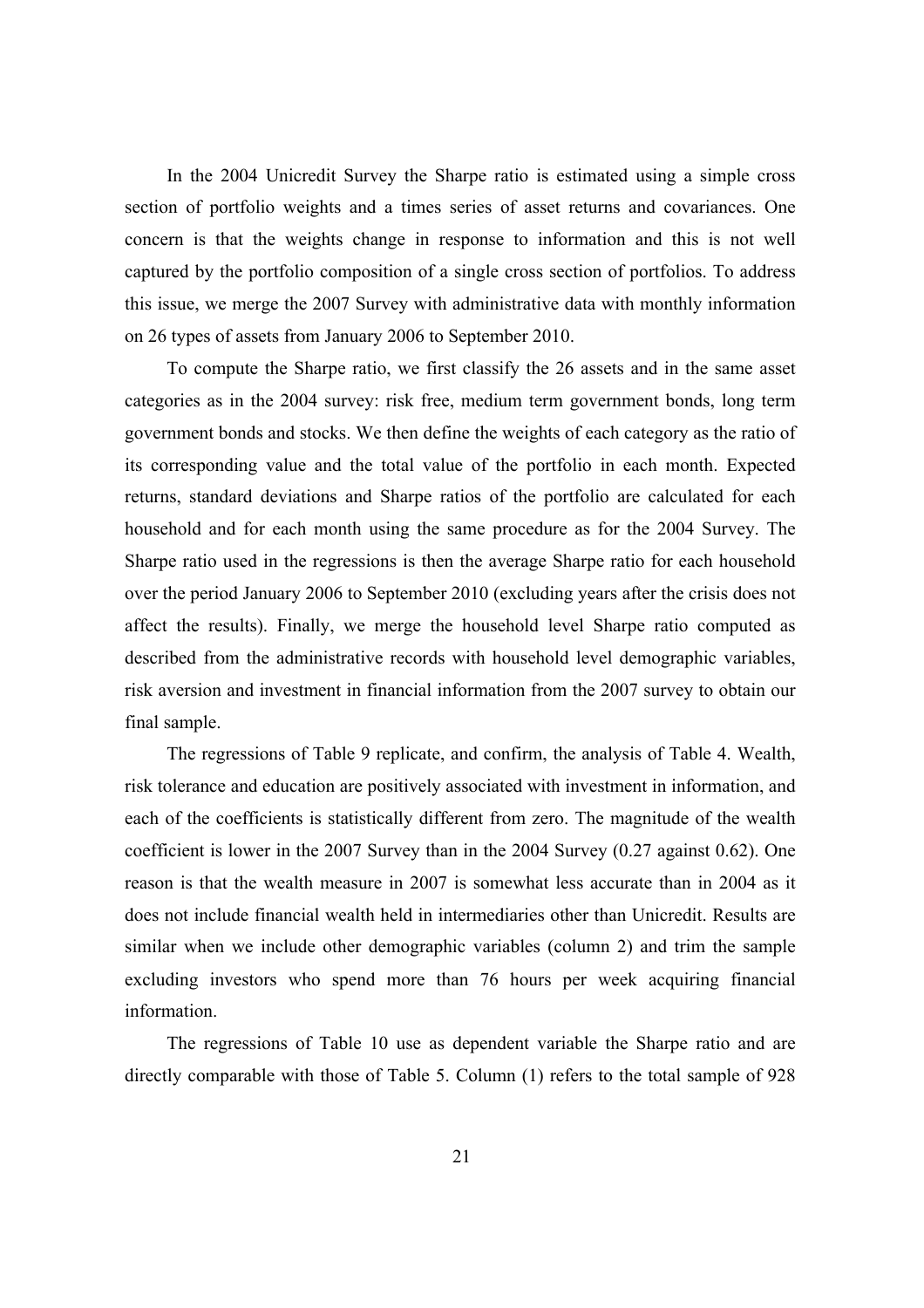In the 2004 Unicredit Survey the Sharpe ratio is estimated using a simple cross section of portfolio weights and a times series of asset returns and covariances. One concern is that the weights change in response to information and this is not well captured by the portfolio composition of a single cross section of portfolios. To address this issue, we merge the 2007 Survey with administrative data with monthly information on 26 types of assets from January 2006 to September 2010.

To compute the Sharpe ratio, we first classify the 26 assets and in the same asset categories as in the 2004 survey: risk free, medium term government bonds, long term government bonds and stocks. We then define the weights of each category as the ratio of its corresponding value and the total value of the portfolio in each month. Expected returns, standard deviations and Sharpe ratios of the portfolio are calculated for each household and for each month using the same procedure as for the 2004 Survey. The Sharpe ratio used in the regressions is then the average Sharpe ratio for each household over the period January 2006 to September 2010 (excluding years after the crisis does not affect the results). Finally, we merge the household level Sharpe ratio computed as described from the administrative records with household level demographic variables, risk aversion and investment in financial information from the 2007 survey to obtain our final sample.

The regressions of Table 9 replicate, and confirm, the analysis of Table 4. Wealth, risk tolerance and education are positively associated with investment in information, and each of the coefficients is statistically different from zero. The magnitude of the wealth coefficient is lower in the 2007 Survey than in the 2004 Survey (0.27 against 0.62). One reason is that the wealth measure in 2007 is somewhat less accurate than in 2004 as it does not include financial wealth held in intermediaries other than Unicredit. Results are similar when we include other demographic variables (column 2) and trim the sample excluding investors who spend more than 76 hours per week acquiring financial information.

The regressions of Table 10 use as dependent variable the Sharpe ratio and are directly comparable with those of Table 5. Column (1) refers to the total sample of 928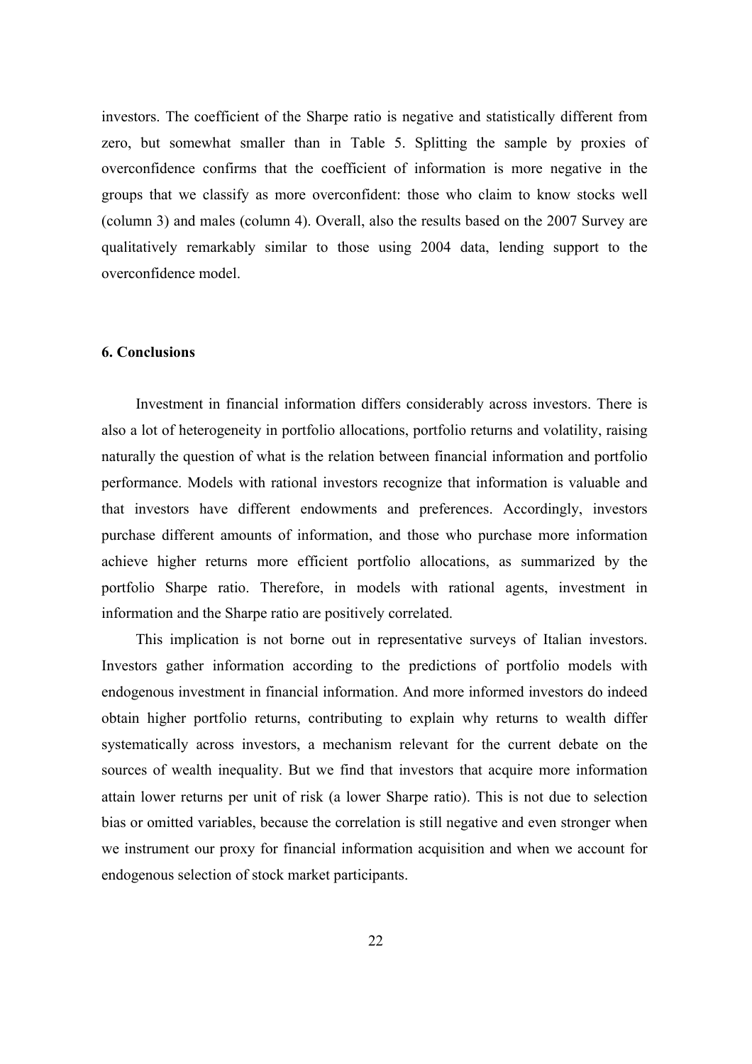investors. The coefficient of the Sharpe ratio is negative and statistically different from zero, but somewhat smaller than in Table 5. Splitting the sample by proxies of overconfidence confirms that the coefficient of information is more negative in the groups that we classify as more overconfident: those who claim to know stocks well (column 3) and males (column 4). Overall, also the results based on the 2007 Survey are qualitatively remarkably similar to those using 2004 data, lending support to the overconfidence model.

## 6. Conclusions

Investment in financial information differs considerably across investors. There is also a lot of heterogeneity in portfolio allocations, portfolio returns and volatility, raising naturally the question of what is the relation between financial information and portfolio performance. Models with rational investors recognize that information is valuable and that investors have different endowments and preferences. Accordingly, investors purchase different amounts of information, and those who purchase more information achieve higher returns more efficient portfolio allocations, as summarized by the portfolio Sharpe ratio. Therefore, in models with rational agents, investment in information and the Sharpe ratio are positively correlated.

This implication is not borne out in representative surveys of Italian investors. Investors gather information according to the predictions of portfolio models with endogenous investment in financial information. And more informed investors do indeed obtain higher portfolio returns, contributing to explain why returns to wealth differ systematically across investors, a mechanism relevant for the current debate on the sources of wealth inequality. But we find that investors that acquire more information attain lower returns per unit of risk (a lower Sharpe ratio). This is not due to selection bias or omitted variables, because the correlation is still negative and even stronger when we instrument our proxy for financial information acquisition and when we account for endogenous selection of stock market participants.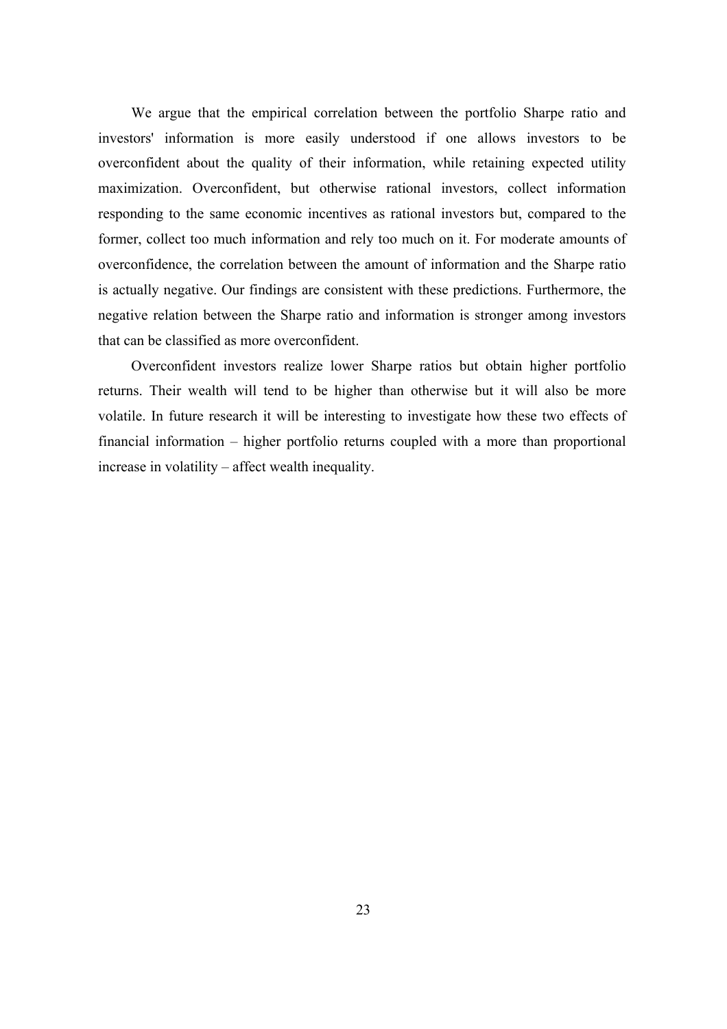We argue that the empirical correlation between the portfolio Sharpe ratio and investors' information is more easily understood if one allows investors to be overconfident about the quality of their information, while retaining expected utility maximization. Overconfident, but otherwise rational investors, collect information responding to the same economic incentives as rational investors but, compared to the former, collect too much information and rely too much on it. For moderate amounts of overconfidence, the correlation between the amount of information and the Sharpe ratio is actually negative. Our findings are consistent with these predictions. Furthermore, the negative relation between the Sharpe ratio and information is stronger among investors that can be classified as more overconfident.

Overconfident investors realize lower Sharpe ratios but obtain higher portfolio returns. Their wealth will tend to be higher than otherwise but it will also be more volatile. In future research it will be interesting to investigate how these two effects of financial information – higher portfolio returns coupled with a more than proportional increase in volatility – affect wealth inequality.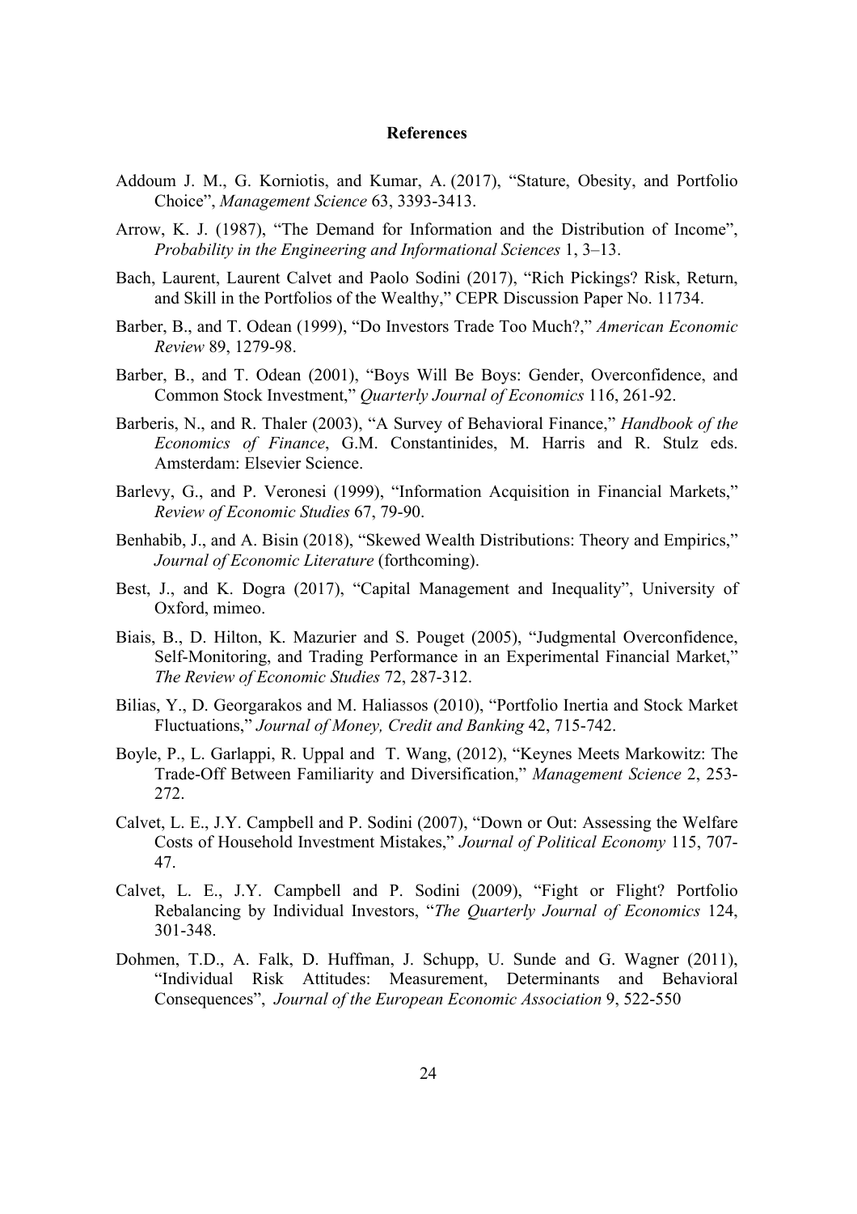# References

Addoum J. M., G. Korniotis, and Kumar, A. (2017), "Stature, Obesity, and Portfolio Choice", *Management Science* 63, 3393-3413.

Arrow, K. J. (1987), "The Demand for Information and the Distribution of Income", *Probability in the Engineering and Informational Sciences* 1, 3–13.

Bach, Laurent, Laurent Calvet and Paolo Sodini (2017), "Rich Pickings? Risk, Return, and Skill in the Portfolios of the Wealthy," CEPR Discussion Paper No. 11734.

Barber, B., and T. Odean (1999), "Do Investors Trade Too Much?," *American Economic Review* 89, 1279-98.

Barber, B., and T. Odean (2001), "Boys Will Be Boys: Gender, Overconfidence, and Common Stock Investment," *Quarterly Journal of Economics* 116, 261-92.

Barberis, N., and R. Thaler (2003), "A Survey of Behavioral Finance," *Handbook of the Economics of Finance*, G.M. Constantinides, M. Harris and R. Stulz eds. Amsterdam: Elsevier Science.

Barlevy, G., and P. Veronesi (1999), "Information Acquisition in Financial Markets," *Review of Economic Studies* 67, 79-90.

Benhabib, J., and A. Bisin (2018), "Skewed Wealth Distributions: Theory and Empirics," *Journal of Economic Literature* (forthcoming).

Best, J., and K. Dogra (2017), "Capital Management and Inequality", University of Oxford, mimeo.

Biais, B., D. Hilton, K. Mazurier and S. Pouget (2005), "Judgmental Overconfidence, Self-Monitoring, and Trading Performance in an Experimental Financial Market," *The Review of Economic Studies* 72, 287-312.

Bilias, Y., D. Georgarakos and M. Haliassos (2010), "Portfolio Inertia and Stock Market Fluctuations," *Journal of Money, Credit and Banking* 42, 715-742.

Boyle, P., L. Garlappi, R. Uppal and T. Wang, (2012), "Keynes Meets Markowitz: The Trade-Off Between Familiarity and Diversification," *Management Science* 2, 253-272.

Calvet, L. E., J.Y. Campbell and P. Sodini (2007), "Down or Out: Assessing the Welfare Costs of Household Investment Mistakes," *Journal of Political Economy* 115, 707-47.

Calvet, L. E., J.Y. Campbell and P. Sodini (2009), "Fight or Flight? Portfolio Rebalancing by Individual Investors, "*The Quarterly Journal of Economics* 124, 301-348.

Dohmen, T.D., A. Falk, D. Huffman, J. Schupp, U. Sunde and G. Wagner (2011), "Individual Risk Attitudes: Measurement, Determinants and Behavioral Consequences", *Journal of the European Economic Association* 9, 522-550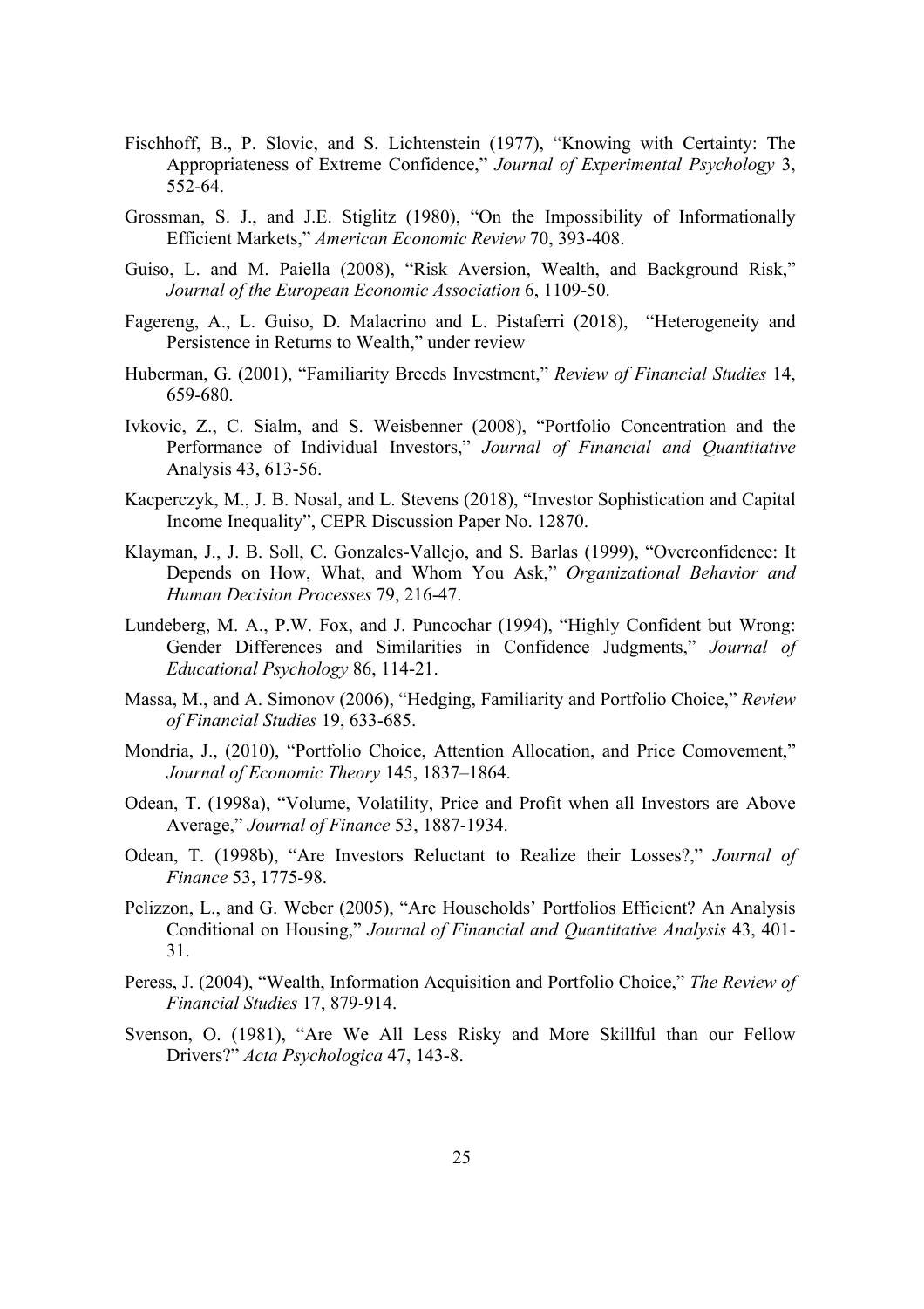Fischhoff, B., P. Slovic, and S. Lichtenstein (1977), "Knowing with Certainty: The Appropriateness of Extreme Confidence," *Journal of Experimental Psychology* 3, 552-64.

Grossman, S. J., and J.E. Stiglitz (1980), "On the Impossibility of Informationally Efficient Markets," *American Economic Review* 70, 393-408.

Guiso, L. and M. Paiella (2008), "Risk Aversion, Wealth, and Background Risk," *Journal of the European Economic Association* 6, 1109-50.

Fagereng, A., L. Guiso, D. Malacrino and L. Pistaferri (2018), "Heterogeneity and Persistence in Returns to Wealth," under review

Huberman, G. (2001), "Familiarity Breeds Investment," *Review of Financial Studies* 14, 659-680.

Ivkovic, Z., C. Sialm, and S. Weisbenner (2008), "Portfolio Concentration and the Performance of Individual Investors," *Journal of Financial and Quantitative* Analysis 43, 613-56.

Kacperczyk, M., J. B. Nosal, and L. Stevens (2018), "Investor Sophistication and Capital Income Inequality", CEPR Discussion Paper No. 12870.

Klayman, J., J. B. Soll, C. Gonzales-Vallejo, and S. Barlas (1999), "Overconfidence: It Depends on How, What, and Whom You Ask," *Organizational Behavior and Human Decision Processes* 79, 216-47.

Lundeberg, M. A., P.W. Fox, and J. Puncochar (1994), "Highly Confident but Wrong: Gender Differences and Similarities in Confidence Judgments," *Journal of Educational Psychology* 86, 114-21.

Massa, M., and A. Simonov (2006), "Hedging, Familiarity and Portfolio Choice," *Review of Financial Studies* 19, 633-685.

Mondria, J., (2010), "Portfolio Choice, Attention Allocation, and Price Comovement," *Journal of Economic Theory* 145, 1837–1864.

Odean, T. (1998a), "Volume, Volatility, Price and Profit when all Investors are Above Average," *Journal of Finance* 53, 1887-1934.

Odean, T. (1998b), "Are Investors Reluctant to Realize their Losses?," *Journal of Finance* 53, 1775-98.

Pelizzon, L., and G. Weber (2005), "Are Households' Portfolios Efficient? An Analysis Conditional on Housing," *Journal of Financial and Quantitative Analysis* 43, 401-31.

Peress, J. (2004), "Wealth, Information Acquisition and Portfolio Choice," *The Review of Financial Studies* 17, 879-914.

Svenson, O. (1981), "Are We All Less Risky and More Skillful than our Fellow Drivers?" *Acta Psychologica* 47, 143-8.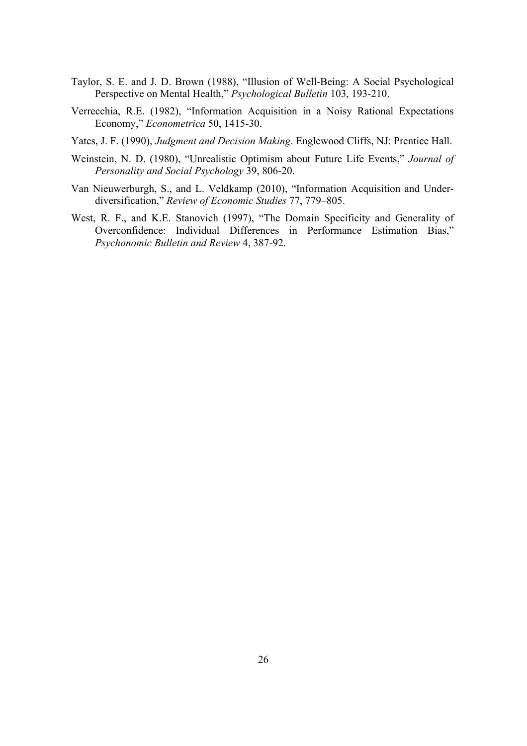Taylor, S. E. and J. D. Brown (1988), "Illusion of Well-Being: A Social Psychological Perspective on Mental Health," *Psychological Bulletin* 103, 193-210.

Verrecchia, R.E. (1982), "Information Acquisition in a Noisy Rational Expectations Economy," *Econometrica* 50, 1415-30.

Yates, J. F. (1990), *Judgment and Decision Making*. Englewood Cliffs, NJ: Prentice Hall.

Weinstein, N. D. (1980), "Unrealistic Optimism about Future Life Events," *Journal of Personality and Social Psychology* 39, 806-20.

Van Nieuwerburgh, S., and L. Veldkamp (2010), "Information Acquisition and Under-diversification," *Review of Economic Studies* 77, 779–805.

West, R. F., and K.E. Stanovich (1997), "The Domain Specificity and Generality of Overconfidence: Individual Differences in Performance Estimation Bias," *Psychonomic Bulletin and Review* 4, 387-92.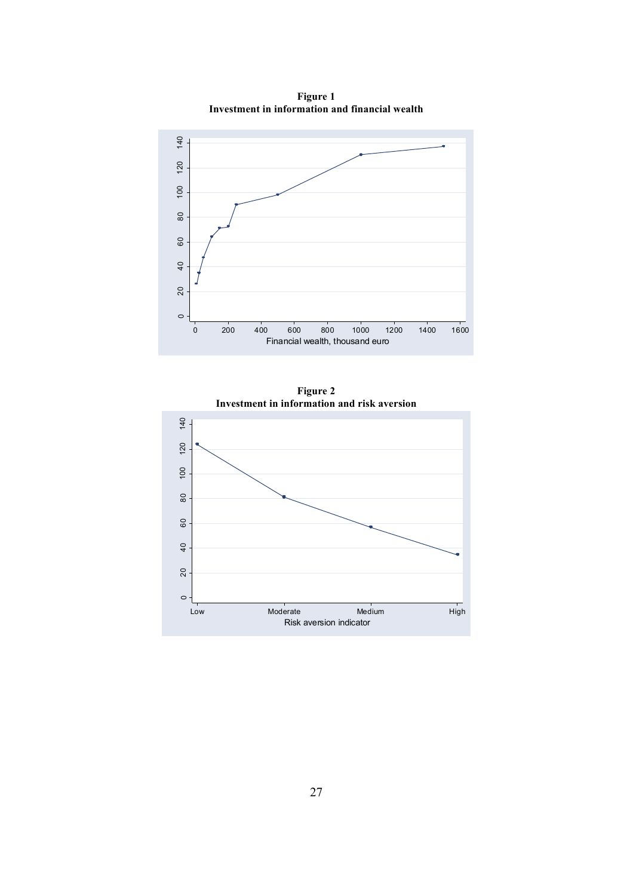**Figure 1**
**Investment in information and financial wealth**

**Figure 2**
**Investment in information and risk aversion**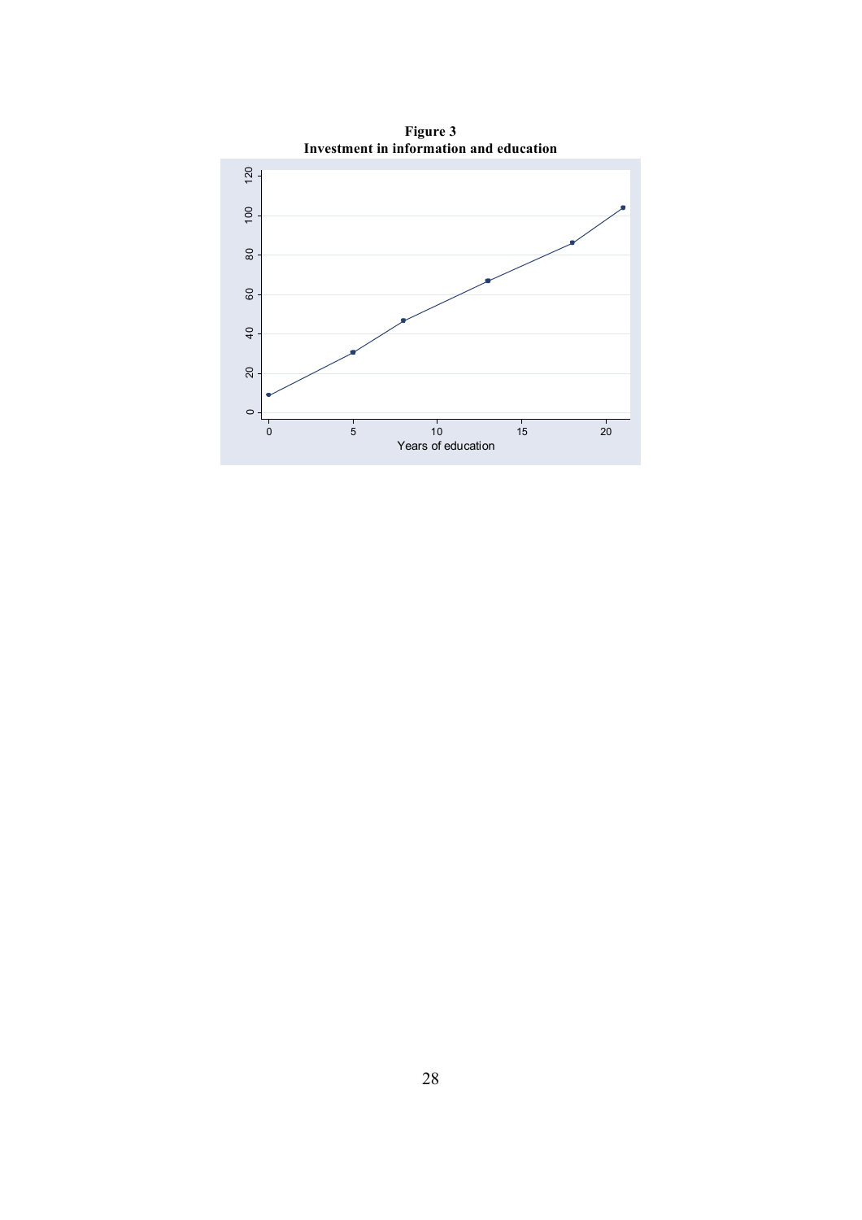**Figure 3**
**Investment in information and education**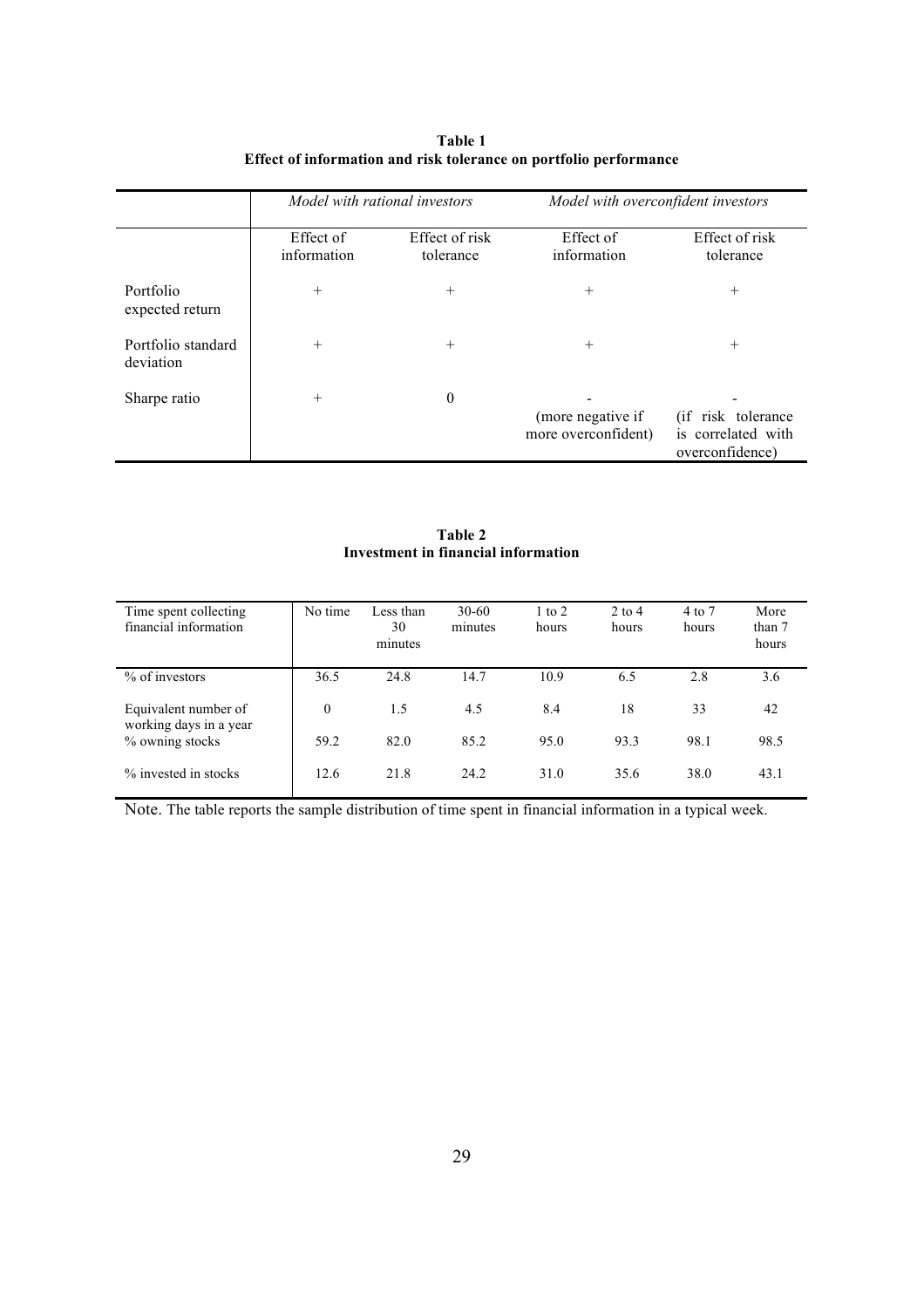**Table 1**
**Effect of information and risk tolerance on portfolio performance**

| | *Model with rational investors* | | *Model with overconfident investors* | |
|---|---|---|---|---|
| | Effect of information | Effect of risk tolerance | Effect of information | Effect of risk tolerance |
| Portfolio expected return | + | + | + | + |
| Portfolio standard deviation | + | + | + | + |
| Sharpe ratio | + | 0 | - (more negative if more overconfident) | - (if risk tolerance is correlated with overconfidence) |

**Table 2**
**Investment in financial information**

| Time spent collecting financial information | No time | Less than 30 minutes | 30-60 minutes | 1 to 2 hours | 2 to 4 hours | 4 to 7 hours | More than 7 hours |
|---|---|---|---|---|---|---|---|
| % of investors | 36.5 | 24.8 | 14.7 | 10.9 | 6.5 | 2.8 | 3.6 |
| Equivalent number of working days in a year | 0 | 1.5 | 4.5 | 8.4 | 18 | 33 | 42 |
| % owning stocks | 59.2 | 82.0 | 85.2 | 95.0 | 93.3 | 98.1 | 98.5 |
| % invested in stocks | 12.6 | 21.8 | 24.2 | 31.0 | 35.6 | 38.0 | 43.1 |

Note. The table reports the sample distribution of time spent in financial information in a typical week.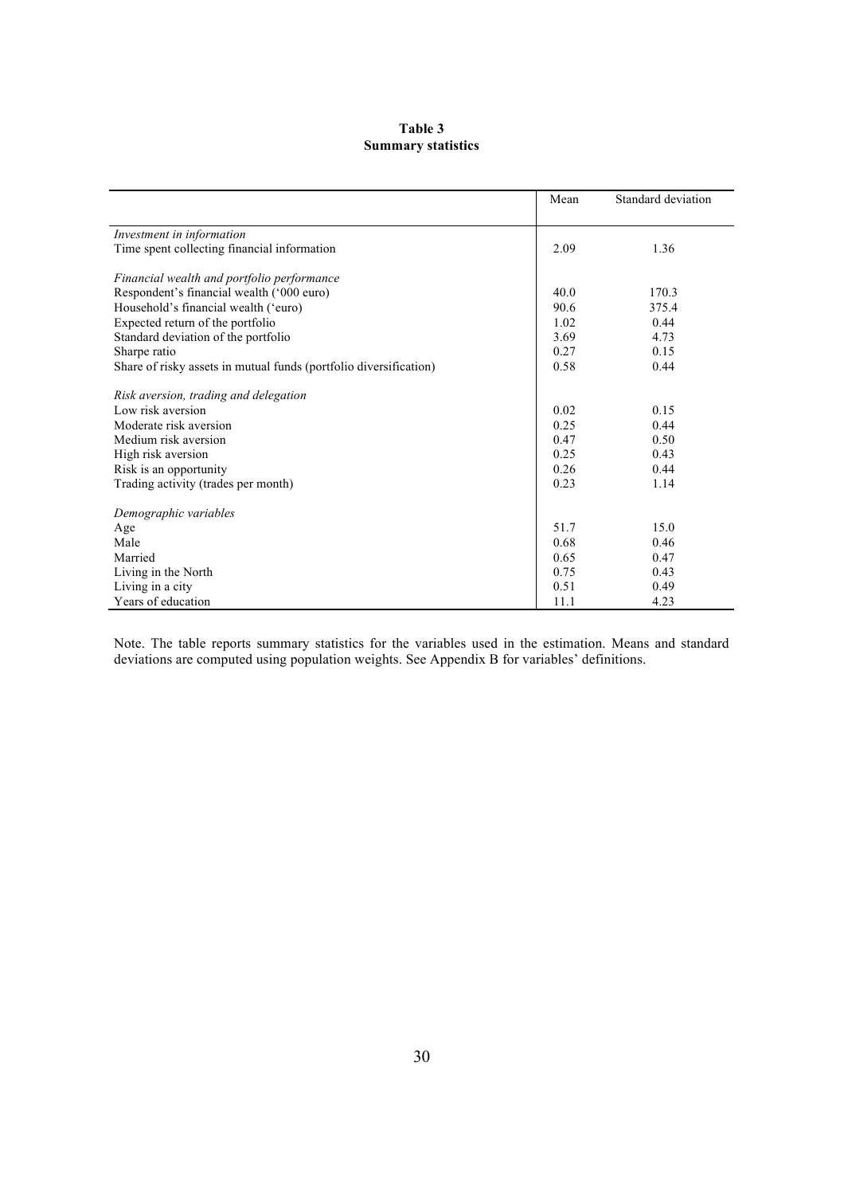**Table 3**
**Summary statistics**

| | Mean | Standard deviation |
|---|---|---|
| *Investment in information* | | |
| Time spent collecting financial information | 2.09 | 1.36 |
| *Financial wealth and portfolio performance* | | |
| Respondent's financial wealth ('000 euro) | 40.0 | 170.3 |
| Household's financial wealth ('euro) | 90.6 | 375.4 |
| Expected return of the portfolio | 1.02 | 0.44 |
| Standard deviation of the portfolio | 3.69 | 4.73 |
| Sharpe ratio | 0.27 | 0.15 |
| Share of risky assets in mutual funds (portfolio diversification) | 0.58 | 0.44 |
| *Risk aversion, trading and delegation* | | |
| Low risk aversion | 0.02 | 0.15 |
| Moderate risk aversion | 0.25 | 0.44 |
| Medium risk aversion | 0.47 | 0.50 |
| High risk aversion | 0.25 | 0.43 |
| Risk is an opportunity | 0.26 | 0.44 |
| Trading activity (trades per month) | 0.23 | 1.14 |
| *Demographic variables* | | |
| Age | 51.7 | 15.0 |
| Male | 0.68 | 0.46 |
| Married | 0.65 | 0.47 |
| Living in the North | 0.75 | 0.43 |
| Living in a city | 0.51 | 0.49 |
| Years of education | 11.1 | 4.23 |

Note. The table reports summary statistics for the variables used in the estimation. Means and standard deviations are computed using population weights. See Appendix B for variables' definitions.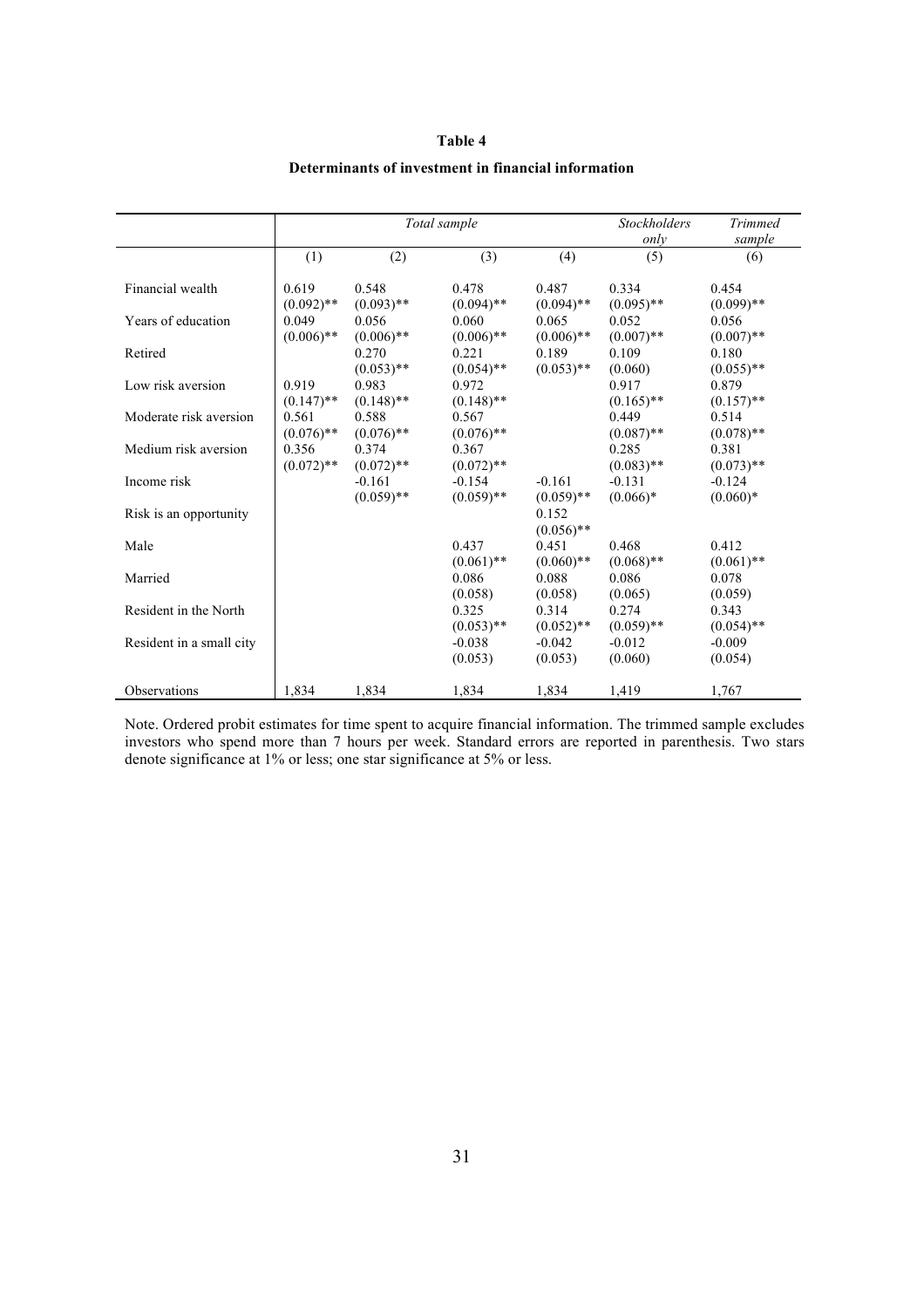**Table 4**

**Determinants of investment in financial information**

| | *Total sample* | | | | *Stockholders only* | *Trimmed sample* |
|---|---|---|---|---|---|---|
| | (1) | (2) | (3) | (4) | (5) | (6) |
| Financial wealth | 0.619<br>(0.092)** | 0.548<br>(0.093)** | 0.478<br>(0.094)** | 0.487<br>(0.094)** | 0.334<br>(0.095)** | 0.454<br>(0.099)** |
| Years of education | 0.049<br>(0.006)** | 0.056<br>(0.006)** | 0.060<br>(0.006)** | 0.065<br>(0.006)** | 0.052<br>(0.007)** | 0.056<br>(0.007)** |
| Retired | | 0.270<br>(0.053)** | 0.221<br>(0.054)** | 0.189<br>(0.053)** | 0.109<br>(0.060) | 0.180<br>(0.055)** |
| Low risk aversion | 0.919<br>(0.147)** | 0.983<br>(0.148)** | 0.972<br>(0.148)** | | 0.917<br>(0.165)** | 0.879<br>(0.157)** |
| Moderate risk aversion | 0.561<br>(0.076)** | 0.588<br>(0.076)** | 0.567<br>(0.076)** | | 0.449<br>(0.087)** | 0.514<br>(0.078)** |
| Medium risk aversion | 0.356<br>(0.072)** | 0.374<br>(0.072)** | 0.367<br>(0.072)** | | 0.285<br>(0.083)** | 0.381<br>(0.073)** |
| Income risk | | -0.161<br>(0.059)** | -0.154<br>(0.059)** | -0.161<br>(0.059)** | -0.131<br>(0.066)* | -0.124<br>(0.060)* |
| Risk is an opportunity | | | | 0.152<br>(0.056)** | | |
| Male | | | 0.437<br>(0.061)** | 0.451<br>(0.060)** | 0.468<br>(0.068)** | 0.412<br>(0.061)** |
| Married | | | 0.086<br>(0.058) | 0.088<br>(0.058) | 0.086<br>(0.065) | 0.078<br>(0.059) |
| Resident in the North | | | 0.325<br>(0.053)** | 0.314<br>(0.052)** | 0.274<br>(0.059)** | 0.343<br>(0.054)** |
| Resident in a small city | | | -0.038<br>(0.053) | -0.042<br>(0.053) | -0.012<br>(0.060) | -0.009<br>(0.054) |
| Observations | 1,834 | 1,834 | 1,834 | 1,834 | 1,419 | 1,767 |

Note. Ordered probit estimates for time spent to acquire financial information. The trimmed sample excludes investors who spend more than 7 hours per week. Standard errors are reported in parenthesis. Two stars denote significance at 1% or less; one star significance at 5% or less.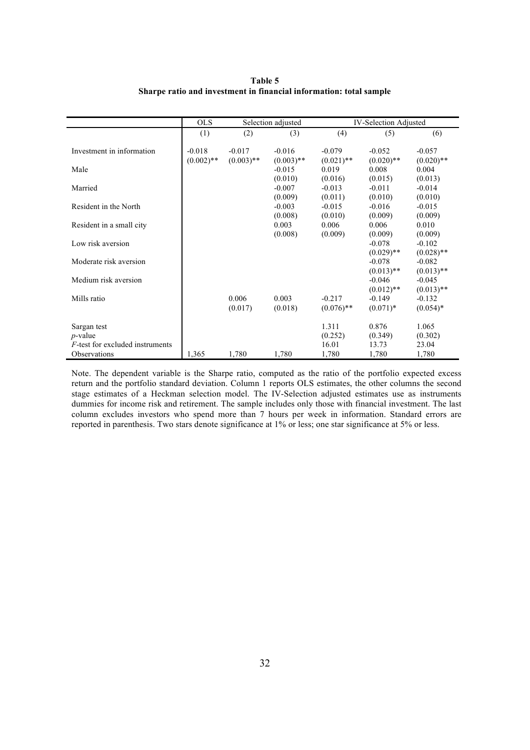**Table 5**
**Sharpe ratio and investment in financial information: total sample**

| | OLS | Selection adjusted | | IV-Selection Adjusted | | |
|---|---|---|---|---|---|---|
| | (1) | (2) | (3) | (4) | (5) | (6) |
| Investment in information | -0.018 | -0.017 | -0.016 | -0.079 | -0.052 | -0.057 |
| | (0.002)** | (0.003)** | (0.003)** | (0.021)** | (0.020)** | (0.020)** |
| Male | | | -0.015 | 0.019 | 0.008 | 0.004 |
| | | | (0.010) | (0.016) | (0.015) | (0.013) |
| Married | | | -0.007 | -0.013 | -0.011 | -0.014 |
| | | | (0.009) | (0.011) | (0.010) | (0.010) |
| Resident in the North | | | -0.003 | -0.015 | -0.016 | -0.015 |
| | | | (0.008) | (0.010) | (0.009) | (0.009) |
| Resident in a small city | | | 0.003 | 0.006 | 0.006 | 0.010 |
| | | | (0.008) | (0.009) | (0.009) | (0.009) |
| Low risk aversion | | | | | -0.078 | -0.102 |
| | | | | | (0.029)** | (0.028)** |
| Moderate risk aversion | | | | | -0.078 | -0.082 |
| | | | | | (0.013)** | (0.013)** |
| Medium risk aversion | | | | | -0.046 | -0.045 |
| | | | | | (0.012)** | (0.013)** |
| Mills ratio | | 0.006 | 0.003 | -0.217 | -0.149 | -0.132 |
| | | (0.017) | (0.018) | (0.076)** | (0.071)* | (0.054)* |
| Sargan test | | | | 1.311 | 0.876 | 1.065 |
| *p*-value | | | | (0.252) | (0.349) | (0.302) |
| *F*-test for excluded instruments | | | | 16.01 | 13.73 | 23.04 |
| Observations | 1,365 | 1,780 | 1,780 | 1,780 | 1,780 | 1,780 |

Note. The dependent variable is the Sharpe ratio, computed as the ratio of the portfolio expected excess return and the portfolio standard deviation. Column 1 reports OLS estimates, the other columns the second stage estimates of a Heckman selection model. The IV-Selection adjusted estimates use as instruments dummies for income risk and retirement. The sample includes only those with financial investment. The last column excludes investors who spend more than 7 hours per week in information. Standard errors are reported in parenthesis. Two stars denote significance at 1% or less; one star significance at 5% or less.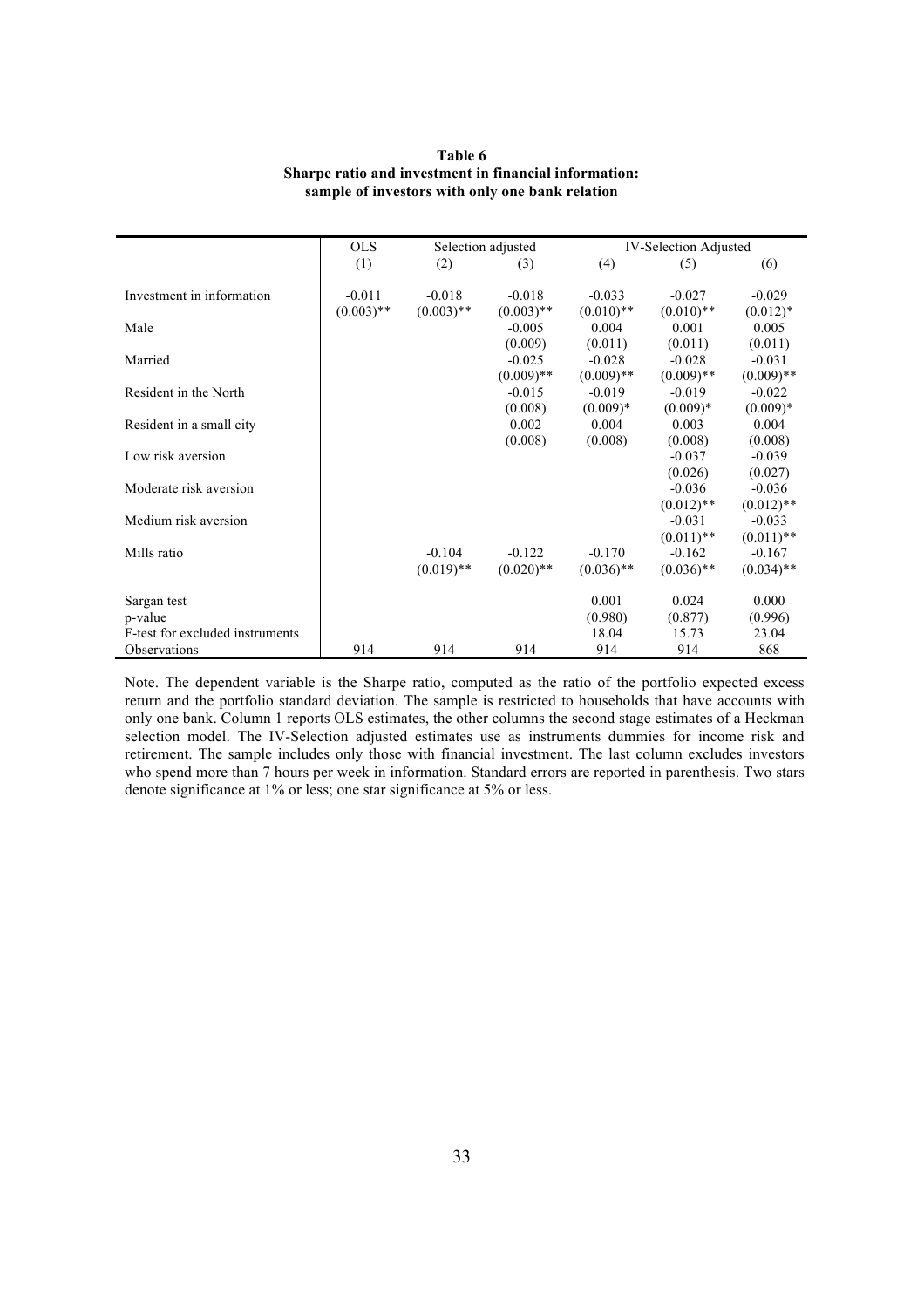**Table 6**
**Sharpe ratio and investment in financial information: sample of investors with only one bank relation**

| | OLS | Selection adjusted | | IV-Selection Adjusted | | |
|---|---|---|---|---|---|---|
| | (1) | (2) | (3) | (4) | (5) | (6) |
| Investment in information | -0.011 | -0.018 | -0.018 | -0.033 | -0.027 | -0.029 |
| | (0.003)** | (0.003)** | (0.003)** | (0.010)** | (0.010)** | (0.012)* |
| Male | | | -0.005 | 0.004 | 0.001 | 0.005 |
| | | | (0.009) | (0.011) | (0.011) | (0.011) |
| Married | | | -0.025 | -0.028 | -0.028 | -0.031 |
| | | | (0.009)** | (0.009)** | (0.009)** | (0.009)** |
| Resident in the North | | | -0.015 | -0.019 | -0.019 | -0.022 |
| | | | (0.008) | (0.009)* | (0.009)* | (0.009)* |
| Resident in a small city | | | 0.002 | 0.004 | 0.003 | 0.004 |
| | | | (0.008) | (0.008) | (0.008) | (0.008) |
| Low risk aversion | | | | | -0.037 | -0.039 |
| | | | | | (0.026) | (0.027) |
| Moderate risk aversion | | | | | -0.036 | -0.036 |
| | | | | | (0.012)** | (0.012)** |
| Medium risk aversion | | | | | -0.031 | -0.033 |
| | | | | | (0.011)** | (0.011)** |
| Mills ratio | | -0.104 | -0.122 | -0.170 | -0.162 | -0.167 |
| | | (0.019)** | (0.020)** | (0.036)** | (0.036)** | (0.034)** |
| Sargan test | | | | 0.001 | 0.024 | 0.000 |
| p-value | | | | (0.980) | (0.877) | (0.996) |
| F-test for excluded instruments | | | | 18.04 | 15.73 | 23.04 |
| Observations | 914 | 914 | 914 | 914 | 914 | 868 |

Note. The dependent variable is the Sharpe ratio, computed as the ratio of the portfolio expected excess return and the portfolio standard deviation. The sample is restricted to households that have accounts with only one bank. Column 1 reports OLS estimates, the other columns the second stage estimates of a Heckman selection model. The IV-Selection adjusted estimates use as instruments dummies for income risk and retirement. The sample includes only those with financial investment. The last column excludes investors who spend more than 7 hours per week in information. Standard errors are reported in parenthesis. Two stars denote significance at 1% or less; one star significance at 5% or less.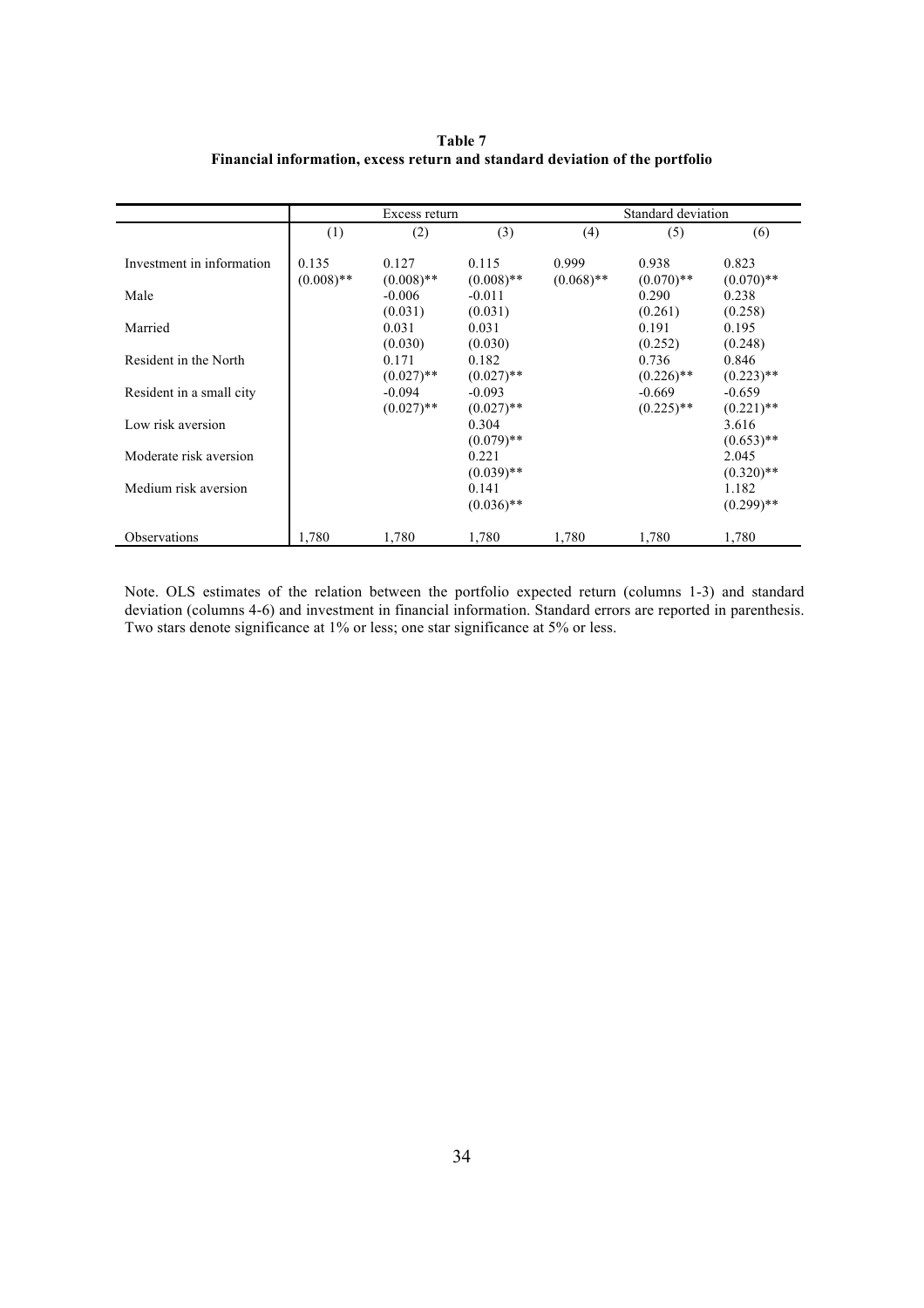**Table 7**
**Financial information, excess return and standard deviation of the portfolio**

| | Excess return | | | Standard deviation | | |
|---|---|---|---|---|---|---|
| | (1) | (2) | (3) | (4) | (5) | (6) |
| Investment in information | 0.135 | 0.127 | 0.115 | 0.999 | 0.938 | 0.823 |
| | (0.008)** | (0.008)** | (0.008)** | (0.068)** | (0.070)** | (0.070)** |
| Male | | -0.006 | -0.011 | | 0.290 | 0.238 |
| | | (0.031) | (0.031) | | (0.261) | (0.258) |
| Married | | 0.031 | 0.031 | | 0.191 | 0.195 |
| | | (0.030) | (0.030) | | (0.252) | (0.248) |
| Resident in the North | | 0.171 | 0.182 | | 0.736 | 0.846 |
| | | (0.027)** | (0.027)** | | (0.226)** | (0.223)** |
| Resident in a small city | | -0.094 | -0.093 | | -0.669 | -0.659 |
| | | (0.027)** | (0.027)** | | (0.225)** | (0.221)** |
| Low risk aversion | | | 0.304 | | | 3.616 |
| | | | (0.079)** | | | (0.653)** |
| Moderate risk aversion | | | 0.221 | | | 2.045 |
| | | | (0.039)** | | | (0.320)** |
| Medium risk aversion | | | 0.141 | | | 1.182 |
| | | | (0.036)** | | | (0.299)** |
| Observations | 1,780 | 1,780 | 1,780 | 1,780 | 1,780 | 1,780 |

Note. OLS estimates of the relation between the portfolio expected return (columns 1-3) and standard deviation (columns 4-6) and investment in financial information. Standard errors are reported in parenthesis. Two stars denote significance at 1% or less; one star significance at 5% or less.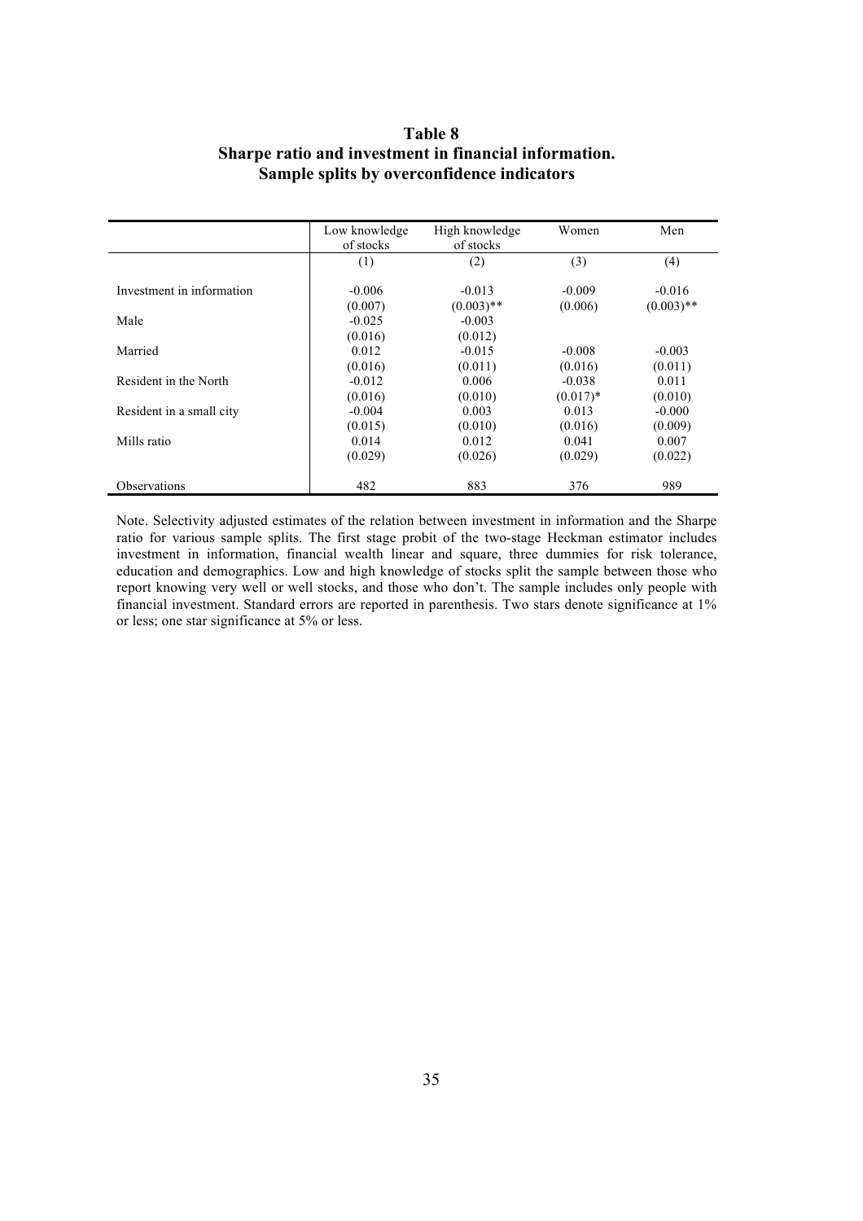# Table 8
## Sharpe ratio and investment in financial information. Sample splits by overconfidence indicators

| | Low knowledge of stocks | High knowledge of stocks | Women | Men |
|---|---|---|---|---|
| | (1) | (2) | (3) | (4) |
| Investment in information | -0.006 | -0.013 | -0.009 | -0.016 |
| | (0.007) | (0.003)** | (0.006) | (0.003)** |
| Male | -0.025 | -0.003 | | |
| | (0.016) | (0.012) | | |
| Married | 0.012 | -0.015 | -0.008 | -0.003 |
| | (0.016) | (0.011) | (0.016) | (0.011) |
| Resident in the North | -0.012 | 0.006 | -0.038 | 0.011 |
| | (0.016) | (0.010) | (0.017)* | (0.010) |
| Resident in a small city | -0.004 | 0.003 | 0.013 | -0.000 |
| | (0.015) | (0.010) | (0.016) | (0.009) |
| Mills ratio | 0.014 | 0.012 | 0.041 | 0.007 |
| | (0.029) | (0.026) | (0.029) | (0.022) |
| Observations | 482 | 883 | 376 | 989 |

Note. Selectivity adjusted estimates of the relation between investment in information and the Sharpe ratio for various sample splits. The first stage probit of the two-stage Heckman estimator includes investment in information, financial wealth linear and square, three dummies for risk tolerance, education and demographics. Low and high knowledge of stocks split the sample between those who report knowing very well or well stocks, and those who don't. The sample includes only people with financial investment. Standard errors are reported in parenthesis. Two stars denote significance at 1% or less; one star significance at 5% or less.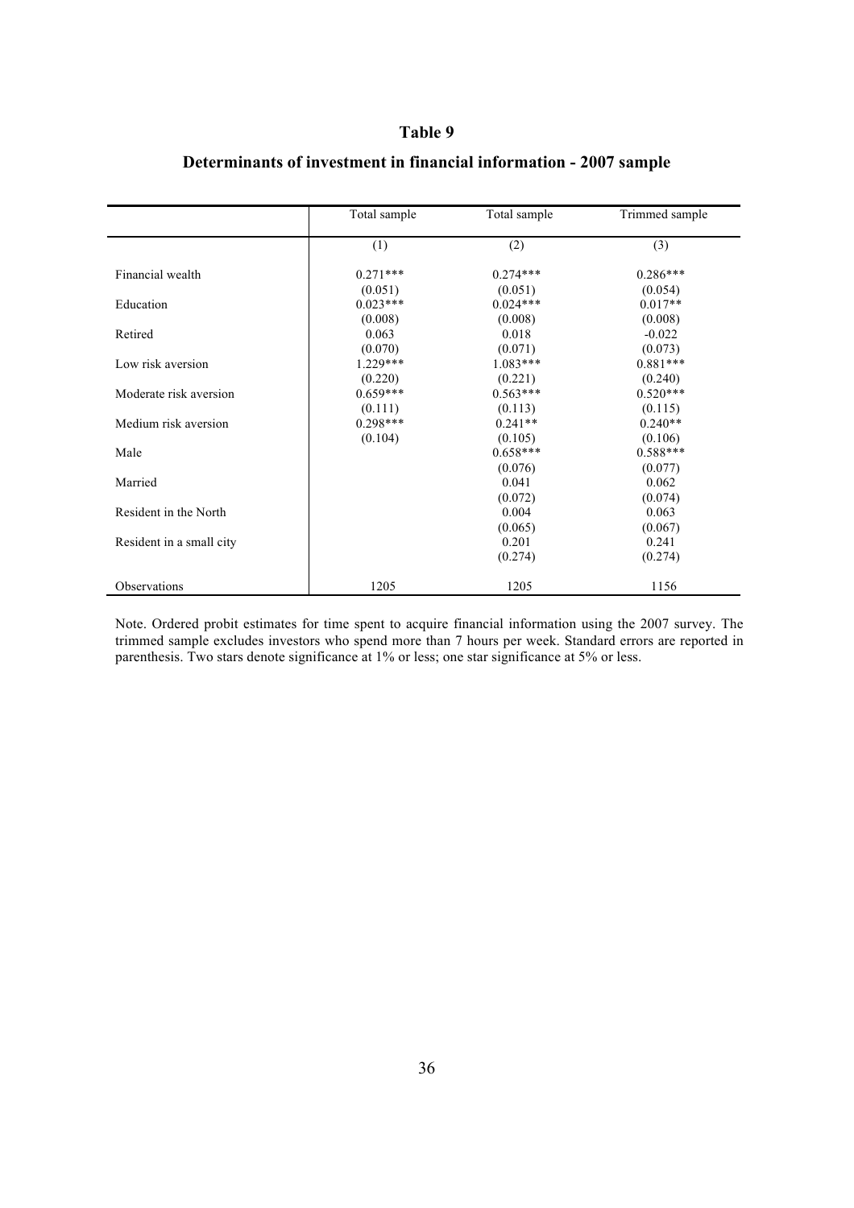# Table 9

## Determinants of investment in financial information - 2007 sample

| | Total sample | Total sample | Trimmed sample |
|---|---|---|---|
| | (1) | (2) | (3) |
| Financial wealth | 0.271*** | 0.274*** | 0.286*** |
| | (0.051) | (0.051) | (0.054) |
| Education | 0.023*** | 0.024*** | 0.017** |
| | (0.008) | (0.008) | (0.008) |
| Retired | 0.063 | 0.018 | -0.022 |
| | (0.070) | (0.071) | (0.073) |
| Low risk aversion | 1.229*** | 1.083*** | 0.881*** |
| | (0.220) | (0.221) | (0.240) |
| Moderate risk aversion | 0.659*** | 0.563*** | 0.520*** |
| | (0.111) | (0.113) | (0.115) |
| Medium risk aversion | 0.298*** | 0.241** | 0.240** |
| | (0.104) | (0.105) | (0.106) |
| Male | | 0.658*** | 0.588*** |
| | | (0.076) | (0.077) |
| Married | | 0.041 | 0.062 |
| | | (0.072) | (0.074) |
| Resident in the North | | 0.004 | 0.063 |
| | | (0.065) | (0.067) |
| Resident in a small city | | 0.201 | 0.241 |
| | | (0.274) | (0.274) |
| Observations | 1205 | 1205 | 1156 |

Note. Ordered probit estimates for time spent to acquire financial information using the 2007 survey. The trimmed sample excludes investors who spend more than 7 hours per week. Standard errors are reported in parenthesis. Two stars denote significance at 1% or less; one star significance at 5% or less.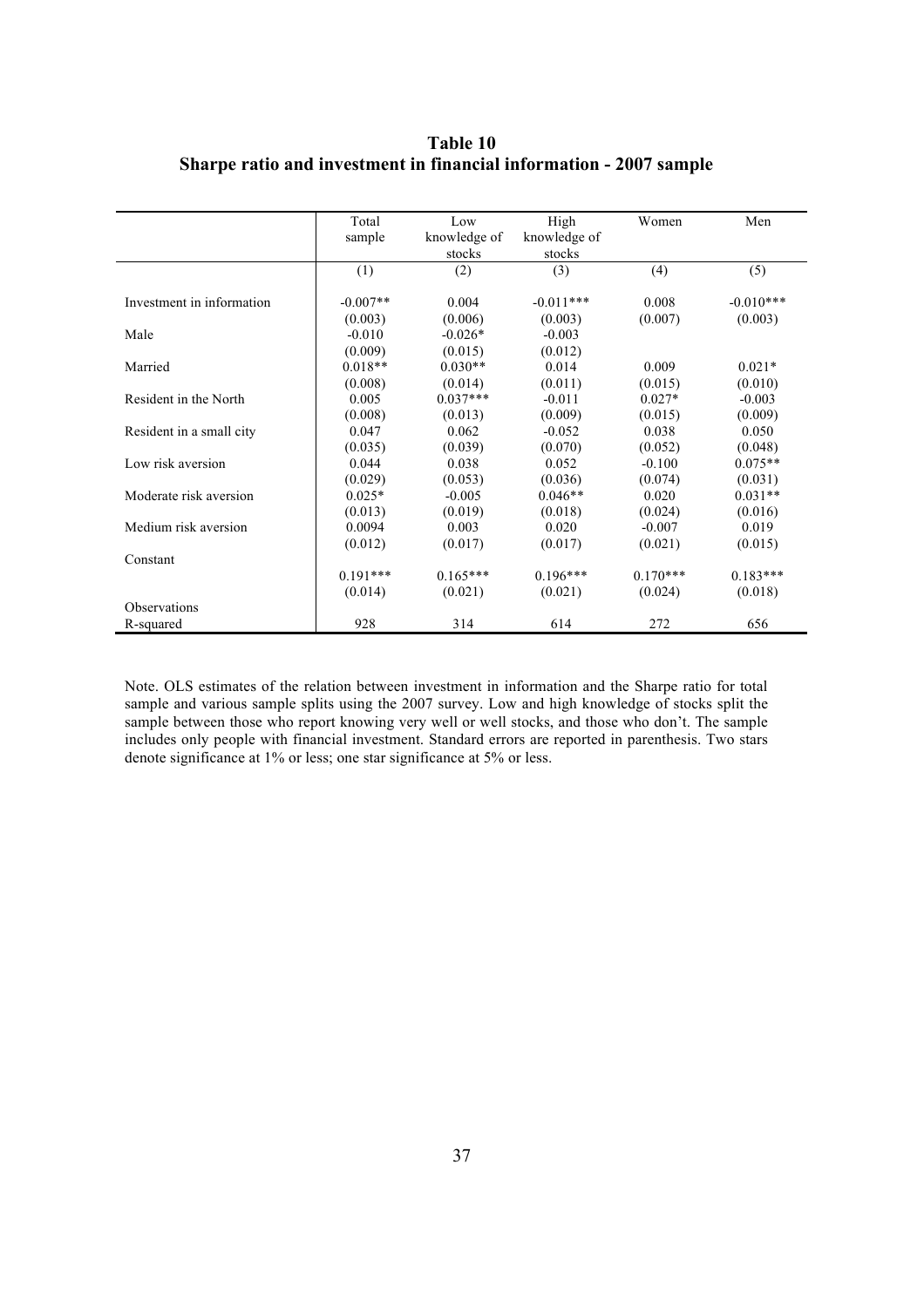# Table 10
# Sharpe ratio and investment in financial information - 2007 sample

| | Total sample | Low knowledge of stocks | High knowledge of stocks | Women | Men |
|---|---|---|---|---|---|
| | (1) | (2) | (3) | (4) | (5) |
| Investment in information | -0.007** | 0.004 | -0.011*** | 0.008 | -0.010*** |
| | (0.003) | (0.006) | (0.003) | (0.007) | (0.003) |
| Male | -0.010 | -0.026* | -0.003 | | |
| | (0.009) | (0.015) | (0.012) | | |
| Married | 0.018** | 0.030** | 0.014 | 0.009 | 0.021* |
| | (0.008) | (0.014) | (0.011) | (0.015) | (0.010) |
| Resident in the North | 0.005 | 0.037*** | -0.011 | 0.027* | -0.003 |
| | (0.008) | (0.013) | (0.009) | (0.015) | (0.009) |
| Resident in a small city | 0.047 | 0.062 | -0.052 | 0.038 | 0.050 |
| | (0.035) | (0.039) | (0.070) | (0.052) | (0.048) |
| Low risk aversion | 0.044 | 0.038 | 0.052 | -0.100 | 0.075** |
| | (0.029) | (0.053) | (0.036) | (0.074) | (0.031) |
| Moderate risk aversion | 0.025* | -0.005 | 0.046** | 0.020 | 0.031** |
| | (0.013) | (0.019) | (0.018) | (0.024) | (0.016) |
| Medium risk aversion | 0.0094 | 0.003 | 0.020 | -0.007 | 0.019 |
| | (0.012) | (0.017) | (0.017) | (0.021) | (0.015) |
| Constant | | | | | |
| | 0.191*** | 0.165*** | 0.196*** | 0.170*** | 0.183*** |
| | (0.014) | (0.021) | (0.021) | (0.024) | (0.018) |
| Observations | | | | | |
| R-squared | 928 | 314 | 614 | 272 | 656 |

Note. OLS estimates of the relation between investment in information and the Sharpe ratio for total sample and various sample splits using the 2007 survey. Low and high knowledge of stocks split the sample between those who report knowing very well or well stocks, and those who don't. The sample includes only people with financial investment. Standard errors are reported in parenthesis. Two stars denote significance at 1% or less; one star significance at 5% or less.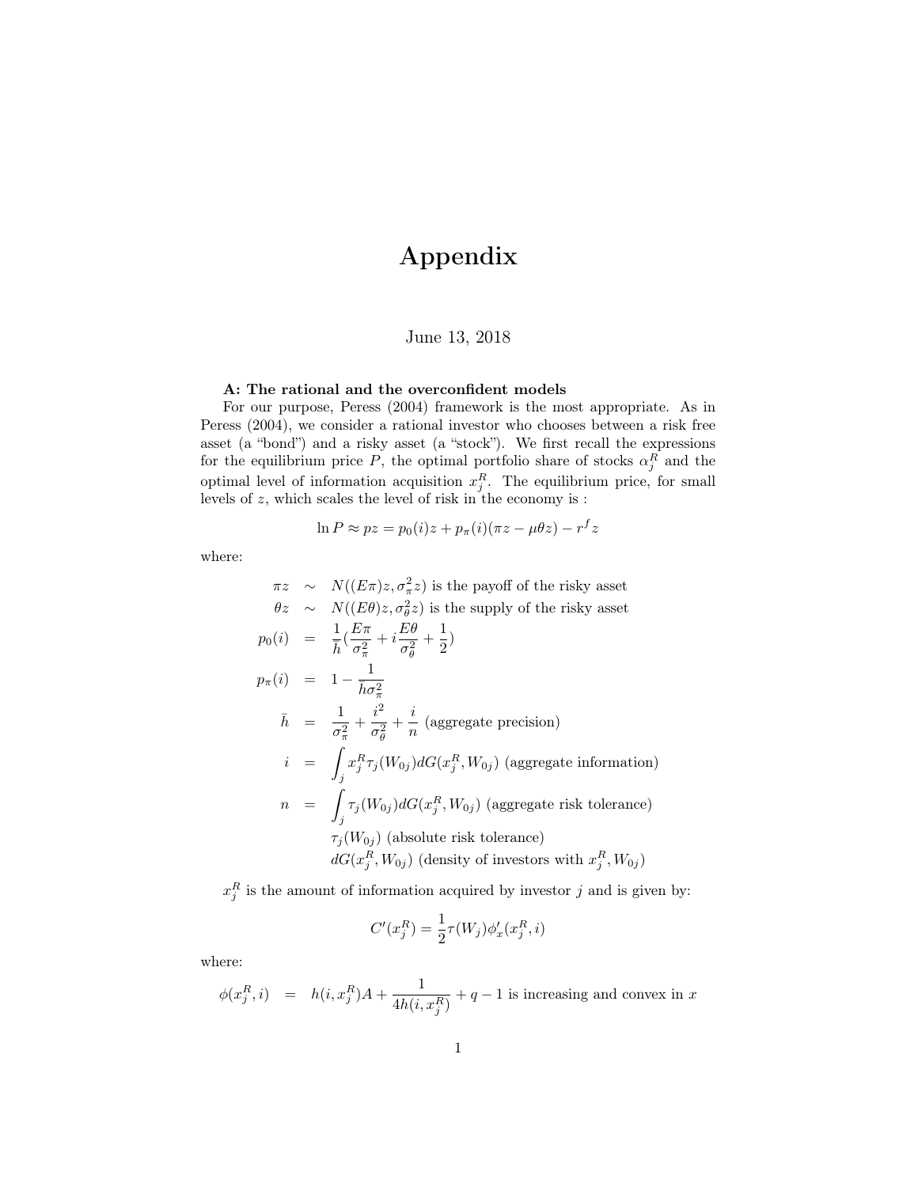# Appendix

June 13, 2018

**A: The rational and the overconfident models**

For our purpose, Peress (2004) framework is the most appropriate. As in Peress (2004), we consider a rational investor who chooses between a risk free asset (a "bond") and a risky asset (a "stock"). We first recall the expressions for the equilibrium price $P$, the optimal portfolio share of stocks $\alpha_j^R$ and the optimal level of information acquisition $x_j^R$. The equilibrium price, for small levels of $z$, which scales the level of risk in the economy is :

$$\ln P \approx pz = p_0(i)z + p_\pi(i)(\pi z - \mu\theta z) - r^f z$$

where:

$$
\begin{aligned}
\pi z &\sim N((E\pi)z, \sigma_\pi^2 z) \text{ is the payoff of the risky asset} \\
\theta z &\sim N((E\theta)z, \sigma_\theta^2 z) \text{ is the supply of the risky asset} \\
p_0(i) &= \frac{1}{\bar{h}}\left(\frac{E\pi}{\sigma_\pi^2} + i\frac{E\theta}{\sigma_\theta^2} + \frac{1}{2}\right) \\
p_\pi(i) &= 1 - \frac{1}{\bar{h}\sigma_\pi^2} \\
\bar{h} &= \frac{1}{\sigma_\pi^2} + \frac{i^2}{\sigma_\theta^2} + \frac{i}{n} \text{ (aggregate precision)} \\
i &= \int_j x_j^R \tau_j(W_{0j}) dG(x_j^R, W_{0j}) \text{ (aggregate information)} \\
n &= \int_j \tau_j(W_{0j}) dG(x_j^R, W_{0j}) \text{ (aggregate risk tolerance)} \\
& \tau_j(W_{0j}) \text{ (absolute risk tolerance)} \\
& dG(x_j^R, W_{0j}) \text{ (density of investors with } x_j^R, W_{0j})
\end{aligned}
$$

$x_j^R$ is the amount of information acquired by investor $j$ and is given by:

$$C'(x_j^R) = \frac{1}{2}\tau(W_j)\phi_x'(x_j^R, i)$$

where:

$$\phi(x_j^R, i) = h(i, x_j^R)A + \frac{1}{4h(i, x_j^R)} + q - 1 \text{ is increasing and convex in } x$$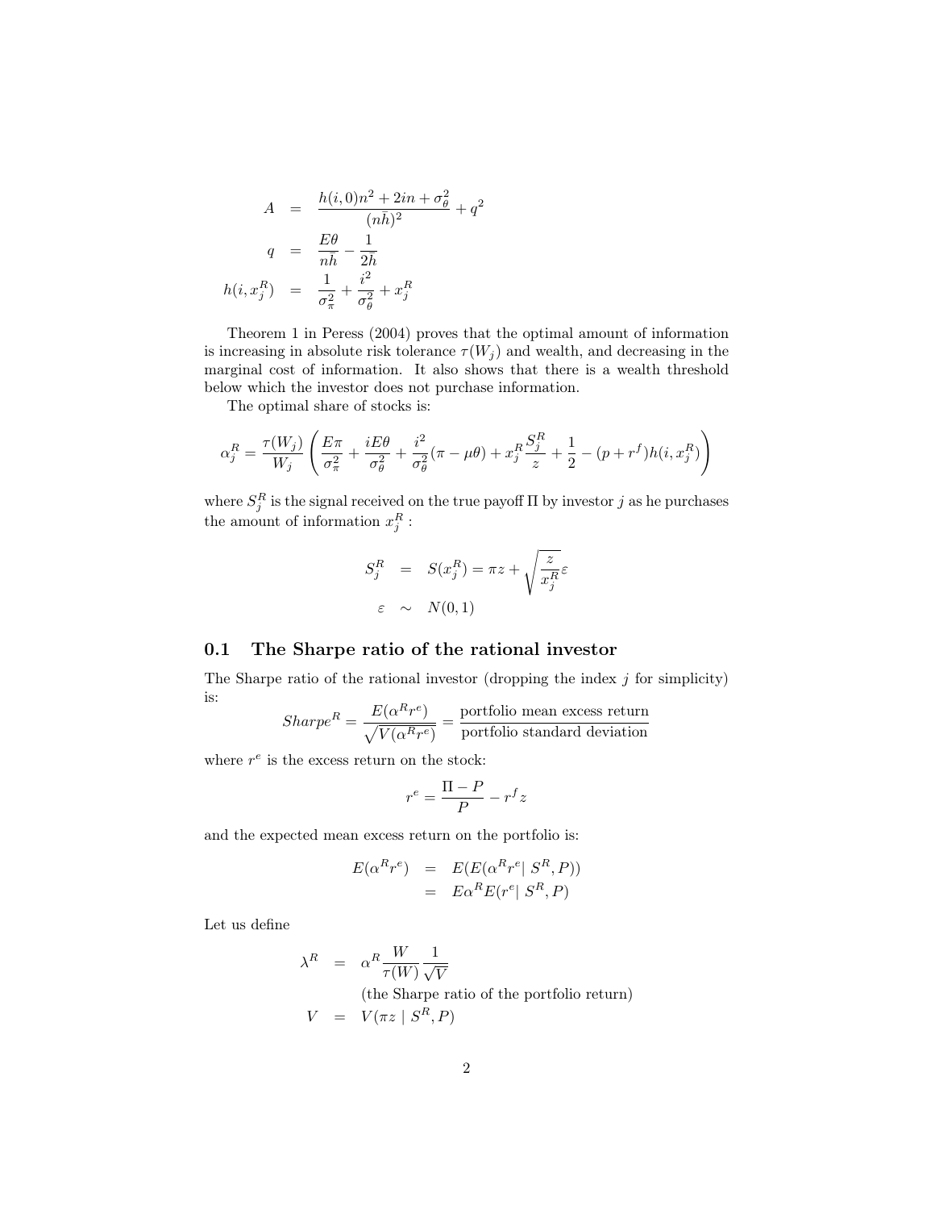$$
\begin{aligned}
A &= \frac{h(i,0)n^2 + 2in + \sigma_\theta^2}{(n\bar{h})^2} + q^2 \\
q &= \frac{E\theta}{n\bar{h}} - \frac{1}{2\bar{h}} \\
h(i, x_j^R) &= \frac{1}{\sigma_\pi^2} + \frac{i^2}{\sigma_\theta^2} + x_j^R
\end{aligned}
$$

Theorem 1 in Peress (2004) proves that the optimal amount of information is increasing in absolute risk tolerance $\tau(W_j)$ and wealth, and decreasing in the marginal cost of information. It also shows that there is a wealth threshold below which the investor does not purchase information.

The optimal share of stocks is:

$$
\alpha_j^R = \frac{\tau(W_j)}{W_j}\left(\frac{E\pi}{\sigma_\pi^2} + \frac{iE\theta}{\sigma_\theta^2} + \frac{i^2}{\sigma_\theta^2}(\pi - \mu\theta) + x_j^R\frac{S_j^R}{z} + \frac{1}{2} - (p + r^f)h(i, x_j^R)\right)
$$

where $S_j^R$ is the signal received on the true payoff $\Pi$ by investor $j$ as he purchases the amount of information $x_j^R$ :

$$
\begin{aligned}
S_j^R &= S(x_j^R) = \pi z + \sqrt{\frac{z}{x_j^R}}\varepsilon \\
\varepsilon &\sim N(0,1)
\end{aligned}
$$

## 0.1 The Sharpe ratio of the rational investor

The Sharpe ratio of the rational investor (dropping the index $j$ for simplicity) is:

$$
Sharpe^R = \frac{E(\alpha^R r^e)}{\sqrt{V(\alpha^R r^e)}} = \frac{\text{portfolio mean excess return}}{\text{portfolio standard deviation}}
$$

where $r^e$ is the excess return on the stock:

$$
r^e = \frac{\Pi - P}{P} - r^f z
$$

and the expected mean excess return on the portfolio is:

$$
\begin{aligned}
E(\alpha^R r^e) &= E(E(\alpha^R r^e | \; S^R, P)) \\
&= E\alpha^R E(r^e | \; S^R, P)
\end{aligned}
$$

Let us define

$$
\begin{aligned}
\lambda^R &= \alpha^R \frac{W}{\tau(W)} \frac{1}{\sqrt{V}} \\
&\quad \text{(the Sharpe ratio of the portfolio return)} \\
V &= V(\pi z \mid S^R, P)
\end{aligned}
$$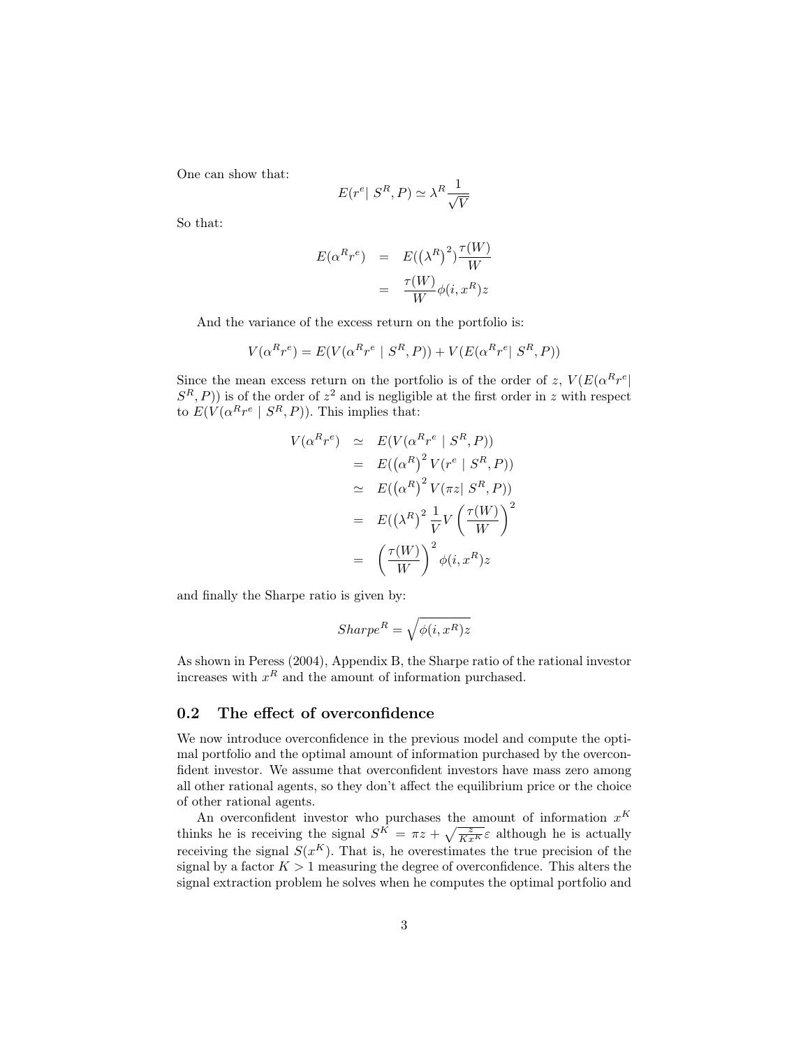One can show that:

$$E(r^e |\ S^R, P) \simeq \lambda^R \frac{1}{\sqrt{V}}$$

So that:

$$\begin{aligned}
E(\alpha^R r^e) &= E(\left(\lambda^R\right)^2)\frac{\tau(W)}{W} \\
&= \frac{\tau(W)}{W}\phi(i, x^R)z
\end{aligned}$$

And the variance of the excess return on the portfolio is:

$$V(\alpha^R r^e) = E(V(\alpha^R r^e \mid S^R, P)) + V(E(\alpha^R r^e |\ S^R, P))$$

Since the mean excess return on the portfolio is of the order of $z$, $V(E(\alpha^R r^e |\ S^R, P))$ is of the order of $z^2$ and is negligible at the first order in $z$ with respect to $E(V(\alpha^R r^e \mid S^R, P))$. This implies that:

$$\begin{aligned}
V(\alpha^R r^e) &\simeq E(V(\alpha^R r^e \mid S^R, P)) \\
&= E(\left(\alpha^R\right)^2 V(r^e \mid S^R, P)) \\
&\simeq E(\left(\alpha^R\right)^2 V(\pi z |\ S^R, P)) \\
&= E(\left(\lambda^R\right)^2 \frac{1}{V} V \left(\frac{\tau(W)}{W}\right)^2 \\
&= \left(\frac{\tau(W)}{W}\right)^2 \phi(i, x^R)z
\end{aligned}$$

and finally the Sharpe ratio is given by:

$$Sharpe^R = \sqrt{\phi(i, x^R)z}$$

As shown in Peress (2004), Appendix B, the Sharpe ratio of the rational investor increases with $x^R$ and the amount of information purchased.

## 0.2 The effect of overconfidence

We now introduce overconfidence in the previous model and compute the optimal portfolio and the optimal amount of information purchased by the overconfident investor. We assume that overconfident investors have mass zero among all other rational agents, so they don't affect the equilibrium price or the choice of other rational agents.

An overconfident investor who purchases the amount of information $x^K$ thinks he is receiving the signal $S^K = \pi z + \sqrt{\frac{z}{K x^K}}\varepsilon$ although he is actually receiving the signal $S(x^K)$. That is, he overestimates the true precision of the signal by a factor $K > 1$ measuring the degree of overconfidence. This alters the signal extraction problem he solves when he computes the optimal portfolio and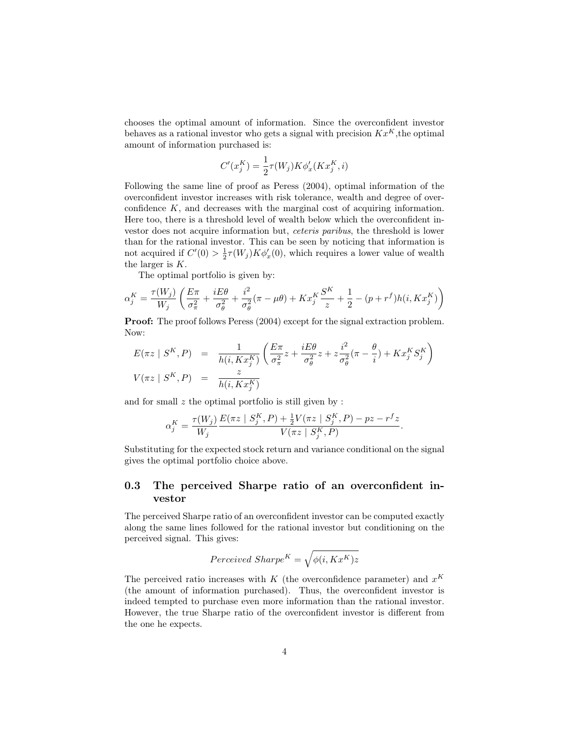chooses the optimal amount of information. Since the overconfident investor behaves as a rational investor who gets a signal with precision $Kx^K$,the optimal amount of information purchased is:

$$C'(x_j^K) = \frac{1}{2}\tau(W_j)K\phi'_x(Kx_j^K, i)$$

Following the same line of proof as Peress (2004), optimal information of the overconfident investor increases with risk tolerance, wealth and degree of overconfidence $K$, and decreases with the marginal cost of acquiring information. Here too, there is a threshold level of wealth below which the overconfident investor does not acquire information but, *ceteris paribus*, the threshold is lower than for the rational investor. This can be seen by noticing that information is not acquired if $C'(0) > \frac{1}{2}\tau(W_j)K\phi'_x(0)$, which requires a lower value of wealth the larger is $K$.

The optimal portfolio is given by:

$$\alpha_j^K = \frac{\tau(W_j)}{W_j}\left(\frac{E\pi}{\sigma_\pi^2} + \frac{iE\theta}{\sigma_\theta^2} + \frac{i^2}{\sigma_\theta^2}(\pi - \mu\theta) + Kx_j^K\frac{S^K}{z} + \frac{1}{2} - (p + r^f)h(i, Kx_j^K)\right)$$

**Proof:** The proof follows Peress (2004) except for the signal extraction problem. Now:

$$E(\pi z \mid S^K, P) = \frac{1}{h(i, Kx_j^K)}\left(\frac{E\pi}{\sigma_\pi^2}z + \frac{iE\theta}{\sigma_\theta^2}z + z\frac{i^2}{\sigma_\theta^2}(\pi - \frac{\theta}{i}) + Kx_j^K S_j^K\right)$$

$$V(\pi z \mid S^K, P) = \frac{z}{h(i, Kx_j^K)}$$

and for small $z$ the optimal portfolio is still given by :

$$\alpha_j^K = \frac{\tau(W_j)}{W_j}\frac{E(\pi z \mid S_j^K, P) + \frac{1}{2}V(\pi z \mid S_j^K, P) - pz - r^f z}{V(\pi z \mid S_j^K, P)}.$$

Substituting for the expected stock return and variance conditional on the signal gives the optimal portfolio choice above.

## 0.3 The perceived Sharpe ratio of an overconfident investor

The perceived Sharpe ratio of an overconfident investor can be computed exactly along the same lines followed for the rational investor but conditioning on the perceived signal. This gives:

$$Perceived\ Sharpe^K = \sqrt{\phi(i, Kx^K)z}$$

The perceived ratio increases with $K$ (the overconfidence parameter) and $x^K$ (the amount of information purchased). Thus, the overconfident investor is indeed tempted to purchase even more information than the rational investor. However, the true Sharpe ratio of the overconfident investor is different from the one he expects.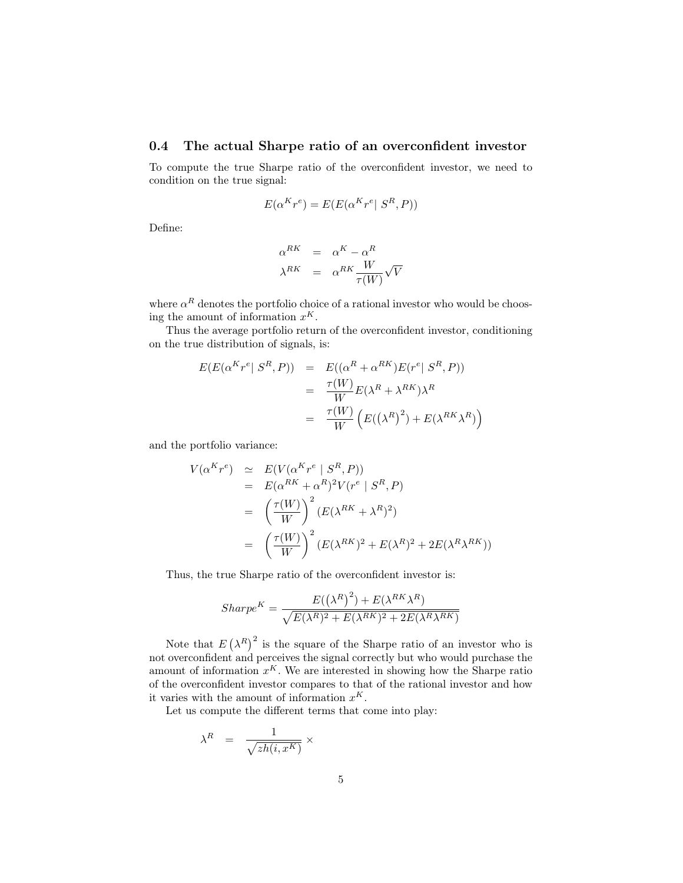## 0.4 The actual Sharpe ratio of an overconfident investor

To compute the true Sharpe ratio of the overconfident investor, we need to condition on the true signal:

$$E(\alpha^K r^e) = E(E(\alpha^K r^e |\ S^R, P))$$

Define:

$$\begin{aligned}
\alpha^{RK} &= \alpha^K - \alpha^R \\
\lambda^{RK} &= \alpha^{RK} \frac{W}{\tau(W)} \sqrt{V}
\end{aligned}$$

where $\alpha^R$ denotes the portfolio choice of a rational investor who would be choosing the amount of information $x^K$.

Thus the average portfolio return of the overconfident investor, conditioning on the true distribution of signals, is:

$$\begin{aligned}
E(E(\alpha^K r^e |\ S^R, P)) &= E((\alpha^R + \alpha^{RK}) E(r^e |\ S^R, P)) \\
&= \frac{\tau(W)}{W} E(\lambda^R + \lambda^{RK}) \lambda^R \\
&= \frac{\tau(W)}{W} \left( E((\lambda^R)^2) + E(\lambda^{RK} \lambda^R) \right)
\end{aligned}$$

and the portfolio variance:

$$\begin{aligned}
V(\alpha^K r^e) &\simeq E(V(\alpha^K r^e \mid S^R, P)) \\
&= E(\alpha^{RK} + \alpha^R)^2 V(r^e \mid S^R, P) \\
&= \left( \frac{\tau(W)}{W} \right)^2 (E(\lambda^{RK} + \lambda^R)^2) \\
&= \left( \frac{\tau(W)}{W} \right)^2 (E(\lambda^{RK})^2 + E(\lambda^R)^2 + 2E(\lambda^R \lambda^{RK}))
\end{aligned}$$

Thus, the true Sharpe ratio of the overconfident investor is:

$$Sharpe^K = \frac{E((\lambda^R)^2) + E(\lambda^{RK} \lambda^R)}{\sqrt{E(\lambda^R)^2 + E(\lambda^{RK})^2 + 2E(\lambda^R \lambda^{RK})}}$$

Note that $E(\lambda^R)^2$ is the square of the Sharpe ratio of an investor who is not overconfident and perceives the signal correctly but who would purchase the amount of information $x^K$. We are interested in showing how the Sharpe ratio of the overconfident investor compares to that of the rational investor and how it varies with the amount of information $x^K$.

Let us compute the different terms that come into play:

$$\lambda^R = \frac{1}{\sqrt{zh(i, x^K)}} \times$$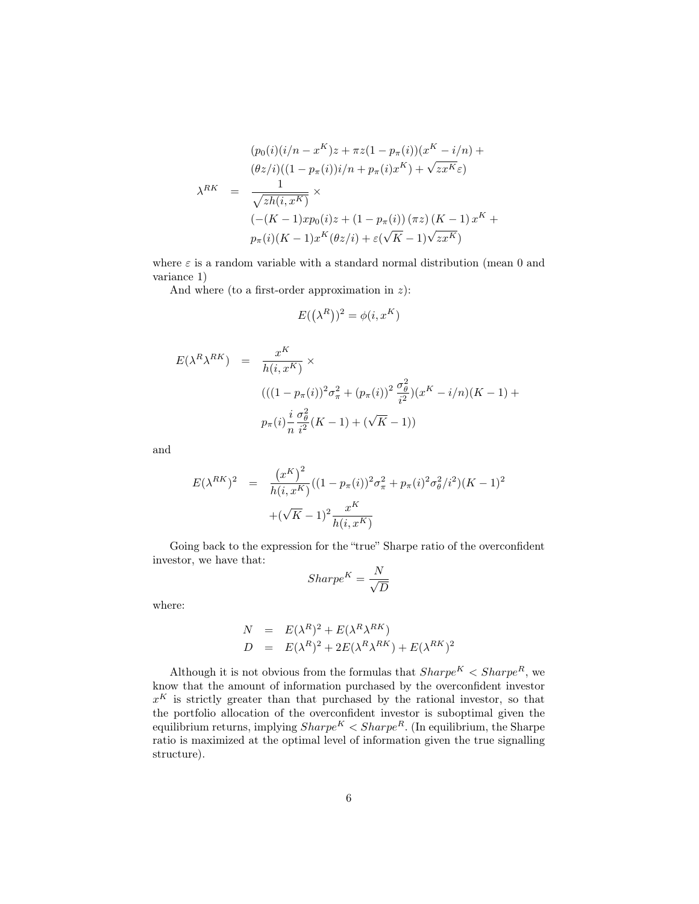$$
\begin{aligned}
& (p_0(i)(i/n - x^K)z + \pi z(1 - p_\pi(i))(x^K - i/n) + \\
& (\theta z/i)((1 - p_\pi(i))i/n + p_\pi(i)x^K) + \sqrt{zx^K}\varepsilon) \\
\lambda^{RK} \quad = \quad & \frac{1}{\sqrt{zh(i, x^K)}} \times \\
& (-(K-1)xp_0(i)z + (1 - p_\pi(i))(\pi z)(K-1)x^K + \\
& p_\pi(i)(K-1)x^K(\theta z/i) + \varepsilon(\sqrt{K} - 1)\sqrt{zx^K})
\end{aligned}
$$

where $\varepsilon$ is a random variable with a standard normal distribution (mean 0 and variance 1)

And where (to a first-order approximation in $z$):

$$E\big((\lambda^R)\big)^2 = \phi(i, x^K)$$

$$
\begin{aligned}
E(\lambda^R \lambda^{RK}) \quad = \quad & \frac{x^K}{h(i, x^K)} \times \\
& (((1 - p_\pi(i))^2 \sigma_\pi^2 + (p_\pi(i))^2 \frac{\sigma_\theta^2}{i^2})(x^K - i/n)(K-1) + \\
& p_\pi(i)\frac{i}{n}\frac{\sigma_\theta^2}{i^2}(K-1) + (\sqrt{K} - 1))
\end{aligned}
$$

and

$$
\begin{aligned}
E(\lambda^{RK})^2 \quad = \quad & \frac{\left(x^K\right)^2}{h(i, x^K)}((1 - p_\pi(i))^2\sigma_\pi^2 + p_\pi(i)^2\sigma_\theta^2/i^2)(K-1)^2 \\
& + (\sqrt{K} - 1)^2 \frac{x^K}{h(i, x^K)}
\end{aligned}
$$

Going back to the expression for the "true" Sharpe ratio of the overconfident investor, we have that:

$$Sharpe^K = \frac{N}{\sqrt{D}}$$

where:

$$
\begin{aligned}
N &= E(\lambda^R)^2 + E(\lambda^R \lambda^{RK}) \\
D &= E(\lambda^R)^2 + 2E(\lambda^R \lambda^{RK}) + E(\lambda^{RK})^2
\end{aligned}
$$

Although it is not obvious from the formulas that $Sharpe^K < Sharpe^R$, we know that the amount of information purchased by the overconfident investor $x^K$ is strictly greater than that purchased by the rational investor, so that the portfolio allocation of the overconfident investor is suboptimal given the equilibrium returns, implying $Sharpe^K < Sharpe^R$. (In equilibrium, the Sharpe ratio is maximized at the optimal level of information given the true signalling structure).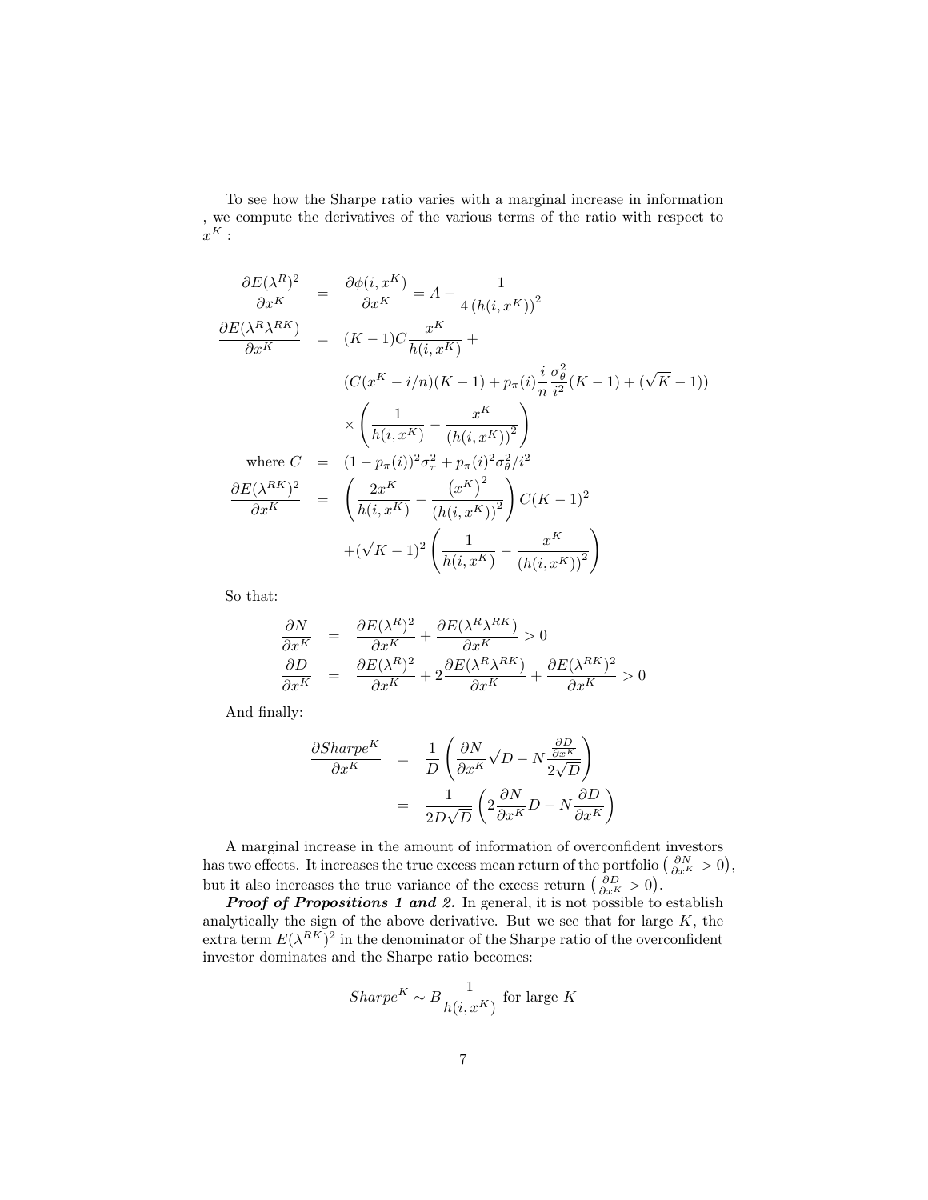To see how the Sharpe ratio varies with a marginal increase in information , we compute the derivatives of the various terms of the ratio with respect to $x^K$ :

$$
\begin{aligned}
\frac{\partial E(\lambda^R)^2}{\partial x^K} &= \frac{\partial \phi(i,x^K)}{\partial x^K} = A - \frac{1}{4\left(h(i,x^K)\right)^2} \\
\frac{\partial E(\lambda^R \lambda^{RK})}{\partial x^K} &= (K-1)C\frac{x^K}{h(i,x^K)} + \\
& \quad (C(x^K - i/n)(K-1) + p_\pi(i)\frac{i}{n}\frac{\sigma_\theta^2}{i^2}(K-1) + (\sqrt{K}-1)) \\
& \quad \times \left( \frac{1}{h(i,x^K)} - \frac{x^K}{\left(h(i,x^K)\right)^2} \right) \\
\text{where } C &= (1-p_\pi(i))^2\sigma_\pi^2 + p_\pi(i)^2\sigma_\theta^2/i^2 \\
\frac{\partial E(\lambda^{RK})^2}{\partial x^K} &= \left( \frac{2x^K}{h(i,x^K)} - \frac{\left(x^K\right)^2}{\left(h(i,x^K)\right)^2} \right) C(K-1)^2 \\
& \quad + (\sqrt{K}-1)^2 \left( \frac{1}{h(i,x^K)} - \frac{x^K}{\left(h(i,x^K)\right)^2} \right)
\end{aligned}
$$

So that:

$$
\begin{aligned}
\frac{\partial N}{\partial x^K} &= \frac{\partial E(\lambda^R)^2}{\partial x^K} + \frac{\partial E(\lambda^R \lambda^{RK})}{\partial x^K} > 0 \\
\frac{\partial D}{\partial x^K} &= \frac{\partial E(\lambda^R)^2}{\partial x^K} + 2\frac{\partial E(\lambda^R \lambda^{RK})}{\partial x^K} + \frac{\partial E(\lambda^{RK})^2}{\partial x^K} > 0
\end{aligned}
$$

And finally:

$$
\begin{aligned}
\frac{\partial Sharpe^K}{\partial x^K} &= \frac{1}{D}\left( \frac{\partial N}{\partial x^K}\sqrt{D} - N\frac{\frac{\partial D}{\partial x^K}}{2\sqrt{D}} \right) \\
&= \frac{1}{2D\sqrt{D}}\left( 2\frac{\partial N}{\partial x^K}D - N\frac{\partial D}{\partial x^K} \right)
\end{aligned}
$$

A marginal increase in the amount of information of overconfident investors has two effects. It increases the true excess mean return of the portfolio $\left(\frac{\partial N}{\partial x^K} > 0\right)$, but it also increases the true variance of the excess return $\left(\frac{\partial D}{\partial x^K} > 0\right)$.

***Proof of Propositions 1 and 2.*** In general, it is not possible to establish analytically the sign of the above derivative. But we see that for large $K$, the extra term $E(\lambda^{RK})^2$ in the denominator of the Sharpe ratio of the overconfident investor dominates and the Sharpe ratio becomes:

$$
Sharpe^K \sim B\frac{1}{h(i,x^K)} \text{ for large } K
$$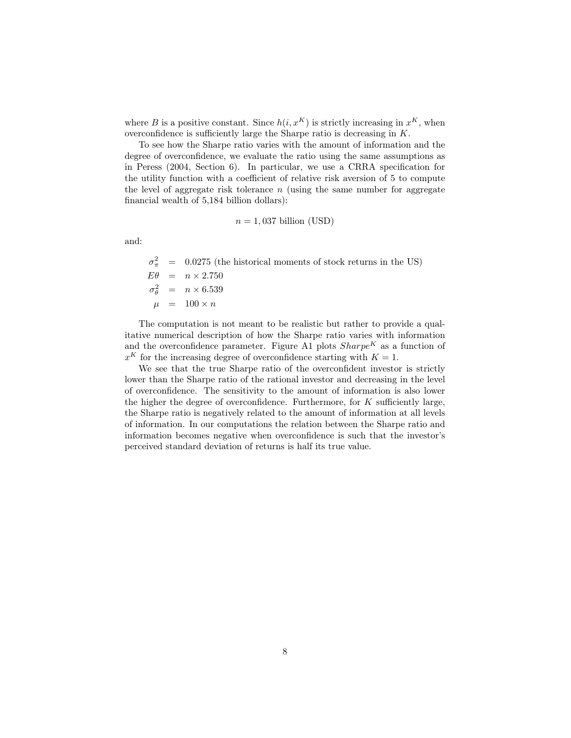where $B$ is a positive constant. Since $h(i, x^K)$ is strictly increasing in $x^K$, when overconfidence is sufficiently large the Sharpe ratio is decreasing in $K$.

To see how the Sharpe ratio varies with the amount of information and the degree of overconfidence, we evaluate the ratio using the same assumptions as in Peress (2004, Section 6). In particular, we use a CRRA specification for the utility function with a coefficient of relative risk aversion of 5 to compute the level of aggregate risk tolerance $n$ (using the same number for aggregate financial wealth of 5,184 billion dollars):

$$n = 1,037 \text{ billion (USD)}$$

and:

$$\begin{aligned}
\sigma_\pi^2 &= 0.0275 \text{ (the historical moments of stock returns in the US)} \\
E\theta &= n \times 2.750 \\
\sigma_\theta^2 &= n \times 6.539 \\
\mu &= 100 \times n
\end{aligned}$$

The computation is not meant to be realistic but rather to provide a qualitative numerical description of how the Sharpe ratio varies with information and the overconfidence parameter. Figure A1 plots $Sharpe^K$ as a function of $x^K$ for the increasing degree of overconfidence starting with $K = 1$.

We see that the true Sharpe ratio of the overconfident investor is strictly lower than the Sharpe ratio of the rational investor and decreasing in the level of overconfidence. The sensitivity to the amount of information is also lower the higher the degree of overconfidence. Furthermore, for $K$ sufficiently large, the Sharpe ratio is negatively related to the amount of information at all levels of information. In our computations the relation between the Sharpe ratio and information becomes negative when overconfidence is such that the investor's perceived standard deviation of returns is half its true value.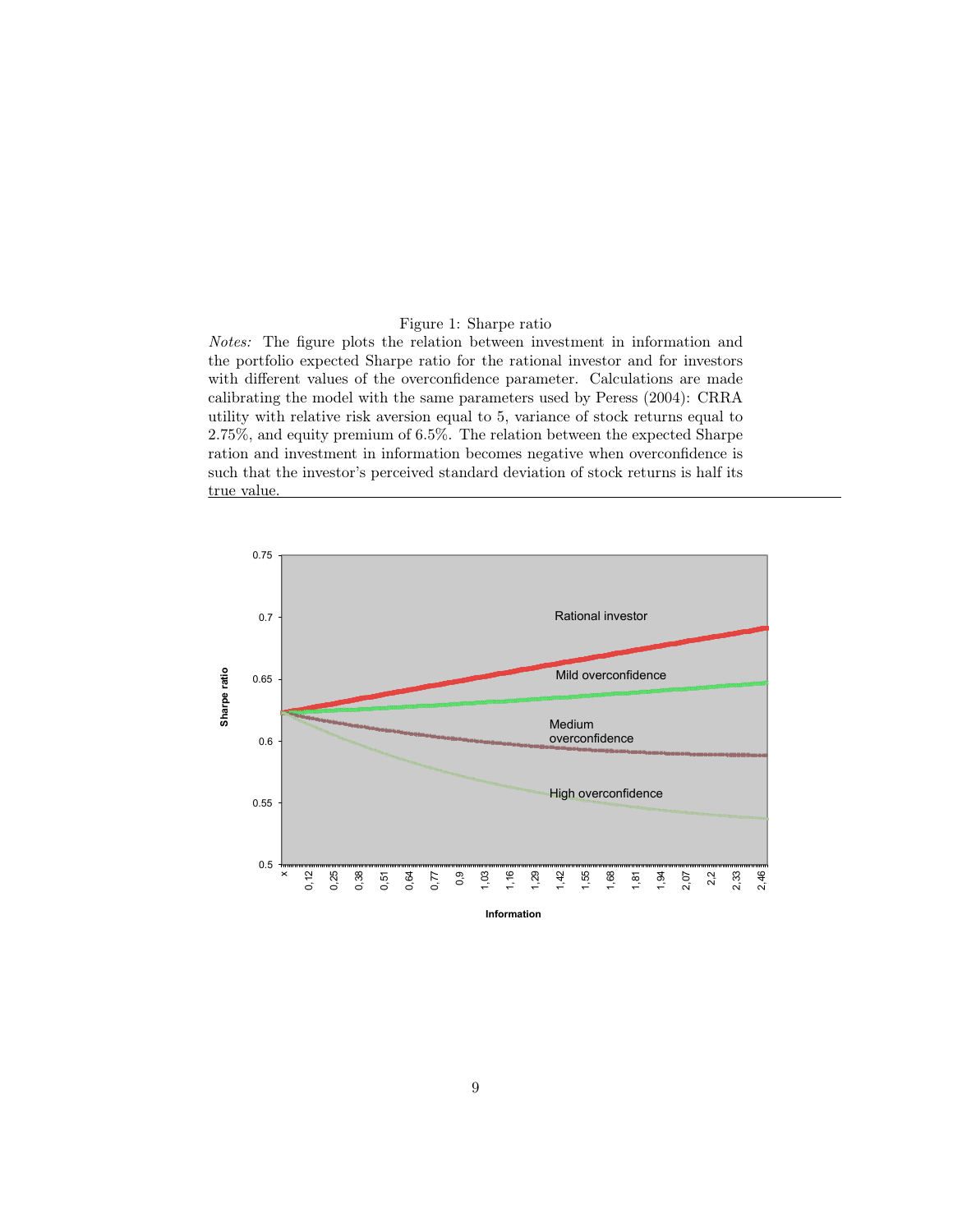Figure 1: Sharpe ratio

*Notes:* The figure plots the relation between investment in information and the portfolio expected Sharpe ratio for the rational investor and for investors with different values of the overconfidence parameter. Calculations are made calibrating the model with the same parameters used by Peress (2004): CRRA utility with relative risk aversion equal to 5, variance of stock returns equal to 2.75%, and equity premium of 6.5%. The relation between the expected Sharpe ration and investment in information becomes negative when overconfidence is such that the investor's perceived standard deviation of stock returns is half its true value.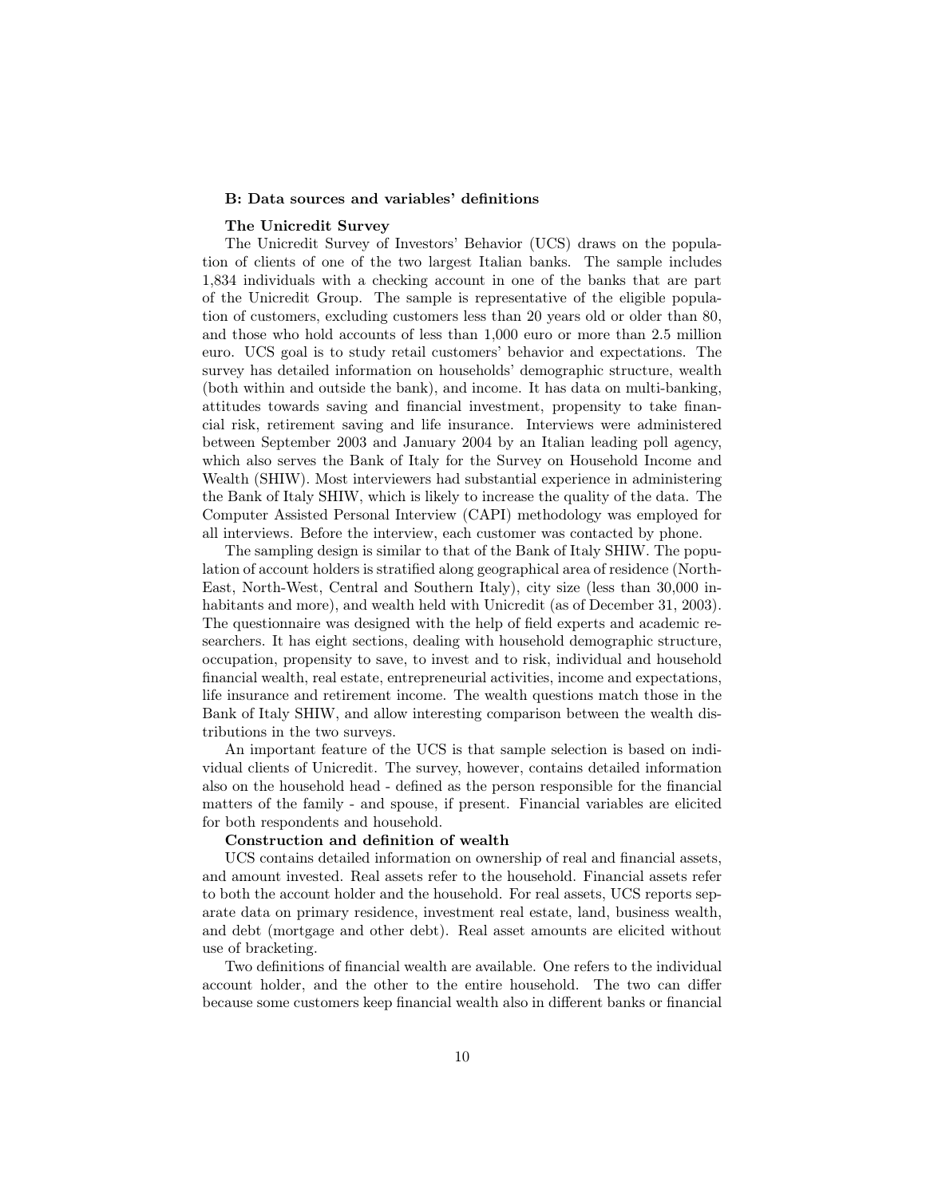### B: Data sources and variables' definitions

#### The Unicredit Survey

The Unicredit Survey of Investors' Behavior (UCS) draws on the population of clients of one of the two largest Italian banks. The sample includes 1,834 individuals with a checking account in one of the banks that are part of the Unicredit Group. The sample is representative of the eligible population of customers, excluding customers less than 20 years old or older than 80, and those who hold accounts of less than 1,000 euro or more than 2.5 million euro. UCS goal is to study retail customers' behavior and expectations. The survey has detailed information on households' demographic structure, wealth (both within and outside the bank), and income. It has data on multi-banking, attitudes towards saving and financial investment, propensity to take financial risk, retirement saving and life insurance. Interviews were administered between September 2003 and January 2004 by an Italian leading poll agency, which also serves the Bank of Italy for the Survey on Household Income and Wealth (SHIW). Most interviewers had substantial experience in administering the Bank of Italy SHIW, which is likely to increase the quality of the data. The Computer Assisted Personal Interview (CAPI) methodology was employed for all interviews. Before the interview, each customer was contacted by phone.

The sampling design is similar to that of the Bank of Italy SHIW. The population of account holders is stratified along geographical area of residence (North-East, North-West, Central and Southern Italy), city size (less than 30,000 inhabitants and more), and wealth held with Unicredit (as of December 31, 2003). The questionnaire was designed with the help of field experts and academic researchers. It has eight sections, dealing with household demographic structure, occupation, propensity to save, to invest and to risk, individual and household financial wealth, real estate, entrepreneurial activities, income and expectations, life insurance and retirement income. The wealth questions match those in the Bank of Italy SHIW, and allow interesting comparison between the wealth distributions in the two surveys.

An important feature of the UCS is that sample selection is based on individual clients of Unicredit. The survey, however, contains detailed information also on the household head - defined as the person responsible for the financial matters of the family - and spouse, if present. Financial variables are elicited for both respondents and household.

#### Construction and definition of wealth

UCS contains detailed information on ownership of real and financial assets, and amount invested. Real assets refer to the household. Financial assets refer to both the account holder and the household. For real assets, UCS reports separate data on primary residence, investment real estate, land, business wealth, and debt (mortgage and other debt). Real asset amounts are elicited without use of bracketing.

Two definitions of financial wealth are available. One refers to the individual account holder, and the other to the entire household. The two can differ because some customers keep financial wealth also in different banks or financial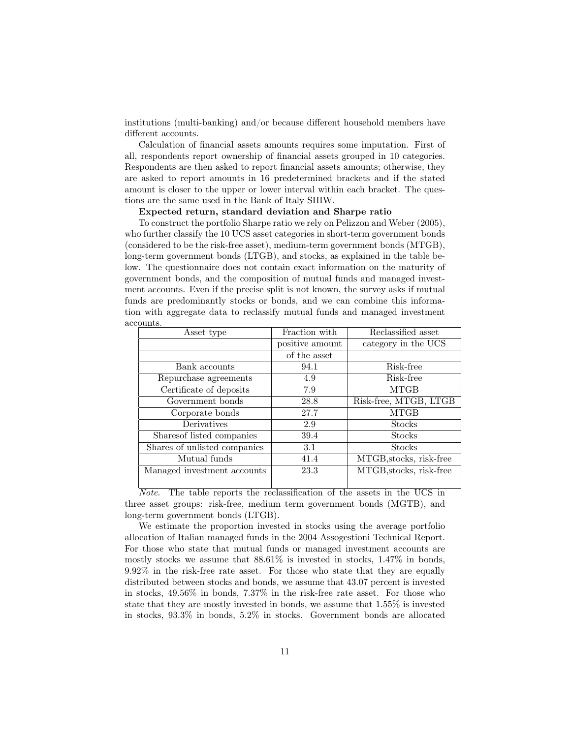institutions (multi-banking) and/or because different household members have different accounts.

Calculation of financial assets amounts requires some imputation. First of all, respondents report ownership of financial assets grouped in 10 categories. Respondents are then asked to report financial assets amounts; otherwise, they are asked to report amounts in 16 predetermined brackets and if the stated amount is closer to the upper or lower interval within each bracket. The questions are the same used in the Bank of Italy SHIW.

**Expected return, standard deviation and Sharpe ratio**

To construct the portfolio Sharpe ratio we rely on Pelizzon and Weber (2005), who further classify the 10 UCS asset categories in short-term government bonds (considered to be the risk-free asset), medium-term government bonds (MTGB), long-term government bonds (LTGB), and stocks, as explained in the table below. The questionnaire does not contain exact information on the maturity of government bonds, and the composition of mutual funds and managed investment accounts. Even if the precise split is not known, the survey asks if mutual funds are predominantly stocks or bonds, and we can combine this information with aggregate data to reclassify mutual funds and managed investment accounts.

| Asset type | Fraction with positive amount of the asset | Reclassified asset category in the UCS |
|---|---|---|
| Bank accounts | 94.1 | Risk-free |
| Repurchase agreements | 4.9 | Risk-free |
| Certificate of deposits | 7.9 | MTGB |
| Government bonds | 28.8 | Risk-free, MTGB, LTGB |
| Corporate bonds | 27.7 | MTGB |
| Derivatives | 2.9 | Stocks |
| Sharesof listed companies | 39.4 | Stocks |
| Shares of unlisted companies | 3.1 | Stocks |
| Mutual funds | 41.4 | MTGB,stocks, risk-free |
| Managed investment accounts | 23.3 | MTGB,stocks, risk-free |
| | | |

*Note*. The table reports the reclassification of the assets in the UCS in three asset groups: risk-free, medium term government bonds (MGTB), and long-term government bonds (LTGB).

We estimate the proportion invested in stocks using the average portfolio allocation of Italian managed funds in the 2004 Assogestioni Technical Report. For those who state that mutual funds or managed investment accounts are mostly stocks we assume that 88.61% is invested in stocks, 1.47% in bonds, 9.92% in the risk-free rate asset. For those who state that they are equally distributed between stocks and bonds, we assume that 43.07 percent is invested in stocks, 49.56% in bonds, 7.37% in the risk-free rate asset. For those who state that they are mostly invested in bonds, we assume that 1.55% is invested in stocks, 93.3% in bonds, 5.2% in stocks. Government bonds are allocated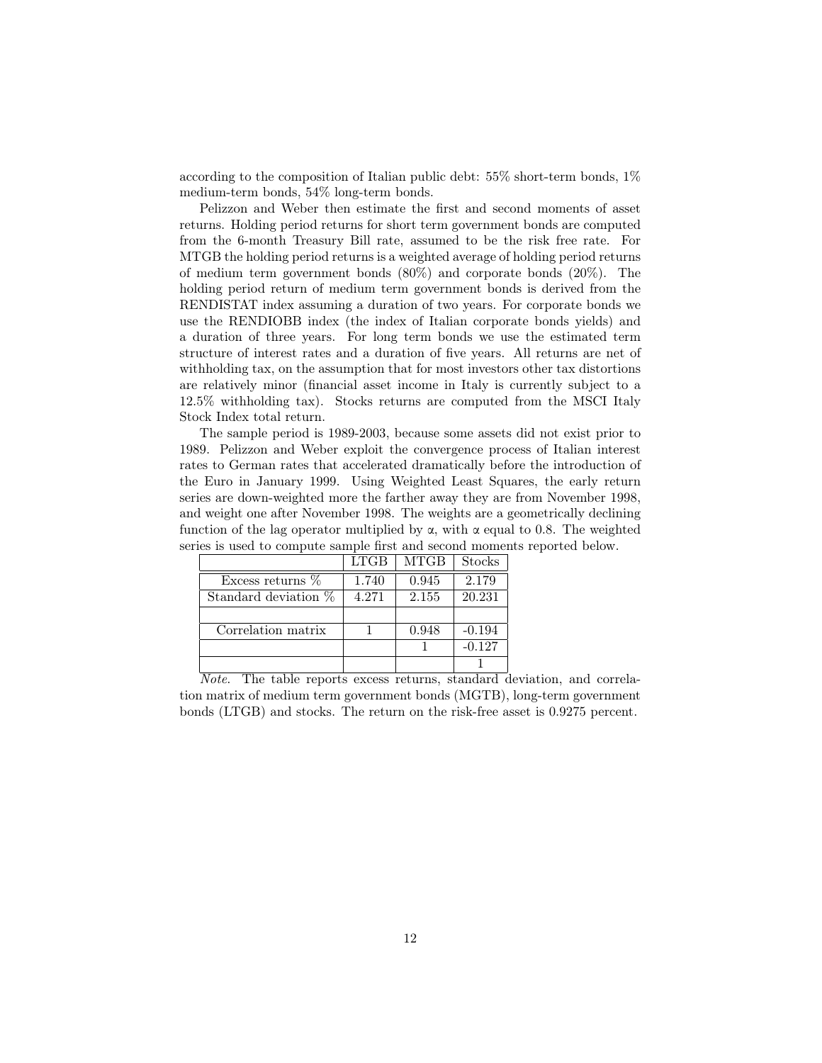according to the composition of Italian public debt: 55% short-term bonds, 1% medium-term bonds, 54% long-term bonds.

Pelizzon and Weber then estimate the first and second moments of asset returns. Holding period returns for short term government bonds are computed from the 6-month Treasury Bill rate, assumed to be the risk free rate. For MTGB the holding period returns is a weighted average of holding period returns of medium term government bonds (80%) and corporate bonds (20%). The holding period return of medium term government bonds is derived from the RENDISTAT index assuming a duration of two years. For corporate bonds we use the RENDIOBB index (the index of Italian corporate bonds yields) and a duration of three years. For long term bonds we use the estimated term structure of interest rates and a duration of five years. All returns are net of withholding tax, on the assumption that for most investors other tax distortions are relatively minor (financial asset income in Italy is currently subject to a 12.5% withholding tax). Stocks returns are computed from the MSCI Italy Stock Index total return.

The sample period is 1989-2003, because some assets did not exist prior to 1989. Pelizzon and Weber exploit the convergence process of Italian interest rates to German rates that accelerated dramatically before the introduction of the Euro in January 1999. Using Weighted Least Squares, the early return series are down-weighted more the farther away they are from November 1998, and weight one after November 1998. The weights are a geometrically declining function of the lag operator multiplied by $\alpha$, with $\alpha$ equal to 0.8. The weighted series is used to compute sample first and second moments reported below.

| | LTGB | MTGB | Stocks |
|---|---|---|---|
| Excess returns % | 1.740 | 0.945 | 2.179 |
| Standard deviation % | 4.271 | 2.155 | 20.231 |
| | | | |
| Correlation matrix | 1 | 0.948 | -0.194 |
| | | 1 | -0.127 |
| | | | 1 |

*Note*. The table reports excess returns, standard deviation, and correlation matrix of medium term government bonds (MGTB), long-term government bonds (LTGB) and stocks. The return on the risk-free asset is 0.9275 percent.